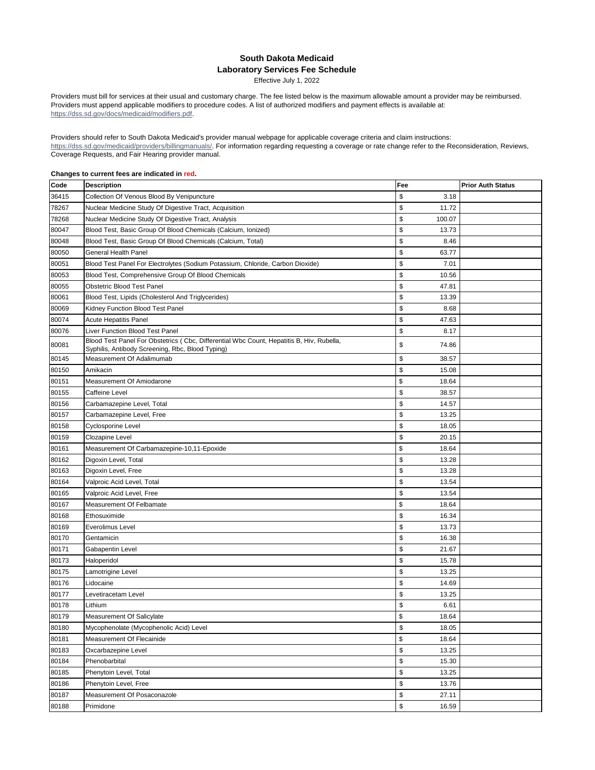## South Dakota Medicaid
## Laboratory Services Fee Schedule

Effective July 1, 2022

Providers must bill for services at their usual and customary charge. The fee listed below is the maximum allowable amount a provider may be reimbursed. Providers must append applicable modifiers to procedure codes. A list of authorized modifiers and payment effects is available at: https://dss.sd.gov/docs/medicaid/modifiers.pdf.

Providers should refer to South Dakota Medicaid's provider manual webpage for applicable coverage criteria and claim instructions: https://dss.sd.gov/medicaid/providers/billingmanuals/. For information regarding requesting a coverage or rate change refer to the Reconsideration, Reviews, Coverage Requests, and Fair Hearing provider manual.

**Changes to current fees are indicated in red.**

| Code | Description | Fee | Prior Auth Status |
|---|---|---|---|
| 36415 | Collection Of Venous Blood By Venipuncture | $ 3.18 | |
| 78267 | Nuclear Medicine Study Of Digestive Tract, Acquisition | $ 11.72 | |
| 78268 | Nuclear Medicine Study Of Digestive Tract, Analysis | $ 100.07 | |
| 80047 | Blood Test, Basic Group Of Blood Chemicals (Calcium, Ionized) | $ 13.73 | |
| 80048 | Blood Test, Basic Group Of Blood Chemicals (Calcium, Total) | $ 8.46 | |
| 80050 | General Health Panel | $ 63.77 | |
| 80051 | Blood Test Panel For Electrolytes (Sodium Potassium, Chloride, Carbon Dioxide) | $ 7.01 | |
| 80053 | Blood Test, Comprehensive Group Of Blood Chemicals | $ 10.56 | |
| 80055 | Obstetric Blood Test Panel | $ 47.81 | |
| 80061 | Blood Test, Lipids (Cholesterol And Triglycerides) | $ 13.39 | |
| 80069 | Kidney Function Blood Test Panel | $ 8.68 | |
| 80074 | Acute Hepatitis Panel | $ 47.63 | |
| 80076 | Liver Function Blood Test Panel | $ 8.17 | |
| 80081 | Blood Test Panel For Obstetrics ( Cbc, Differential Wbc Count, Hepatitis B, Hiv, Rubella, Syphilis, Antibody Screening, Rbc, Blood Typing) | $ 74.86 | |
| 80145 | Measurement Of Adalimumab | $ 38.57 | |
| 80150 | Amikacin | $ 15.08 | |
| 80151 | Measurement Of Amiodarone | $ 18.64 | |
| 80155 | Caffeine Level | $ 38.57 | |
| 80156 | Carbamazepine Level, Total | $ 14.57 | |
| 80157 | Carbamazepine Level, Free | $ 13.25 | |
| 80158 | Cyclosporine Level | $ 18.05 | |
| 80159 | Clozapine Level | $ 20.15 | |
| 80161 | Measurement Of Carbamazepine-10,11-Epoxide | $ 18.64 | |
| 80162 | Digoxin Level, Total | $ 13.28 | |
| 80163 | Digoxin Level, Free | $ 13.28 | |
| 80164 | Valproic Acid Level, Total | $ 13.54 | |
| 80165 | Valproic Acid Level, Free | $ 13.54 | |
| 80167 | Measurement Of Felbamate | $ 18.64 | |
| 80168 | Ethosuximide | $ 16.34 | |
| 80169 | Everolimus Level | $ 13.73 | |
| 80170 | Gentamicin | $ 16.38 | |
| 80171 | Gabapentin Level | $ 21.67 | |
| 80173 | Haloperidol | $ 15.78 | |
| 80175 | Lamotrigine Level | $ 13.25 | |
| 80176 | Lidocaine | $ 14.69 | |
| 80177 | Levetiracetam Level | $ 13.25 | |
| 80178 | Lithium | $ 6.61 | |
| 80179 | Measurement Of Salicylate | $ 18.64 | |
| 80180 | Mycophenolate (Mycophenolic Acid) Level | $ 18.05 | |
| 80181 | Measurement Of Flecainide | $ 18.64 | |
| 80183 | Oxcarbazepine Level | $ 13.25 | |
| 80184 | Phenobarbital | $ 15.30 | |
| 80185 | Phenytoin Level, Total | $ 13.25 | |
| 80186 | Phenytoin Level, Free | $ 13.76 | |
| 80187 | Measurement Of Posaconazole | $ 27.11 | |
| 80188 | Primidone | $ 16.59 | |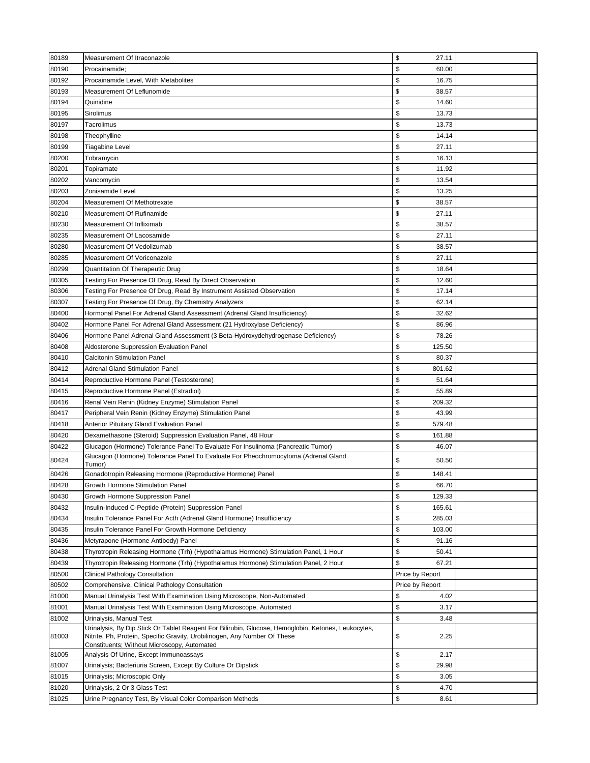| | | | |
|---|---|---|---|
| 80189 | Measurement Of Itraconazole | $ 27.11 | |
| 80190 | Procainamide; | $ 60.00 | |
| 80192 | Procainamide Level, With Metabolites | $ 16.75 | |
| 80193 | Measurement Of Leflunomide | $ 38.57 | |
| 80194 | Quinidine | $ 14.60 | |
| 80195 | Sirolimus | $ 13.73 | |
| 80197 | Tacrolimus | $ 13.73 | |
| 80198 | Theophylline | $ 14.14 | |
| 80199 | Tiagabine Level | $ 27.11 | |
| 80200 | Tobramycin | $ 16.13 | |
| 80201 | Topiramate | $ 11.92 | |
| 80202 | Vancomycin | $ 13.54 | |
| 80203 | Zonisamide Level | $ 13.25 | |
| 80204 | Measurement Of Methotrexate | $ 38.57 | |
| 80210 | Measurement Of Rufinamide | $ 27.11 | |
| 80230 | Measurement Of Infliximab | $ 38.57 | |
| 80235 | Measurement Of Lacosamide | $ 27.11 | |
| 80280 | Measurement Of Vedolizumab | $ 38.57 | |
| 80285 | Measurement Of Voriconazole | $ 27.11 | |
| 80299 | Quantitation Of Therapeutic Drug | $ 18.64 | |
| 80305 | Testing For Presence Of Drug, Read By Direct Observation | $ 12.60 | |
| 80306 | Testing For Presence Of Drug, Read By Instrument Assisted Observation | $ 17.14 | |
| 80307 | Testing For Presence Of Drug, By Chemistry Analyzers | $ 62.14 | |
| 80400 | Hormonal Panel For Adrenal Gland Assessment (Adrenal Gland Insufficiency) | $ 32.62 | |
| 80402 | Hormone Panel For Adrenal Gland Assessment (21 Hydroxylase Deficiency) | $ 86.96 | |
| 80406 | Hormone Panel Adrenal Gland Assessment (3 Beta-Hydroxydehydrogenase Deficiency) | $ 78.26 | |
| 80408 | Aldosterone Suppression Evaluation Panel | $ 125.50 | |
| 80410 | Calcitonin Stimulation Panel | $ 80.37 | |
| 80412 | Adrenal Gland Stimulation Panel | $ 801.62 | |
| 80414 | Reproductive Hormone Panel (Testosterone) | $ 51.64 | |
| 80415 | Reproductive Hormone Panel (Estradiol) | $ 55.89 | |
| 80416 | Renal Vein Renin (Kidney Enzyme) Stimulation Panel | $ 209.32 | |
| 80417 | Peripheral Vein Renin (Kidney Enzyme) Stimulation Panel | $ 43.99 | |
| 80418 | Anterior Pituitary Gland Evaluation Panel | $ 579.48 | |
| 80420 | Dexamethasone (Steroid) Suppression Evaluation Panel, 48 Hour | $ 161.88 | |
| 80422 | Glucagon (Hormone) Tolerance Panel To Evaluate For Insulinoma (Pancreatic Tumor) | $ 46.07 | |
| 80424 | Glucagon (Hormone) Tolerance Panel To Evaluate For Pheochromocytoma (Adrenal Gland Tumor) | $ 50.50 | |
| 80426 | Gonadotropin Releasing Hormone (Reproductive Hormone) Panel | $ 148.41 | |
| 80428 | Growth Hormone Stimulation Panel | $ 66.70 | |
| 80430 | Growth Hormone Suppression Panel | $ 129.33 | |
| 80432 | Insulin-Induced C-Peptide (Protein) Suppression Panel | $ 165.61 | |
| 80434 | Insulin Tolerance Panel For Acth (Adrenal Gland Hormone) Insufficiency | $ 285.03 | |
| 80435 | Insulin Tolerance Panel For Growth Hormone Deficiency | $ 103.00 | |
| 80436 | Metyrapone (Hormone Antibody) Panel | $ 91.16 | |
| 80438 | Thyrotropin Releasing Hormone (Trh) (Hypothalamus Hormone) Stimulation Panel, 1 Hour | $ 50.41 | |
| 80439 | Thyrotropin Releasing Hormone (Trh) (Hypothalamus Hormone) Stimulation Panel, 2 Hour | $ 67.21 | |
| 80500 | Clinical Pathology Consultation | Price by Report | |
| 80502 | Comprehensive, Clinical Pathology Consultation | Price by Report | |
| 81000 | Manual Urinalysis Test With Examination Using Microscope, Non-Automated | $ 4.02 | |
| 81001 | Manual Urinalysis Test With Examination Using Microscope, Automated | $ 3.17 | |
| 81002 | Urinalysis, Manual Test | $ 3.48 | |
| 81003 | Urinalysis, By Dip Stick Or Tablet Reagent For Bilirubin, Glucose, Hemoglobin, Ketones, Leukocytes, Nitrite, Ph, Protein, Specific Gravity, Urobilinogen, Any Number Of These Constituents; Without Microscopy, Automated | $ 2.25 | |
| 81005 | Analysis Of Urine, Except Immunoassays | $ 2.17 | |
| 81007 | Urinalysis; Bacteriuria Screen, Except By Culture Or Dipstick | $ 29.98 | |
| 81015 | Urinalysis; Microscopic Only | $ 3.05 | |
| 81020 | Urinalysis, 2 Or 3 Glass Test | $ 4.70 | |
| 81025 | Urine Pregnancy Test, By Visual Color Comparison Methods | $ 8.61 | |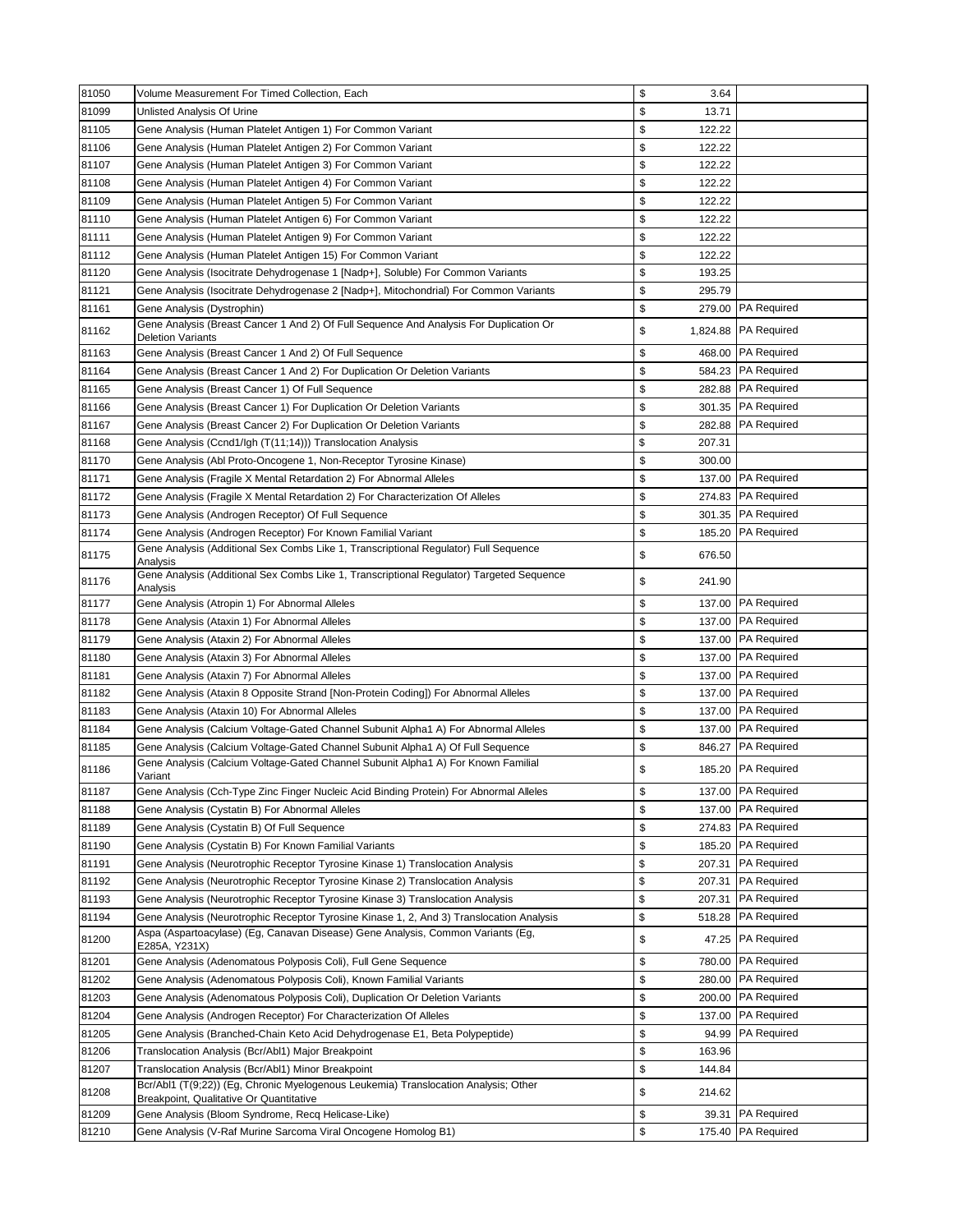| 81050 | Volume Measurement For Timed Collection, Each | $ | 3.64 | |
|---|---|---|---|---|
| 81099 | Unlisted Analysis Of Urine | $ | 13.71 | |
| 81105 | Gene Analysis (Human Platelet Antigen 1) For Common Variant | $ | 122.22 | |
| 81106 | Gene Analysis (Human Platelet Antigen 2) For Common Variant | $ | 122.22 | |
| 81107 | Gene Analysis (Human Platelet Antigen 3) For Common Variant | $ | 122.22 | |
| 81108 | Gene Analysis (Human Platelet Antigen 4) For Common Variant | $ | 122.22 | |
| 81109 | Gene Analysis (Human Platelet Antigen 5) For Common Variant | $ | 122.22 | |
| 81110 | Gene Analysis (Human Platelet Antigen 6) For Common Variant | $ | 122.22 | |
| 81111 | Gene Analysis (Human Platelet Antigen 9) For Common Variant | $ | 122.22 | |
| 81112 | Gene Analysis (Human Platelet Antigen 15) For Common Variant | $ | 122.22 | |
| 81120 | Gene Analysis (Isocitrate Dehydrogenase 1 [Nadp+], Soluble) For Common Variants | $ | 193.25 | |
| 81121 | Gene Analysis (Isocitrate Dehydrogenase 2 [Nadp+], Mitochondrial) For Common Variants | $ | 295.79 | |
| 81161 | Gene Analysis (Dystrophin) | $ | 279.00 | PA Required |
| 81162 | Gene Analysis (Breast Cancer 1 And 2) Of Full Sequence And Analysis For Duplication Or Deletion Variants | $ | 1,824.88 | PA Required |
| 81163 | Gene Analysis (Breast Cancer 1 And 2) Of Full Sequence | $ | 468.00 | PA Required |
| 81164 | Gene Analysis (Breast Cancer 1 And 2) For Duplication Or Deletion Variants | $ | 584.23 | PA Required |
| 81165 | Gene Analysis (Breast Cancer 1) Of Full Sequence | $ | 282.88 | PA Required |
| 81166 | Gene Analysis (Breast Cancer 1) For Duplication Or Deletion Variants | $ | 301.35 | PA Required |
| 81167 | Gene Analysis (Breast Cancer 2) For Duplication Or Deletion Variants | $ | 282.88 | PA Required |
| 81168 | Gene Analysis (Ccnd1/Igh (T(11;14))) Translocation Analysis | $ | 207.31 | |
| 81170 | Gene Analysis (Abl Proto-Oncogene 1, Non-Receptor Tyrosine Kinase) | $ | 300.00 | |
| 81171 | Gene Analysis (Fragile X Mental Retardation 2) For Abnormal Alleles | $ | 137.00 | PA Required |
| 81172 | Gene Analysis (Fragile X Mental Retardation 2) For Characterization Of Alleles | $ | 274.83 | PA Required |
| 81173 | Gene Analysis (Androgen Receptor) Of Full Sequence | $ | 301.35 | PA Required |
| 81174 | Gene Analysis (Androgen Receptor) For Known Familial Variant | $ | 185.20 | PA Required |
| 81175 | Gene Analysis (Additional Sex Combs Like 1, Transcriptional Regulator) Full Sequence Analysis | $ | 676.50 | |
| 81176 | Gene Analysis (Additional Sex Combs Like 1, Transcriptional Regulator) Targeted Sequence Analysis | $ | 241.90 | |
| 81177 | Gene Analysis (Atropin 1) For Abnormal Alleles | $ | 137.00 | PA Required |
| 81178 | Gene Analysis (Ataxin 1) For Abnormal Alleles | $ | 137.00 | PA Required |
| 81179 | Gene Analysis (Ataxin 2) For Abnormal Alleles | $ | 137.00 | PA Required |
| 81180 | Gene Analysis (Ataxin 3) For Abnormal Alleles | $ | 137.00 | PA Required |
| 81181 | Gene Analysis (Ataxin 7) For Abnormal Alleles | $ | 137.00 | PA Required |
| 81182 | Gene Analysis (Ataxin 8 Opposite Strand [Non-Protein Coding]) For Abnormal Alleles | $ | 137.00 | PA Required |
| 81183 | Gene Analysis (Ataxin 10) For Abnormal Alleles | $ | 137.00 | PA Required |
| 81184 | Gene Analysis (Calcium Voltage-Gated Channel Subunit Alpha1 A) For Abnormal Alleles | $ | 137.00 | PA Required |
| 81185 | Gene Analysis (Calcium Voltage-Gated Channel Subunit Alpha1 A) Of Full Sequence | $ | 846.27 | PA Required |
| 81186 | Gene Analysis (Calcium Voltage-Gated Channel Subunit Alpha1 A) For Known Familial Variant | $ | 185.20 | PA Required |
| 81187 | Gene Analysis (Cch-Type Zinc Finger Nucleic Acid Binding Protein) For Abnormal Alleles | $ | 137.00 | PA Required |
| 81188 | Gene Analysis (Cystatin B) For Abnormal Alleles | $ | 137.00 | PA Required |
| 81189 | Gene Analysis (Cystatin B) Of Full Sequence | $ | 274.83 | PA Required |
| 81190 | Gene Analysis (Cystatin B) For Known Familial Variants | $ | 185.20 | PA Required |
| 81191 | Gene Analysis (Neurotrophic Receptor Tyrosine Kinase 1) Translocation Analysis | $ | 207.31 | PA Required |
| 81192 | Gene Analysis (Neurotrophic Receptor Tyrosine Kinase 2) Translocation Analysis | $ | 207.31 | PA Required |
| 81193 | Gene Analysis (Neurotrophic Receptor Tyrosine Kinase 3) Translocation Analysis | $ | 207.31 | PA Required |
| 81194 | Gene Analysis (Neurotrophic Receptor Tyrosine Kinase 1, 2, And 3) Translocation Analysis | $ | 518.28 | PA Required |
| 81200 | Aspa (Aspartoacylase) (Eg, Canavan Disease) Gene Analysis, Common Variants (Eg, E285A, Y231X) | $ | 47.25 | PA Required |
| 81201 | Gene Analysis (Adenomatous Polyposis Coli), Full Gene Sequence | $ | 780.00 | PA Required |
| 81202 | Gene Analysis (Adenomatous Polyposis Coli), Known Familial Variants | $ | 280.00 | PA Required |
| 81203 | Gene Analysis (Adenomatous Polyposis Coli), Duplication Or Deletion Variants | $ | 200.00 | PA Required |
| 81204 | Gene Analysis (Androgen Receptor) For Characterization Of Alleles | $ | 137.00 | PA Required |
| 81205 | Gene Analysis (Branched-Chain Keto Acid Dehydrogenase E1, Beta Polypeptide) | $ | 94.99 | PA Required |
| 81206 | Translocation Analysis (Bcr/Abl1) Major Breakpoint | $ | 163.96 | |
| 81207 | Translocation Analysis (Bcr/Abl1) Minor Breakpoint | $ | 144.84 | |
| 81208 | Bcr/Abl1 (T(9;22)) (Eg, Chronic Myelogenous Leukemia) Translocation Analysis; Other Breakpoint, Qualitative Or Quantitative | $ | 214.62 | |
| 81209 | Gene Analysis (Bloom Syndrome, Recq Helicase-Like) | $ | 39.31 | PA Required |
| 81210 | Gene Analysis (V-Raf Murine Sarcoma Viral Oncogene Homolog B1) | $ | 175.40 | PA Required |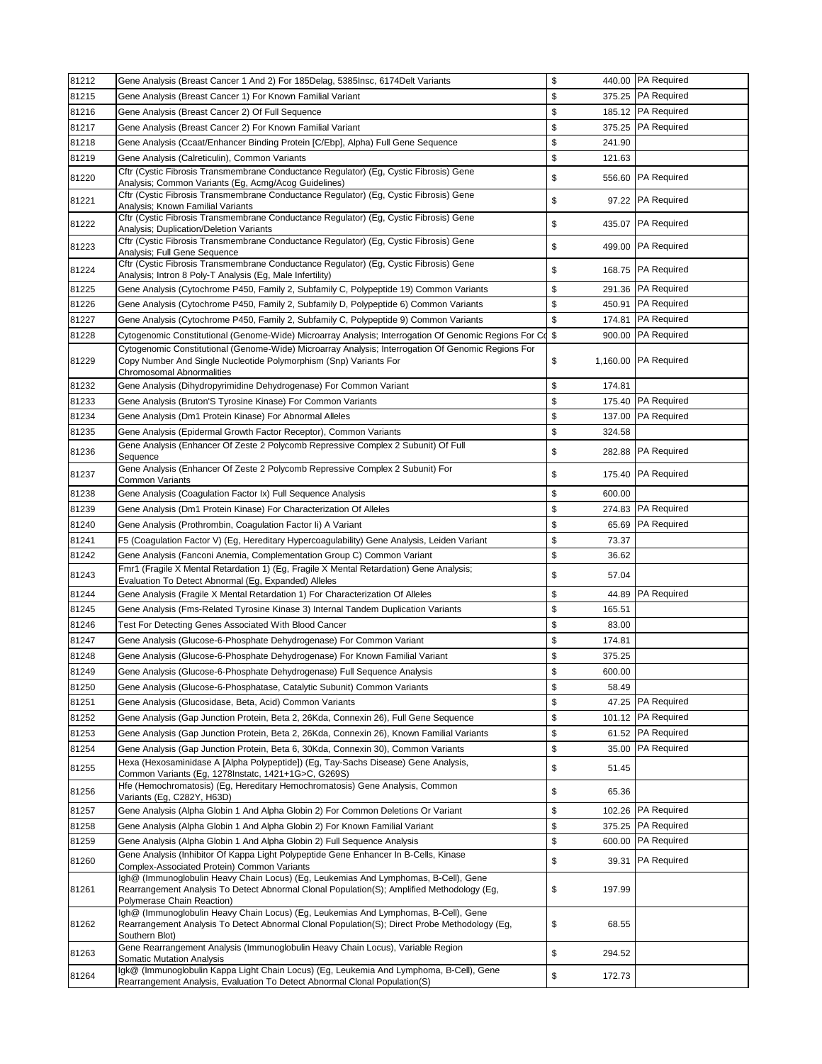| | | | |
|---|---|---|---|
| 81212 | Gene Analysis (Breast Cancer 1 And 2) For 185Delag, 5385Insc, 6174Delt Variants | $ 440.00 | PA Required |
| 81215 | Gene Analysis (Breast Cancer 1) For Known Familial Variant | $ 375.25 | PA Required |
| 81216 | Gene Analysis (Breast Cancer 2) Of Full Sequence | $ 185.12 | PA Required |
| 81217 | Gene Analysis (Breast Cancer 2) For Known Familial Variant | $ 375.25 | PA Required |
| 81218 | Gene Analysis (Ccaat/Enhancer Binding Protein [C/Ebp], Alpha) Full Gene Sequence | $ 241.90 | |
| 81219 | Gene Analysis (Calreticulin), Common Variants | $ 121.63 | |
| 81220 | Cftr (Cystic Fibrosis Transmembrane Conductance Regulator) (Eg, Cystic Fibrosis) Gene Analysis; Common Variants (Eg, Acmg/Acog Guidelines) | $ 556.60 | PA Required |
| 81221 | Cftr (Cystic Fibrosis Transmembrane Conductance Regulator) (Eg, Cystic Fibrosis) Gene Analysis; Known Familial Variants | $ 97.22 | PA Required |
| 81222 | Cftr (Cystic Fibrosis Transmembrane Conductance Regulator) (Eg, Cystic Fibrosis) Gene Analysis; Duplication/Deletion Variants | $ 435.07 | PA Required |
| 81223 | Cftr (Cystic Fibrosis Transmembrane Conductance Regulator) (Eg, Cystic Fibrosis) Gene Analysis; Full Gene Sequence | $ 499.00 | PA Required |
| 81224 | Cftr (Cystic Fibrosis Transmembrane Conductance Regulator) (Eg, Cystic Fibrosis) Gene Analysis; Intron 8 Poly-T Analysis (Eg, Male Infertility) | $ 168.75 | PA Required |
| 81225 | Gene Analysis (Cytochrome P450, Family 2, Subfamily C, Polypeptide 19) Common Variants | $ 291.36 | PA Required |
| 81226 | Gene Analysis (Cytochrome P450, Family 2, Subfamily D, Polypeptide 6) Common Variants | $ 450.91 | PA Required |
| 81227 | Gene Analysis (Cytochrome P450, Family 2, Subfamily C, Polypeptide 9) Common Variants | $ 174.81 | PA Required |
| 81228 | Cytogenomic Constitutional (Genome-Wide) Microarray Analysis; Interrogation Of Genomic Regions For Co | $ 900.00 | PA Required |
| 81229 | Cytogenomic Constitutional (Genome-Wide) Microarray Analysis; Interrogation Of Genomic Regions For Copy Number And Single Nucleotide Polymorphism (Snp) Variants For Chromosomal Abnormalities | $ 1,160.00 | PA Required |
| 81232 | Gene Analysis (Dihydropyrimidine Dehydrogenase) For Common Variant | $ 174.81 | |
| 81233 | Gene Analysis (Bruton'S Tyrosine Kinase) For Common Variants | $ 175.40 | PA Required |
| 81234 | Gene Analysis (Dm1 Protein Kinase) For Abnormal Alleles | $ 137.00 | PA Required |
| 81235 | Gene Analysis (Epidermal Growth Factor Receptor), Common Variants | $ 324.58 | |
| 81236 | Gene Analysis (Enhancer Of Zeste 2 Polycomb Repressive Complex 2 Subunit) Of Full Sequence | $ 282.88 | PA Required |
| 81237 | Gene Analysis (Enhancer Of Zeste 2 Polycomb Repressive Complex 2 Subunit) For Common Variants | $ 175.40 | PA Required |
| 81238 | Gene Analysis (Coagulation Factor Ix) Full Sequence Analysis | $ 600.00 | |
| 81239 | Gene Analysis (Dm1 Protein Kinase) For Characterization Of Alleles | $ 274.83 | PA Required |
| 81240 | Gene Analysis (Prothrombin, Coagulation Factor Ii) A Variant | $ 65.69 | PA Required |
| 81241 | F5 (Coagulation Factor V) (Eg, Hereditary Hypercoagulability) Gene Analysis, Leiden Variant | $ 73.37 | |
| 81242 | Gene Analysis (Fanconi Anemia, Complementation Group C) Common Variant | $ 36.62 | |
| 81243 | Fmr1 (Fragile X Mental Retardation 1) (Eg, Fragile X Mental Retardation) Gene Analysis; Evaluation To Detect Abnormal (Eg, Expanded) Alleles | $ 57.04 | |
| 81244 | Gene Analysis (Fragile X Mental Retardation 1) For Characterization Of Alleles | $ 44.89 | PA Required |
| 81245 | Gene Analysis (Fms-Related Tyrosine Kinase 3) Internal Tandem Duplication Variants | $ 165.51 | |
| 81246 | Test For Detecting Genes Associated With Blood Cancer | $ 83.00 | |
| 81247 | Gene Analysis (Glucose-6-Phosphate Dehydrogenase) For Common Variant | $ 174.81 | |
| 81248 | Gene Analysis (Glucose-6-Phosphate Dehydrogenase) For Known Familial Variant | $ 375.25 | |
| 81249 | Gene Analysis (Glucose-6-Phosphate Dehydrogenase) Full Sequence Analysis | $ 600.00 | |
| 81250 | Gene Analysis (Glucose-6-Phosphatase, Catalytic Subunit) Common Variants | $ 58.49 | |
| 81251 | Gene Analysis (Glucosidase, Beta, Acid) Common Variants | $ 47.25 | PA Required |
| 81252 | Gene Analysis (Gap Junction Protein, Beta 2, 26Kda, Connexin 26), Full Gene Sequence | $ 101.12 | PA Required |
| 81253 | Gene Analysis (Gap Junction Protein, Beta 2, 26Kda, Connexin 26), Known Familial Variants | $ 61.52 | PA Required |
| 81254 | Gene Analysis (Gap Junction Protein, Beta 6, 30Kda, Connexin 30), Common Variants | $ 35.00 | PA Required |
| 81255 | Hexa (Hexosaminidase A [Alpha Polypeptide]) (Eg, Tay-Sachs Disease) Gene Analysis, Common Variants (Eg, 1278Instatc, 1421+1G>C, G269S) | $ 51.45 | |
| 81256 | Hfe (Hemochromatosis) (Eg, Hereditary Hemochromatosis) Gene Analysis, Common Variants (Eg, C282Y, H63D) | $ 65.36 | |
| 81257 | Gene Analysis (Alpha Globin 1 And Alpha Globin 2) For Common Deletions Or Variant | $ 102.26 | PA Required |
| 81258 | Gene Analysis (Alpha Globin 1 And Alpha Globin 2) For Known Familial Variant | $ 375.25 | PA Required |
| 81259 | Gene Analysis (Alpha Globin 1 And Alpha Globin 2) Full Sequence Analysis | $ 600.00 | PA Required |
| 81260 | Gene Analysis (Inhibitor Of Kappa Light Polypeptide Gene Enhancer In B-Cells, Kinase Complex-Associated Protein) Common Variants | $ 39.31 | PA Required |
| 81261 | Igh@ (Immunoglobulin Heavy Chain Locus) (Eg, Leukemias And Lymphomas, B-Cell), Gene Rearrangement Analysis To Detect Abnormal Clonal Population(S); Amplified Methodology (Eg, Polymerase Chain Reaction) | $ 197.99 | |
| 81262 | Igh@ (Immunoglobulin Heavy Chain Locus) (Eg, Leukemias And Lymphomas, B-Cell), Gene Rearrangement Analysis To Detect Abnormal Clonal Population(S); Direct Probe Methodology (Eg, Southern Blot) | $ 68.55 | |
| 81263 | Gene Rearrangement Analysis (Immunoglobulin Heavy Chain Locus), Variable Region Somatic Mutation Analysis | $ 294.52 | |
| 81264 | Igk@ (Immunoglobulin Kappa Light Chain Locus) (Eg, Leukemia And Lymphoma, B-Cell), Gene Rearrangement Analysis, Evaluation To Detect Abnormal Clonal Population(S) | $ 172.73 | |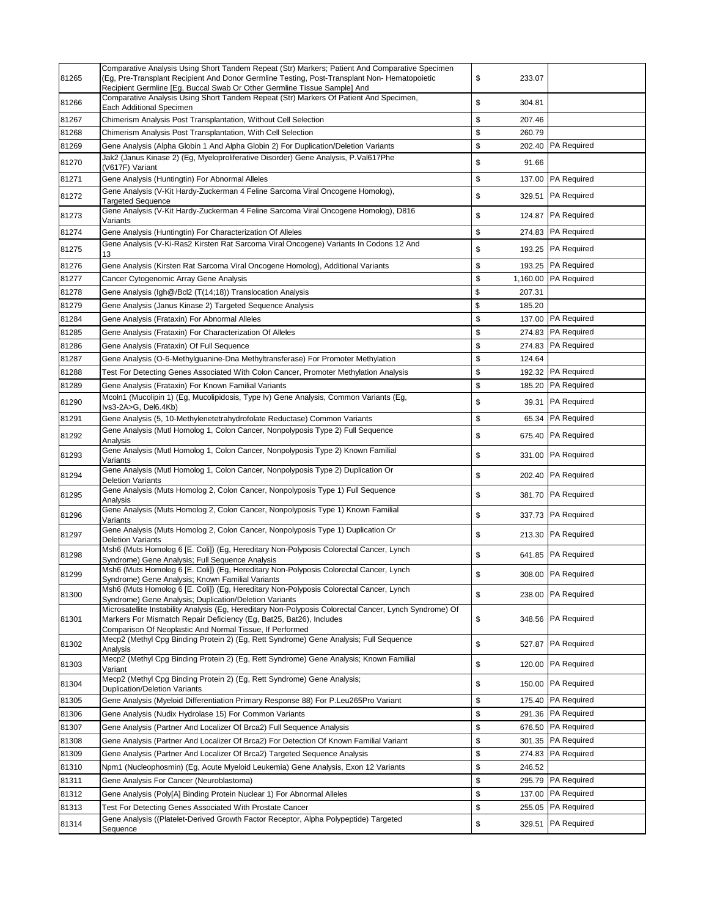| | | | |
|---|---|---|---|
| 81265 | Comparative Analysis Using Short Tandem Repeat (Str) Markers; Patient And Comparative Specimen (Eg, Pre-Transplant Recipient And Donor Germline Testing, Post-Transplant Non- Hematopoietic Recipient Germline [Eg, Buccal Swab Or Other Germline Tissue Sample] And | $ 233.07 | |
| 81266 | Comparative Analysis Using Short Tandem Repeat (Str) Markers Of Patient And Specimen, Each Additional Specimen | $ 304.81 | |
| 81267 | Chimerism Analysis Post Transplantation, Without Cell Selection | $ 207.46 | |
| 81268 | Chimerism Analysis Post Transplantation, With Cell Selection | $ 260.79 | |
| 81269 | Gene Analysis (Alpha Globin 1 And Alpha Globin 2) For Duplication/Deletion Variants | $ 202.40 | PA Required |
| 81270 | Jak2 (Janus Kinase 2) (Eg, Myeloproliferative Disorder) Gene Analysis, P.Val617Phe (V617F) Variant | $ 91.66 | |
| 81271 | Gene Analysis (Huntingtin) For Abnormal Alleles | $ 137.00 | PA Required |
| 81272 | Gene Analysis (V-Kit Hardy-Zuckerman 4 Feline Sarcoma Viral Oncogene Homolog), Targeted Sequence | $ 329.51 | PA Required |
| 81273 | Gene Analysis (V-Kit Hardy-Zuckerman 4 Feline Sarcoma Viral Oncogene Homolog), D816 Variants | $ 124.87 | PA Required |
| 81274 | Gene Analysis (Huntingtin) For Characterization Of Alleles | $ 274.83 | PA Required |
| 81275 | Gene Analysis (V-Ki-Ras2 Kirsten Rat Sarcoma Viral Oncogene) Variants In Codons 12 And 13 | $ 193.25 | PA Required |
| 81276 | Gene Analysis (Kirsten Rat Sarcoma Viral Oncogene Homolog), Additional Variants | $ 193.25 | PA Required |
| 81277 | Cancer Cytogenomic Array Gene Analysis | $ 1,160.00 | PA Required |
| 81278 | Gene Analysis (Igh@/Bcl2 (T(14;18)) Translocation Analysis | $ 207.31 | |
| 81279 | Gene Analysis (Janus Kinase 2) Targeted Sequence Analysis | $ 185.20 | |
| 81284 | Gene Analysis (Frataxin) For Abnormal Alleles | $ 137.00 | PA Required |
| 81285 | Gene Analysis (Frataxin) For Characterization Of Alleles | $ 274.83 | PA Required |
| 81286 | Gene Analysis (Frataxin) Of Full Sequence | $ 274.83 | PA Required |
| 81287 | Gene Analysis (O-6-Methylguanine-Dna Methyltransferase) For Promoter Methylation | $ 124.64 | |
| 81288 | Test For Detecting Genes Associated With Colon Cancer, Promoter Methylation Analysis | $ 192.32 | PA Required |
| 81289 | Gene Analysis (Frataxin) For Known Familial Variants | $ 185.20 | PA Required |
| 81290 | Mcoln1 (Mucolipin 1) (Eg, Mucolipidosis, Type Iv) Gene Analysis, Common Variants (Eg, Ivs3-2A>G, Del6.4Kb) | $ 39.31 | PA Required |
| 81291 | Gene Analysis (5, 10-Methylenetetrahydrofolate Reductase) Common Variants | $ 65.34 | PA Required |
| 81292 | Gene Analysis (Mutl Homolog 1, Colon Cancer, Nonpolyposis Type 2) Full Sequence Analysis | $ 675.40 | PA Required |
| 81293 | Gene Analysis (Mutl Homolog 1, Colon Cancer, Nonpolyposis Type 2) Known Familial Variants | $ 331.00 | PA Required |
| 81294 | Gene Analysis (Mutl Homolog 1, Colon Cancer, Nonpolyposis Type 2) Duplication Or Deletion Variants | $ 202.40 | PA Required |
| 81295 | Gene Analysis (Muts Homolog 2, Colon Cancer, Nonpolyposis Type 1) Full Sequence Analysis | $ 381.70 | PA Required |
| 81296 | Gene Analysis (Muts Homolog 2, Colon Cancer, Nonpolyposis Type 1) Known Familial Variants | $ 337.73 | PA Required |
| 81297 | Gene Analysis (Muts Homolog 2, Colon Cancer, Nonpolyposis Type 1) Duplication Or Deletion Variants | $ 213.30 | PA Required |
| 81298 | Msh6 (Muts Homolog 6 [E. Coli]) (Eg, Hereditary Non-Polyposis Colorectal Cancer, Lynch Syndrome) Gene Analysis; Full Sequence Analysis | $ 641.85 | PA Required |
| 81299 | Msh6 (Muts Homolog 6 [E. Coli]) (Eg, Hereditary Non-Polyposis Colorectal Cancer, Lynch Syndrome) Gene Analysis; Known Familial Variants | $ 308.00 | PA Required |
| 81300 | Msh6 (Muts Homolog 6 [E. Coli]) (Eg, Hereditary Non-Polyposis Colorectal Cancer, Lynch Syndrome) Gene Analysis; Duplication/Deletion Variants | $ 238.00 | PA Required |
| 81301 | Microsatellite Instability Analysis (Eg, Hereditary Non-Polyposis Colorectal Cancer, Lynch Syndrome) Of Markers For Mismatch Repair Deficiency (Eg, Bat25, Bat26), Includes Comparison Of Neoplastic And Normal Tissue, If Performed | $ 348.56 | PA Required |
| 81302 | Mecp2 (Methyl Cpg Binding Protein 2) (Eg, Rett Syndrome) Gene Analysis; Full Sequence Analysis | $ 527.87 | PA Required |
| 81303 | Mecp2 (Methyl Cpg Binding Protein 2) (Eg, Rett Syndrome) Gene Analysis; Known Familial Variant | $ 120.00 | PA Required |
| 81304 | Mecp2 (Methyl Cpg Binding Protein 2) (Eg, Rett Syndrome) Gene Analysis; Duplication/Deletion Variants | $ 150.00 | PA Required |
| 81305 | Gene Analysis (Myeloid Differentiation Primary Response 88) For P.Leu265Pro Variant | $ 175.40 | PA Required |
| 81306 | Gene Analysis (Nudix Hydrolase 15) For Common Variants | $ 291.36 | PA Required |
| 81307 | Gene Analysis (Partner And Localizer Of Brca2) Full Sequence Analysis | $ 676.50 | PA Required |
| 81308 | Gene Analysis (Partner And Localizer Of Brca2) For Detection Of Known Familial Variant | $ 301.35 | PA Required |
| 81309 | Gene Analysis (Partner And Localizer Of Brca2) Targeted Sequence Analysis | $ 274.83 | PA Required |
| 81310 | Npm1 (Nucleophosmin) (Eg, Acute Myeloid Leukemia) Gene Analysis, Exon 12 Variants | $ 246.52 | |
| 81311 | Gene Analysis For Cancer (Neuroblastoma) | $ 295.79 | PA Required |
| 81312 | Gene Analysis (Poly[A] Binding Protein Nuclear 1) For Abnormal Alleles | $ 137.00 | PA Required |
| 81313 | Test For Detecting Genes Associated With Prostate Cancer | $ 255.05 | PA Required |
| 81314 | Gene Analysis ((Platelet-Derived Growth Factor Receptor, Alpha Polypeptide) Targeted Sequence | $ 329.51 | PA Required |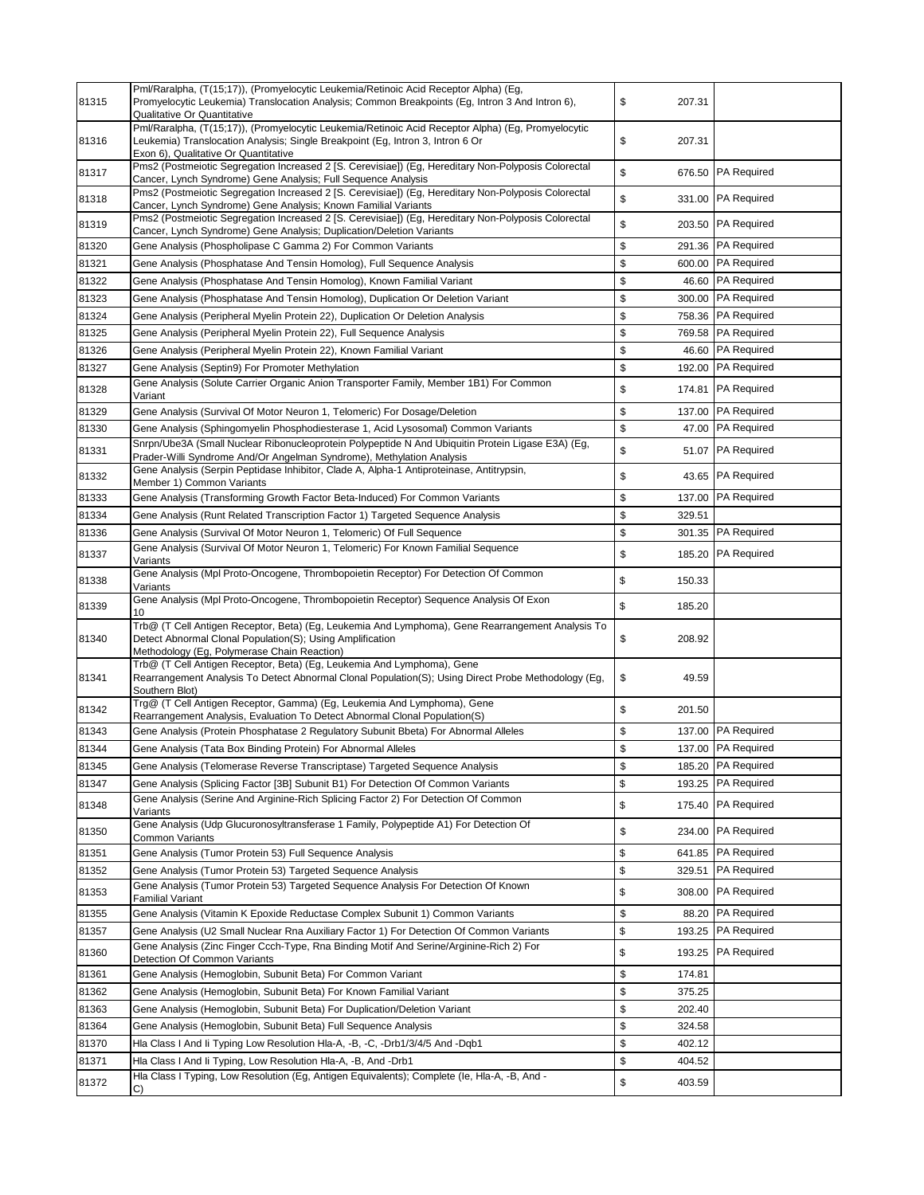| | | | |
|---|---|---|---|
| 81315 | Pml/Raralpha, (T(15;17)), (Promyelocytic Leukemia/Retinoic Acid Receptor Alpha) (Eg, Promyelocytic Leukemia) Translocation Analysis; Common Breakpoints (Eg, Intron 3 And Intron 6), Qualitative Or Quantitative | $ 207.31 | |
| 81316 | Pml/Raralpha, (T(15;17)), (Promyelocytic Leukemia/Retinoic Acid Receptor Alpha) (Eg, Promyelocytic Leukemia) Translocation Analysis; Single Breakpoint (Eg, Intron 3, Intron 6 Or Exon 6), Qualitative Or Quantitative | $ 207.31 | |
| 81317 | Pms2 (Postmeiotic Segregation Increased 2 [S. Cerevisiae]) (Eg, Hereditary Non-Polyposis Colorectal Cancer, Lynch Syndrome) Gene Analysis; Full Sequence Analysis | $ 676.50 | PA Required |
| 81318 | Pms2 (Postmeiotic Segregation Increased 2 [S. Cerevisiae]) (Eg, Hereditary Non-Polyposis Colorectal Cancer, Lynch Syndrome) Gene Analysis; Known Familial Variants | $ 331.00 | PA Required |
| 81319 | Pms2 (Postmeiotic Segregation Increased 2 [S. Cerevisiae]) (Eg, Hereditary Non-Polyposis Colorectal Cancer, Lynch Syndrome) Gene Analysis; Duplication/Deletion Variants | $ 203.50 | PA Required |
| 81320 | Gene Analysis (Phospholipase C Gamma 2) For Common Variants | $ 291.36 | PA Required |
| 81321 | Gene Analysis (Phosphatase And Tensin Homolog), Full Sequence Analysis | $ 600.00 | PA Required |
| 81322 | Gene Analysis (Phosphatase And Tensin Homolog), Known Familial Variant | $ 46.60 | PA Required |
| 81323 | Gene Analysis (Phosphatase And Tensin Homolog), Duplication Or Deletion Variant | $ 300.00 | PA Required |
| 81324 | Gene Analysis (Peripheral Myelin Protein 22), Duplication Or Deletion Analysis | $ 758.36 | PA Required |
| 81325 | Gene Analysis (Peripheral Myelin Protein 22), Full Sequence Analysis | $ 769.58 | PA Required |
| 81326 | Gene Analysis (Peripheral Myelin Protein 22), Known Familial Variant | $ 46.60 | PA Required |
| 81327 | Gene Analysis (Septin9) For Promoter Methylation | $ 192.00 | PA Required |
| 81328 | Gene Analysis (Solute Carrier Organic Anion Transporter Family, Member 1B1) For Common Variant | $ 174.81 | PA Required |
| 81329 | Gene Analysis (Survival Of Motor Neuron 1, Telomeric) For Dosage/Deletion | $ 137.00 | PA Required |
| 81330 | Gene Analysis (Sphingomyelin Phosphodiesterase 1, Acid Lysosomal) Common Variants | $ 47.00 | PA Required |
| 81331 | Snrpn/Ube3A (Small Nuclear Ribonucleoprotein Polypeptide N And Ubiquitin Protein Ligase E3A) (Eg, Prader-Willi Syndrome And/Or Angelman Syndrome), Methylation Analysis | $ 51.07 | PA Required |
| 81332 | Gene Analysis (Serpin Peptidase Inhibitor, Clade A, Alpha-1 Antiproteinase, Antitrypsin, Member 1) Common Variants | $ 43.65 | PA Required |
| 81333 | Gene Analysis (Transforming Growth Factor Beta-Induced) For Common Variants | $ 137.00 | PA Required |
| 81334 | Gene Analysis (Runt Related Transcription Factor 1) Targeted Sequence Analysis | $ 329.51 | |
| 81336 | Gene Analysis (Survival Of Motor Neuron 1, Telomeric) Of Full Sequence | $ 301.35 | PA Required |
| 81337 | Gene Analysis (Survival Of Motor Neuron 1, Telomeric) For Known Familial Sequence Variants | $ 185.20 | PA Required |
| 81338 | Gene Analysis (Mpl Proto-Oncogene, Thrombopoietin Receptor) For Detection Of Common Variants | $ 150.33 | |
| 81339 | Gene Analysis (Mpl Proto-Oncogene, Thrombopoietin Receptor) Sequence Analysis Of Exon 10 | $ 185.20 | |
| 81340 | Trb@ (T Cell Antigen Receptor, Beta) (Eg, Leukemia And Lymphoma), Gene Rearrangement Analysis To Detect Abnormal Clonal Population(S); Using Amplification Methodology (Eg, Polymerase Chain Reaction) | $ 208.92 | |
| 81341 | Trb@ (T Cell Antigen Receptor, Beta) (Eg, Leukemia And Lymphoma), Gene Rearrangement Analysis To Detect Abnormal Clonal Population(S); Using Direct Probe Methodology (Eg, Southern Blot) | $ 49.59 | |
| 81342 | Trg@ (T Cell Antigen Receptor, Gamma) (Eg, Leukemia And Lymphoma), Gene Rearrangement Analysis, Evaluation To Detect Abnormal Clonal Population(S) | $ 201.50 | |
| 81343 | Gene Analysis (Protein Phosphatase 2 Regulatory Subunit Bbeta) For Abnormal Alleles | $ 137.00 | PA Required |
| 81344 | Gene Analysis (Tata Box Binding Protein) For Abnormal Alleles | $ 137.00 | PA Required |
| 81345 | Gene Analysis (Telomerase Reverse Transcriptase) Targeted Sequence Analysis | $ 185.20 | PA Required |
| 81347 | Gene Analysis (Splicing Factor [3B] Subunit B1) For Detection Of Common Variants | $ 193.25 | PA Required |
| 81348 | Gene Analysis (Serine And Arginine-Rich Splicing Factor 2) For Detection Of Common Variants | $ 175.40 | PA Required |
| 81350 | Gene Analysis (Udp Glucuronosyltransferase 1 Family, Polypeptide A1) For Detection Of Common Variants | $ 234.00 | PA Required |
| 81351 | Gene Analysis (Tumor Protein 53) Full Sequence Analysis | $ 641.85 | PA Required |
| 81352 | Gene Analysis (Tumor Protein 53) Targeted Sequence Analysis | $ 329.51 | PA Required |
| 81353 | Gene Analysis (Tumor Protein 53) Targeted Sequence Analysis For Detection Of Known Familial Variant | $ 308.00 | PA Required |
| 81355 | Gene Analysis (Vitamin K Epoxide Reductase Complex Subunit 1) Common Variants | $ 88.20 | PA Required |
| 81357 | Gene Analysis (U2 Small Nuclear Rna Auxiliary Factor 1) For Detection Of Common Variants | $ 193.25 | PA Required |
| 81360 | Gene Analysis (Zinc Finger Ccch-Type, Rna Binding Motif And Serine/Arginine-Rich 2) For Detection Of Common Variants | $ 193.25 | PA Required |
| 81361 | Gene Analysis (Hemoglobin, Subunit Beta) For Common Variant | $ 174.81 | |
| 81362 | Gene Analysis (Hemoglobin, Subunit Beta) For Known Familial Variant | $ 375.25 | |
| 81363 | Gene Analysis (Hemoglobin, Subunit Beta) For Duplication/Deletion Variant | $ 202.40 | |
| 81364 | Gene Analysis (Hemoglobin, Subunit Beta) Full Sequence Analysis | $ 324.58 | |
| 81370 | Hla Class I And Ii Typing Low Resolution Hla-A, -B, -C, -Drb1/3/4/5 And -Dqb1 | $ 402.12 | |
| 81371 | Hla Class I And Ii Typing, Low Resolution Hla-A, -B, And -Drb1 | $ 404.52 | |
| 81372 | Hla Class I Typing, Low Resolution (Eg, Antigen Equivalents); Complete (Ie, Hla-A, -B, And -C) | $ 403.59 | |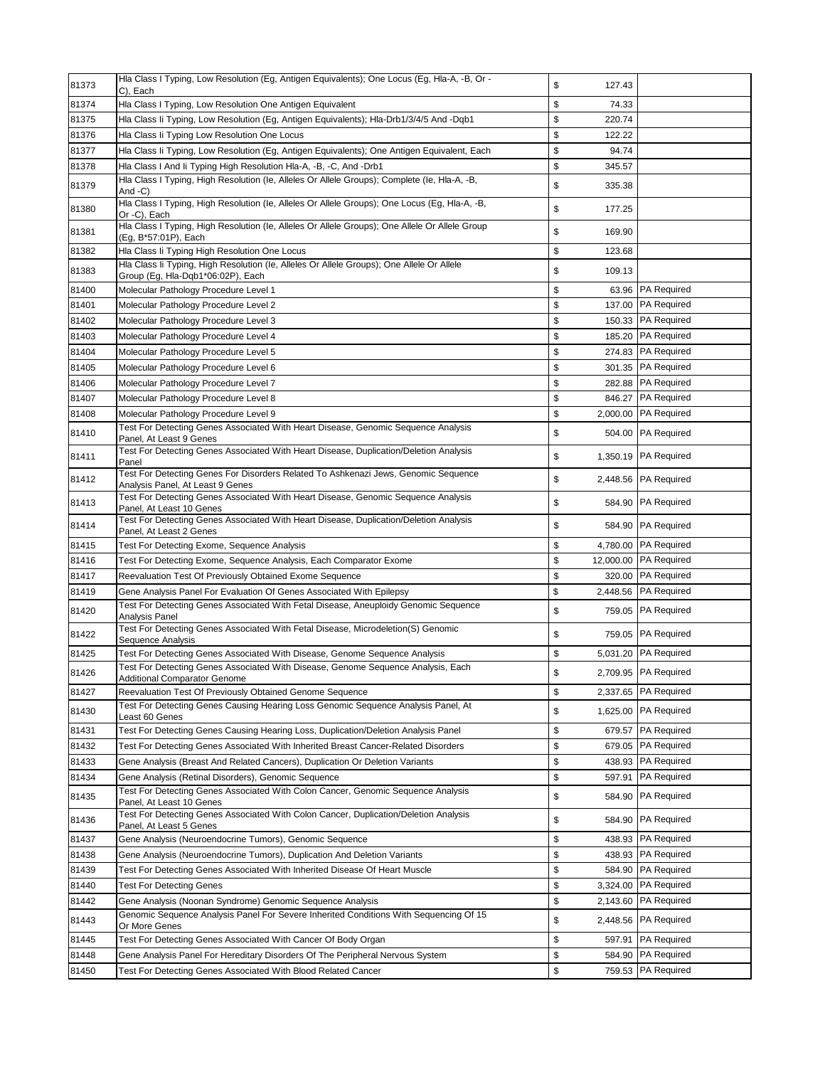| 81373 | Hla Class I Typing, Low Resolution (Eg, Antigen Equivalents); One Locus (Eg, Hla-A, -B, Or -C), Each | $ | 127.43 | |
|---|---|---|---|---|
| 81374 | Hla Class I Typing, Low Resolution One Antigen Equivalent | $ | 74.33 | |
| 81375 | Hla Class Ii Typing, Low Resolution (Eg, Antigen Equivalents); Hla-Drb1/3/4/5 And -Dqb1 | $ | 220.74 | |
| 81376 | Hla Class Ii Typing Low Resolution One Locus | $ | 122.22 | |
| 81377 | Hla Class Ii Typing, Low Resolution (Eg, Antigen Equivalents); One Antigen Equivalent, Each | $ | 94.74 | |
| 81378 | Hla Class I And Ii Typing High Resolution Hla-A, -B, -C, And -Drb1 | $ | 345.57 | |
| 81379 | Hla Class I Typing, High Resolution (Ie, Alleles Or Allele Groups); Complete (Ie, Hla-A, -B, And -C) | $ | 335.38 | |
| 81380 | Hla Class I Typing, High Resolution (Ie, Alleles Or Allele Groups); One Locus (Eg, Hla-A, -B, Or -C), Each | $ | 177.25 | |
| 81381 | Hla Class I Typing, High Resolution (Ie, Alleles Or Allele Groups); One Allele Or Allele Group (Eg, B*57:01P), Each | $ | 169.90 | |
| 81382 | Hla Class Ii Typing High Resolution One Locus | $ | 123.68 | |
| 81383 | Hla Class Ii Typing, High Resolution (Ie, Alleles Or Allele Groups); One Allele Or Allele Group (Eg, Hla-Dqb1*06:02P), Each | $ | 109.13 | |
| 81400 | Molecular Pathology Procedure Level 1 | $ | 63.96 | PA Required |
| 81401 | Molecular Pathology Procedure Level 2 | $ | 137.00 | PA Required |
| 81402 | Molecular Pathology Procedure Level 3 | $ | 150.33 | PA Required |
| 81403 | Molecular Pathology Procedure Level 4 | $ | 185.20 | PA Required |
| 81404 | Molecular Pathology Procedure Level 5 | $ | 274.83 | PA Required |
| 81405 | Molecular Pathology Procedure Level 6 | $ | 301.35 | PA Required |
| 81406 | Molecular Pathology Procedure Level 7 | $ | 282.88 | PA Required |
| 81407 | Molecular Pathology Procedure Level 8 | $ | 846.27 | PA Required |
| 81408 | Molecular Pathology Procedure Level 9 | $ | 2,000.00 | PA Required |
| 81410 | Test For Detecting Genes Associated With Heart Disease, Genomic Sequence Analysis Panel, At Least 9 Genes | $ | 504.00 | PA Required |
| 81411 | Test For Detecting Genes Associated With Heart Disease, Duplication/Deletion Analysis Panel | $ | 1,350.19 | PA Required |
| 81412 | Test For Detecting Genes For Disorders Related To Ashkenazi Jews, Genomic Sequence Analysis Panel, At Least 9 Genes | $ | 2,448.56 | PA Required |
| 81413 | Test For Detecting Genes Associated With Heart Disease, Genomic Sequence Analysis Panel, At Least 10 Genes | $ | 584.90 | PA Required |
| 81414 | Test For Detecting Genes Associated With Heart Disease, Duplication/Deletion Analysis Panel, At Least 2 Genes | $ | 584.90 | PA Required |
| 81415 | Test For Detecting Exome, Sequence Analysis | $ | 4,780.00 | PA Required |
| 81416 | Test For Detecting Exome, Sequence Analysis, Each Comparator Exome | $ | 12,000.00 | PA Required |
| 81417 | Reevaluation Test Of Previously Obtained Exome Sequence | $ | 320.00 | PA Required |
| 81419 | Gene Analysis Panel For Evaluation Of Genes Associated With Epilepsy | $ | 2,448.56 | PA Required |
| 81420 | Test For Detecting Genes Associated With Fetal Disease, Aneuploidy Genomic Sequence Analysis Panel | $ | 759.05 | PA Required |
| 81422 | Test For Detecting Genes Associated With Fetal Disease, Microdeletion(S) Genomic Sequence Analysis | $ | 759.05 | PA Required |
| 81425 | Test For Detecting Genes Associated With Disease, Genome Sequence Analysis | $ | 5,031.20 | PA Required |
| 81426 | Test For Detecting Genes Associated With Disease, Genome Sequence Analysis, Each Additional Comparator Genome | $ | 2,709.95 | PA Required |
| 81427 | Reevaluation Test Of Previously Obtained Genome Sequence | $ | 2,337.65 | PA Required |
| 81430 | Test For Detecting Genes Causing Hearing Loss Genomic Sequence Analysis Panel, At Least 60 Genes | $ | 1,625.00 | PA Required |
| 81431 | Test For Detecting Genes Causing Hearing Loss, Duplication/Deletion Analysis Panel | $ | 679.57 | PA Required |
| 81432 | Test For Detecting Genes Associated With Inherited Breast Cancer-Related Disorders | $ | 679.05 | PA Required |
| 81433 | Gene Analysis (Breast And Related Cancers), Duplication Or Deletion Variants | $ | 438.93 | PA Required |
| 81434 | Gene Analysis (Retinal Disorders), Genomic Sequence | $ | 597.91 | PA Required |
| 81435 | Test For Detecting Genes Associated With Colon Cancer, Genomic Sequence Analysis Panel, At Least 10 Genes | $ | 584.90 | PA Required |
| 81436 | Test For Detecting Genes Associated With Colon Cancer, Duplication/Deletion Analysis Panel, At Least 5 Genes | $ | 584.90 | PA Required |
| 81437 | Gene Analysis (Neuroendocrine Tumors), Genomic Sequence | $ | 438.93 | PA Required |
| 81438 | Gene Analysis (Neuroendocrine Tumors), Duplication And Deletion Variants | $ | 438.93 | PA Required |
| 81439 | Test For Detecting Genes Associated With Inherited Disease Of Heart Muscle | $ | 584.90 | PA Required |
| 81440 | Test For Detecting Genes | $ | 3,324.00 | PA Required |
| 81442 | Gene Analysis (Noonan Syndrome) Genomic Sequence Analysis | $ | 2,143.60 | PA Required |
| 81443 | Genomic Sequence Analysis Panel For Severe Inherited Conditions With Sequencing Of 15 Or More Genes | $ | 2,448.56 | PA Required |
| 81445 | Test For Detecting Genes Associated With Cancer Of Body Organ | $ | 597.91 | PA Required |
| 81448 | Gene Analysis Panel For Hereditary Disorders Of The Peripheral Nervous System | $ | 584.90 | PA Required |
| 81450 | Test For Detecting Genes Associated With Blood Related Cancer | $ | 759.53 | PA Required |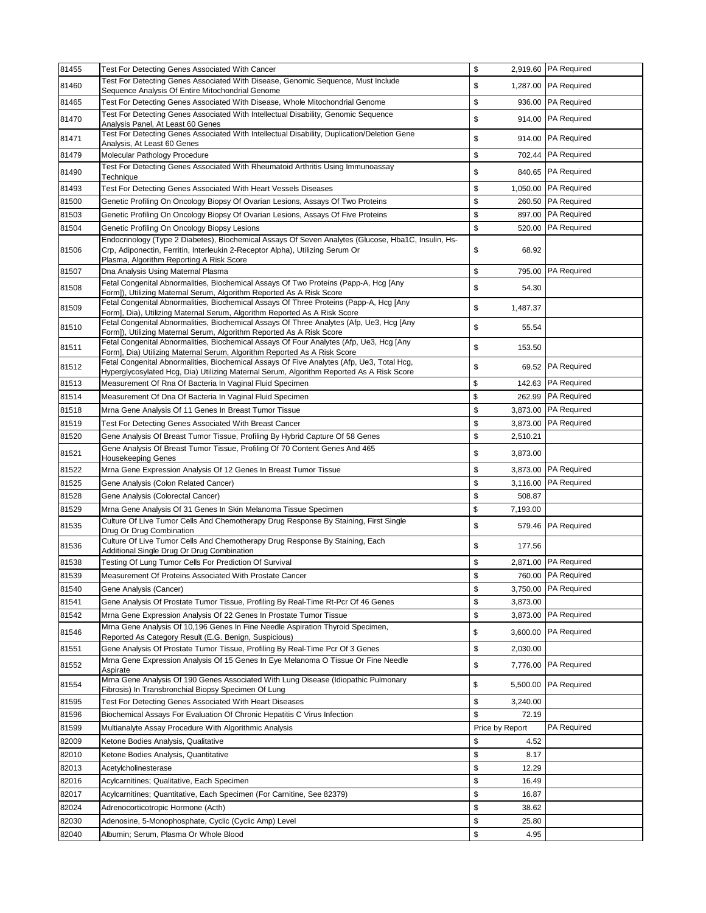| | | | |
|---|---|---|---|
| 81455 | Test For Detecting Genes Associated With Cancer | $ 2,919.60 | PA Required |
| 81460 | Test For Detecting Genes Associated With Disease, Genomic Sequence, Must Include Sequence Analysis Of Entire Mitochondrial Genome | $ 1,287.00 | PA Required |
| 81465 | Test For Detecting Genes Associated With Disease, Whole Mitochondrial Genome | $ 936.00 | PA Required |
| 81470 | Test For Detecting Genes Associated With Intellectual Disability, Genomic Sequence Analysis Panel, At Least 60 Genes | $ 914.00 | PA Required |
| 81471 | Test For Detecting Genes Associated With Intellectual Disability, Duplication/Deletion Gene Analysis, At Least 60 Genes | $ 914.00 | PA Required |
| 81479 | Molecular Pathology Procedure | $ 702.44 | PA Required |
| 81490 | Test For Detecting Genes Associated With Rheumatoid Arthritis Using Immunoassay Technique | $ 840.65 | PA Required |
| 81493 | Test For Detecting Genes Associated With Heart Vessels Diseases | $ 1,050.00 | PA Required |
| 81500 | Genetic Profiling On Oncology Biopsy Of Ovarian Lesions, Assays Of Two Proteins | $ 260.50 | PA Required |
| 81503 | Genetic Profiling On Oncology Biopsy Of Ovarian Lesions, Assays Of Five Proteins | $ 897.00 | PA Required |
| 81504 | Genetic Profiling On Oncology Biopsy Lesions | $ 520.00 | PA Required |
| 81506 | Endocrinology (Type 2 Diabetes), Biochemical Assays Of Seven Analytes (Glucose, Hba1C, Insulin, Hs-Crp, Adiponectin, Ferritin, Interleukin 2-Receptor Alpha), Utilizing Serum Or Plasma, Algorithm Reporting A Risk Score | $ 68.92 | |
| 81507 | Dna Analysis Using Maternal Plasma | $ 795.00 | PA Required |
| 81508 | Fetal Congenital Abnormalities, Biochemical Assays Of Two Proteins (Papp-A, Hcg [Any Form]), Utilizing Maternal Serum, Algorithm Reported As A Risk Score | $ 54.30 | |
| 81509 | Fetal Congenital Abnormalities, Biochemical Assays Of Three Proteins (Papp-A, Hcg [Any Form], Dia), Utilizing Maternal Serum, Algorithm Reported As A Risk Score | $ 1,487.37 | |
| 81510 | Fetal Congenital Abnormalities, Biochemical Assays Of Three Analytes (Afp, Ue3, Hcg [Any Form]), Utilizing Maternal Serum, Algorithm Reported As A Risk Score | $ 55.54 | |
| 81511 | Fetal Congenital Abnormalities, Biochemical Assays Of Four Analytes (Afp, Ue3, Hcg [Any Form], Dia) Utilizing Maternal Serum, Algorithm Reported As A Risk Score | $ 153.50 | |
| 81512 | Fetal Congenital Abnormalities, Biochemical Assays Of Five Analytes (Afp, Ue3, Total Hcg, Hyperglycosylated Hcg, Dia) Utilizing Maternal Serum, Algorithm Reported As A Risk Score | $ 69.52 | PA Required |
| 81513 | Measurement Of Rna Of Bacteria In Vaginal Fluid Specimen | $ 142.63 | PA Required |
| 81514 | Measurement Of Dna Of Bacteria In Vaginal Fluid Specimen | $ 262.99 | PA Required |
| 81518 | Mrna Gene Analysis Of 11 Genes In Breast Tumor Tissue | $ 3,873.00 | PA Required |
| 81519 | Test For Detecting Genes Associated With Breast Cancer | $ 3,873.00 | PA Required |
| 81520 | Gene Analysis Of Breast Tumor Tissue, Profiling By Hybrid Capture Of 58 Genes | $ 2,510.21 | |
| 81521 | Gene Analysis Of Breast Tumor Tissue, Profiling Of 70 Content Genes And 465 Housekeeping Genes | $ 3,873.00 | |
| 81522 | Mrna Gene Expression Analysis Of 12 Genes In Breast Tumor Tissue | $ 3,873.00 | PA Required |
| 81525 | Gene Analysis (Colon Related Cancer) | $ 3,116.00 | PA Required |
| 81528 | Gene Analysis (Colorectal Cancer) | $ 508.87 | |
| 81529 | Mrna Gene Analysis Of 31 Genes In Skin Melanoma Tissue Specimen | $ 7,193.00 | |
| 81535 | Culture Of Live Tumor Cells And Chemotherapy Drug Response By Staining, First Single Drug Or Drug Combination | $ 579.46 | PA Required |
| 81536 | Culture Of Live Tumor Cells And Chemotherapy Drug Response By Staining, Each Additional Single Drug Or Drug Combination | $ 177.56 | |
| 81538 | Testing Of Lung Tumor Cells For Prediction Of Survival | $ 2,871.00 | PA Required |
| 81539 | Measurement Of Proteins Associated With Prostate Cancer | $ 760.00 | PA Required |
| 81540 | Gene Analysis (Cancer) | $ 3,750.00 | PA Required |
| 81541 | Gene Analysis Of Prostate Tumor Tissue, Profiling By Real-Time Rt-Pcr Of 46 Genes | $ 3,873.00 | |
| 81542 | Mrna Gene Expression Analysis Of 22 Genes In Prostate Tumor Tissue | $ 3,873.00 | PA Required |
| 81546 | Mrna Gene Analysis Of 10,196 Genes In Fine Needle Aspiration Thyroid Specimen, Reported As Category Result (E.G. Benign, Suspicious) | $ 3,600.00 | PA Required |
| 81551 | Gene Analysis Of Prostate Tumor Tissue, Profiling By Real-Time Pcr Of 3 Genes | $ 2,030.00 | |
| 81552 | Mrna Gene Expression Analysis Of 15 Genes In Eye Melanoma O Tissue Or Fine Needle Aspirate | $ 7,776.00 | PA Required |
| 81554 | Mrna Gene Analysis Of 190 Genes Associated With Lung Disease (Idiopathic Pulmonary Fibrosis) In Transbronchial Biopsy Specimen Of Lung | $ 5,500.00 | PA Required |
| 81595 | Test For Detecting Genes Associated With Heart Diseases | $ 3,240.00 | |
| 81596 | Biochemical Assays For Evaluation Of Chronic Hepatitis C Virus Infection | $ 72.19 | |
| 81599 | Multianalyte Assay Procedure With Algorithmic Analysis | Price by Report | PA Required |
| 82009 | Ketone Bodies Analysis, Qualitative | $ 4.52 | |
| 82010 | Ketone Bodies Analysis, Quantitative | $ 8.17 | |
| 82013 | Acetylcholinesterase | $ 12.29 | |
| 82016 | Acylcarnitines; Qualitative, Each Specimen | $ 16.49 | |
| 82017 | Acylcarnitines; Quantitative, Each Specimen (For Carnitine, See 82379) | $ 16.87 | |
| 82024 | Adrenocorticotropic Hormone (Acth) | $ 38.62 | |
| 82030 | Adenosine, 5-Monophosphate, Cyclic (Cyclic Amp) Level | $ 25.80 | |
| 82040 | Albumin; Serum, Plasma Or Whole Blood | $ 4.95 | |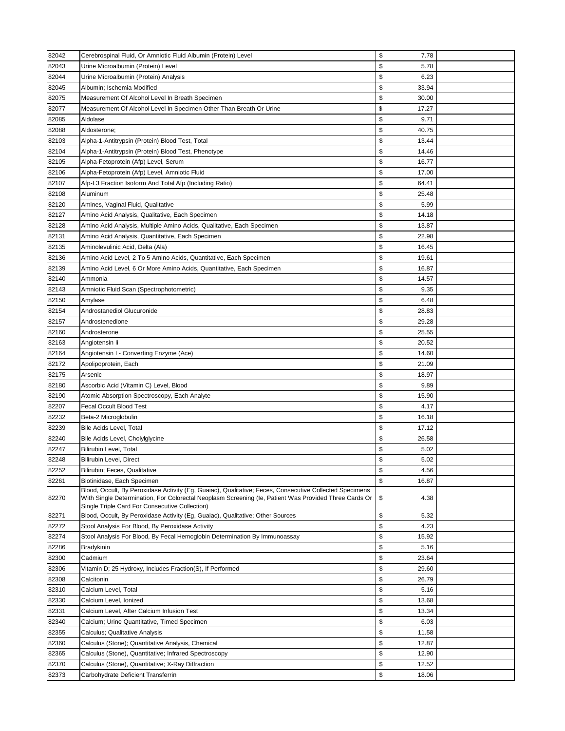| 82042 | Cerebrospinal Fluid, Or Amniotic Fluid Albumin (Protein) Level | $ 7.78 | |
|---|---|---|---|
| 82043 | Urine Microalbumin (Protein) Level | $ 5.78 | |
| 82044 | Urine Microalbumin (Protein) Analysis | $ 6.23 | |
| 82045 | Albumin; Ischemia Modified | $ 33.94 | |
| 82075 | Measurement Of Alcohol Level In Breath Specimen | $ 30.00 | |
| 82077 | Measurement Of Alcohol Level In Specimen Other Than Breath Or Urine | $ 17.27 | |
| 82085 | Aldolase | $ 9.71 | |
| 82088 | Aldosterone; | $ 40.75 | |
| 82103 | Alpha-1-Antitrypsin (Protein) Blood Test, Total | $ 13.44 | |
| 82104 | Alpha-1-Antitrypsin (Protein) Blood Test, Phenotype | $ 14.46 | |
| 82105 | Alpha-Fetoprotein (Afp) Level, Serum | $ 16.77 | |
| 82106 | Alpha-Fetoprotein (Afp) Level, Amniotic Fluid | $ 17.00 | |
| 82107 | Afp-L3 Fraction Isoform And Total Afp (Including Ratio) | $ 64.41 | |
| 82108 | Aluminum | $ 25.48 | |
| 82120 | Amines, Vaginal Fluid, Qualitative | $ 5.99 | |
| 82127 | Amino Acid Analysis, Qualitative, Each Specimen | $ 14.18 | |
| 82128 | Amino Acid Analysis, Multiple Amino Acids, Qualitative, Each Specimen | $ 13.87 | |
| 82131 | Amino Acid Analysis, Quantitative, Each Specimen | $ 22.98 | |
| 82135 | Aminolevulinic Acid, Delta (Ala) | $ 16.45 | |
| 82136 | Amino Acid Level, 2 To 5 Amino Acids, Quantitative, Each Specimen | $ 19.61 | |
| 82139 | Amino Acid Level, 6 Or More Amino Acids, Quantitative, Each Specimen | $ 16.87 | |
| 82140 | Ammonia | $ 14.57 | |
| 82143 | Amniotic Fluid Scan (Spectrophotometric) | $ 9.35 | |
| 82150 | Amylase | $ 6.48 | |
| 82154 | Androstanediol Glucuronide | $ 28.83 | |
| 82157 | Androstenedione | $ 29.28 | |
| 82160 | Androsterone | $ 25.55 | |
| 82163 | Angiotensin Ii | $ 20.52 | |
| 82164 | Angiotensin I - Converting Enzyme (Ace) | $ 14.60 | |
| 82172 | Apolipoprotein, Each | $ 21.09 | |
| 82175 | Arsenic | $ 18.97 | |
| 82180 | Ascorbic Acid (Vitamin C) Level, Blood | $ 9.89 | |
| 82190 | Atomic Absorption Spectroscopy, Each Analyte | $ 15.90 | |
| 82207 | Fecal Occult Blood Test | $ 4.17 | |
| 82232 | Beta-2 Microglobulin | $ 16.18 | |
| 82239 | Bile Acids Level, Total | $ 17.12 | |
| 82240 | Bile Acids Level, Cholylglycine | $ 26.58 | |
| 82247 | Bilirubin Level, Total | $ 5.02 | |
| 82248 | Bilirubin Level, Direct | $ 5.02 | |
| 82252 | Bilirubin; Feces, Qualitative | $ 4.56 | |
| 82261 | Biotinidase, Each Specimen | $ 16.87 | |
| 82270 | Blood, Occult, By Peroxidase Activity (Eg, Guaiac), Qualitative; Feces, Consecutive Collected Specimens With Single Determination, For Colorectal Neoplasm Screening (Ie, Patient Was Provided Three Cards Or Single Triple Card For Consecutive Collection) | $ 4.38 | |
| 82271 | Blood, Occult, By Peroxidase Activity (Eg, Guaiac), Qualitative; Other Sources | $ 5.32 | |
| 82272 | Stool Analysis For Blood, By Peroxidase Activity | $ 4.23 | |
| 82274 | Stool Analysis For Blood, By Fecal Hemoglobin Determination By Immunoassay | $ 15.92 | |
| 82286 | Bradykinin | $ 5.16 | |
| 82300 | Cadmium | $ 23.64 | |
| 82306 | Vitamin D; 25 Hydroxy, Includes Fraction(S), If Performed | $ 29.60 | |
| 82308 | Calcitonin | $ 26.79 | |
| 82310 | Calcium Level, Total | $ 5.16 | |
| 82330 | Calcium Level, Ionized | $ 13.68 | |
| 82331 | Calcium Level, After Calcium Infusion Test | $ 13.34 | |
| 82340 | Calcium; Urine Quantitative, Timed Specimen | $ 6.03 | |
| 82355 | Calculus; Qualitative Analysis | $ 11.58 | |
| 82360 | Calculus (Stone); Quantitative Analysis, Chemical | $ 12.87 | |
| 82365 | Calculus (Stone), Quantitative; Infrared Spectroscopy | $ 12.90 | |
| 82370 | Calculus (Stone), Quantitative; X-Ray Diffraction | $ 12.52 | |
| 82373 | Carbohydrate Deficient Transferrin | $ 18.06 | |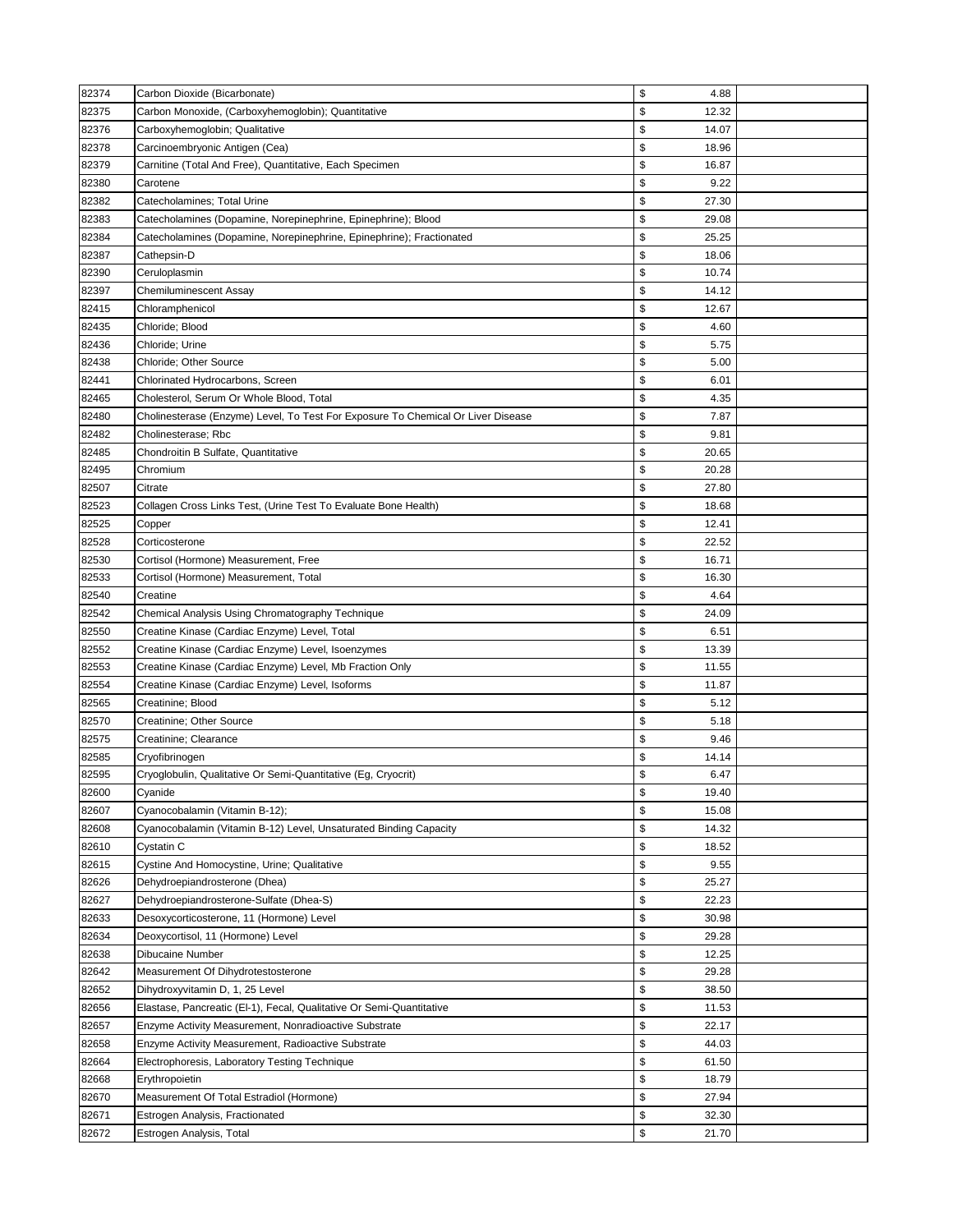| | | | |
|---|---|---|---|
| 82374 | Carbon Dioxide (Bicarbonate) | $ 4.88 | |
| 82375 | Carbon Monoxide, (Carboxyhemoglobin); Quantitative | $ 12.32 | |
| 82376 | Carboxyhemoglobin; Qualitative | $ 14.07 | |
| 82378 | Carcinoembryonic Antigen (Cea) | $ 18.96 | |
| 82379 | Carnitine (Total And Free), Quantitative, Each Specimen | $ 16.87 | |
| 82380 | Carotene | $ 9.22 | |
| 82382 | Catecholamines; Total Urine | $ 27.30 | |
| 82383 | Catecholamines (Dopamine, Norepinephrine, Epinephrine); Blood | $ 29.08 | |
| 82384 | Catecholamines (Dopamine, Norepinephrine, Epinephrine); Fractionated | $ 25.25 | |
| 82387 | Cathepsin-D | $ 18.06 | |
| 82390 | Ceruloplasmin | $ 10.74 | |
| 82397 | Chemiluminescent Assay | $ 14.12 | |
| 82415 | Chloramphenicol | $ 12.67 | |
| 82435 | Chloride; Blood | $ 4.60 | |
| 82436 | Chloride; Urine | $ 5.75 | |
| 82438 | Chloride; Other Source | $ 5.00 | |
| 82441 | Chlorinated Hydrocarbons, Screen | $ 6.01 | |
| 82465 | Cholesterol, Serum Or Whole Blood, Total | $ 4.35 | |
| 82480 | Cholinesterase (Enzyme) Level, To Test For Exposure To Chemical Or Liver Disease | $ 7.87 | |
| 82482 | Cholinesterase; Rbc | $ 9.81 | |
| 82485 | Chondroitin B Sulfate, Quantitative | $ 20.65 | |
| 82495 | Chromium | $ 20.28 | |
| 82507 | Citrate | $ 27.80 | |
| 82523 | Collagen Cross Links Test, (Urine Test To Evaluate Bone Health) | $ 18.68 | |
| 82525 | Copper | $ 12.41 | |
| 82528 | Corticosterone | $ 22.52 | |
| 82530 | Cortisol (Hormone) Measurement, Free | $ 16.71 | |
| 82533 | Cortisol (Hormone) Measurement, Total | $ 16.30 | |
| 82540 | Creatine | $ 4.64 | |
| 82542 | Chemical Analysis Using Chromatography Technique | $ 24.09 | |
| 82550 | Creatine Kinase (Cardiac Enzyme) Level, Total | $ 6.51 | |
| 82552 | Creatine Kinase (Cardiac Enzyme) Level, Isoenzymes | $ 13.39 | |
| 82553 | Creatine Kinase (Cardiac Enzyme) Level, Mb Fraction Only | $ 11.55 | |
| 82554 | Creatine Kinase (Cardiac Enzyme) Level, Isoforms | $ 11.87 | |
| 82565 | Creatinine; Blood | $ 5.12 | |
| 82570 | Creatinine; Other Source | $ 5.18 | |
| 82575 | Creatinine; Clearance | $ 9.46 | |
| 82585 | Cryofibrinogen | $ 14.14 | |
| 82595 | Cryoglobulin, Qualitative Or Semi-Quantitative (Eg, Cryocrit) | $ 6.47 | |
| 82600 | Cyanide | $ 19.40 | |
| 82607 | Cyanocobalamin (Vitamin B-12); | $ 15.08 | |
| 82608 | Cyanocobalamin (Vitamin B-12) Level, Unsaturated Binding Capacity | $ 14.32 | |
| 82610 | Cystatin C | $ 18.52 | |
| 82615 | Cystine And Homocystine, Urine; Qualitative | $ 9.55 | |
| 82626 | Dehydroepiandrosterone (Dhea) | $ 25.27 | |
| 82627 | Dehydroepiandrosterone-Sulfate (Dhea-S) | $ 22.23 | |
| 82633 | Desoxycorticosterone, 11 (Hormone) Level | $ 30.98 | |
| 82634 | Deoxycortisol, 11 (Hormone) Level | $ 29.28 | |
| 82638 | Dibucaine Number | $ 12.25 | |
| 82642 | Measurement Of Dihydrotestosterone | $ 29.28 | |
| 82652 | Dihydroxyvitamin D, 1, 25 Level | $ 38.50 | |
| 82656 | Elastase, Pancreatic (El-1), Fecal, Qualitative Or Semi-Quantitative | $ 11.53 | |
| 82657 | Enzyme Activity Measurement, Nonradioactive Substrate | $ 22.17 | |
| 82658 | Enzyme Activity Measurement, Radioactive Substrate | $ 44.03 | |
| 82664 | Electrophoresis, Laboratory Testing Technique | $ 61.50 | |
| 82668 | Erythropoietin | $ 18.79 | |
| 82670 | Measurement Of Total Estradiol (Hormone) | $ 27.94 | |
| 82671 | Estrogen Analysis, Fractionated | $ 32.30 | |
| 82672 | Estrogen Analysis, Total | $ 21.70 | |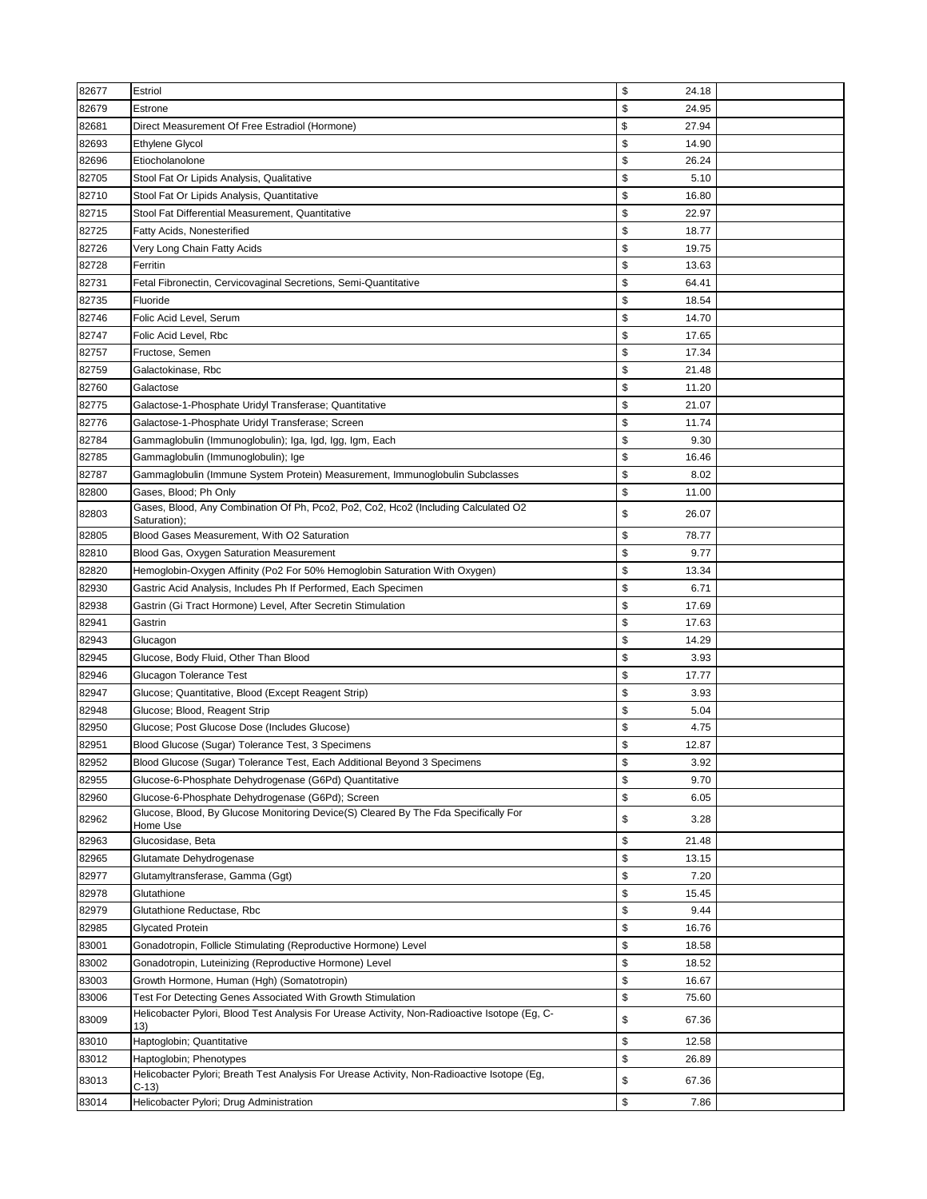| | | | |
|---|---|---|---|
| 82677 | Estriol | $ 24.18 | |
| 82679 | Estrone | $ 24.95 | |
| 82681 | Direct Measurement Of Free Estradiol (Hormone) | $ 27.94 | |
| 82693 | Ethylene Glycol | $ 14.90 | |
| 82696 | Etiocholanolone | $ 26.24 | |
| 82705 | Stool Fat Or Lipids Analysis, Qualitative | $ 5.10 | |
| 82710 | Stool Fat Or Lipids Analysis, Quantitative | $ 16.80 | |
| 82715 | Stool Fat Differential Measurement, Quantitative | $ 22.97 | |
| 82725 | Fatty Acids, Nonesterified | $ 18.77 | |
| 82726 | Very Long Chain Fatty Acids | $ 19.75 | |
| 82728 | Ferritin | $ 13.63 | |
| 82731 | Fetal Fibronectin, Cervicovaginal Secretions, Semi-Quantitative | $ 64.41 | |
| 82735 | Fluoride | $ 18.54 | |
| 82746 | Folic Acid Level, Serum | $ 14.70 | |
| 82747 | Folic Acid Level, Rbc | $ 17.65 | |
| 82757 | Fructose, Semen | $ 17.34 | |
| 82759 | Galactokinase, Rbc | $ 21.48 | |
| 82760 | Galactose | $ 11.20 | |
| 82775 | Galactose-1-Phosphate Uridyl Transferase; Quantitative | $ 21.07 | |
| 82776 | Galactose-1-Phosphate Uridyl Transferase; Screen | $ 11.74 | |
| 82784 | Gammaglobulin (Immunoglobulin); Iga, Igd, Igg, Igm, Each | $ 9.30 | |
| 82785 | Gammaglobulin (Immunoglobulin); Ige | $ 16.46 | |
| 82787 | Gammaglobulin (Immune System Protein) Measurement, Immunoglobulin Subclasses | $ 8.02 | |
| 82800 | Gases, Blood; Ph Only | $ 11.00 | |
| 82803 | Gases, Blood, Any Combination Of Ph, Pco2, Po2, Co2, Hco2 (Including Calculated O2 Saturation); | $ 26.07 | |
| 82805 | Blood Gases Measurement, With O2 Saturation | $ 78.77 | |
| 82810 | Blood Gas, Oxygen Saturation Measurement | $ 9.77 | |
| 82820 | Hemoglobin-Oxygen Affinity (Po2 For 50% Hemoglobin Saturation With Oxygen) | $ 13.34 | |
| 82930 | Gastric Acid Analysis, Includes Ph If Performed, Each Specimen | $ 6.71 | |
| 82938 | Gastrin (Gi Tract Hormone) Level, After Secretin Stimulation | $ 17.69 | |
| 82941 | Gastrin | $ 17.63 | |
| 82943 | Glucagon | $ 14.29 | |
| 82945 | Glucose, Body Fluid, Other Than Blood | $ 3.93 | |
| 82946 | Glucagon Tolerance Test | $ 17.77 | |
| 82947 | Glucose; Quantitative, Blood (Except Reagent Strip) | $ 3.93 | |
| 82948 | Glucose; Blood, Reagent Strip | $ 5.04 | |
| 82950 | Glucose; Post Glucose Dose (Includes Glucose) | $ 4.75 | |
| 82951 | Blood Glucose (Sugar) Tolerance Test, 3 Specimens | $ 12.87 | |
| 82952 | Blood Glucose (Sugar) Tolerance Test, Each Additional Beyond 3 Specimens | $ 3.92 | |
| 82955 | Glucose-6-Phosphate Dehydrogenase (G6Pd) Quantitative | $ 9.70 | |
| 82960 | Glucose-6-Phosphate Dehydrogenase (G6Pd); Screen | $ 6.05 | |
| 82962 | Glucose, Blood, By Glucose Monitoring Device(S) Cleared By The Fda Specifically For Home Use | $ 3.28 | |
| 82963 | Glucosidase, Beta | $ 21.48 | |
| 82965 | Glutamate Dehydrogenase | $ 13.15 | |
| 82977 | Glutamyltransferase, Gamma (Ggt) | $ 7.20 | |
| 82978 | Glutathione | $ 15.45 | |
| 82979 | Glutathione Reductase, Rbc | $ 9.44 | |
| 82985 | Glycated Protein | $ 16.76 | |
| 83001 | Gonadotropin, Follicle Stimulating (Reproductive Hormone) Level | $ 18.58 | |
| 83002 | Gonadotropin, Luteinizing (Reproductive Hormone) Level | $ 18.52 | |
| 83003 | Growth Hormone, Human (Hgh) (Somatotropin) | $ 16.67 | |
| 83006 | Test For Detecting Genes Associated With Growth Stimulation | $ 75.60 | |
| 83009 | Helicobacter Pylori, Blood Test Analysis For Urease Activity, Non-Radioactive Isotope (Eg, C-13) | $ 67.36 | |
| 83010 | Haptoglobin; Quantitative | $ 12.58 | |
| 83012 | Haptoglobin; Phenotypes | $ 26.89 | |
| 83013 | Helicobacter Pylori; Breath Test Analysis For Urease Activity, Non-Radioactive Isotope (Eg, C-13) | $ 67.36 | |
| 83014 | Helicobacter Pylori; Drug Administration | $ 7.86 | |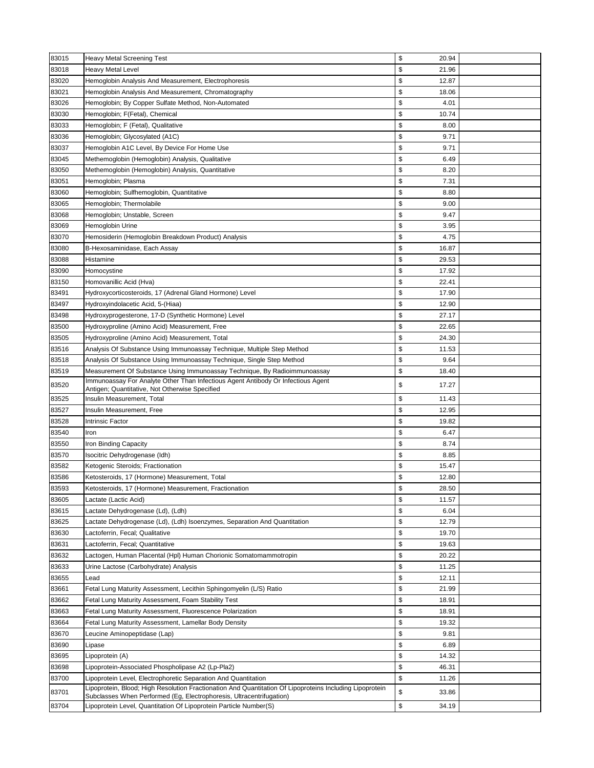| | | | | |
|---|---|---|---|---|
| 83015 | Heavy Metal Screening Test | $ | 20.94 | |
| 83018 | Heavy Metal Level | $ | 21.96 | |
| 83020 | Hemoglobin Analysis And Measurement, Electrophoresis | $ | 12.87 | |
| 83021 | Hemoglobin Analysis And Measurement, Chromatography | $ | 18.06 | |
| 83026 | Hemoglobin; By Copper Sulfate Method, Non-Automated | $ | 4.01 | |
| 83030 | Hemoglobin; F(Fetal), Chemical | $ | 10.74 | |
| 83033 | Hemoglobin; F (Fetal), Qualitative | $ | 8.00 | |
| 83036 | Hemoglobin; Glycosylated (A1C) | $ | 9.71 | |
| 83037 | Hemoglobin A1C Level, By Device For Home Use | $ | 9.71 | |
| 83045 | Methemoglobin (Hemoglobin) Analysis, Qualitative | $ | 6.49 | |
| 83050 | Methemoglobin (Hemoglobin) Analysis, Quantitative | $ | 8.20 | |
| 83051 | Hemoglobin; Plasma | $ | 7.31 | |
| 83060 | Hemoglobin; Sulfhemoglobin, Quantitative | $ | 8.80 | |
| 83065 | Hemoglobin; Thermolabile | $ | 9.00 | |
| 83068 | Hemoglobin; Unstable, Screen | $ | 9.47 | |
| 83069 | Hemoglobin Urine | $ | 3.95 | |
| 83070 | Hemosiderin (Hemoglobin Breakdown Product) Analysis | $ | 4.75 | |
| 83080 | B-Hexosaminidase, Each Assay | $ | 16.87 | |
| 83088 | Histamine | $ | 29.53 | |
| 83090 | Homocystine | $ | 17.92 | |
| 83150 | Homovanillic Acid (Hva) | $ | 22.41 | |
| 83491 | Hydroxycorticosteroids, 17 (Adrenal Gland Hormone) Level | $ | 17.90 | |
| 83497 | Hydroxyindolacetic Acid, 5-(Hiaa) | $ | 12.90 | |
| 83498 | Hydroxyprogesterone, 17-D (Synthetic Hormone) Level | $ | 27.17 | |
| 83500 | Hydroxyproline (Amino Acid) Measurement, Free | $ | 22.65 | |
| 83505 | Hydroxyproline (Amino Acid) Measurement, Total | $ | 24.30 | |
| 83516 | Analysis Of Substance Using Immunoassay Technique, Multiple Step Method | $ | 11.53 | |
| 83518 | Analysis Of Substance Using Immunoassay Technique, Single Step Method | $ | 9.64 | |
| 83519 | Measurement Of Substance Using Immunoassay Technique, By Radioimmunoassay | $ | 18.40 | |
| 83520 | Immunoassay For Analyte Other Than Infectious Agent Antibody Or Infectious Agent Antigen; Quantitative, Not Otherwise Specified | $ | 17.27 | |
| 83525 | Insulin Measurement, Total | $ | 11.43 | |
| 83527 | Insulin Measurement, Free | $ | 12.95 | |
| 83528 | Intrinsic Factor | $ | 19.82 | |
| 83540 | Iron | $ | 6.47 | |
| 83550 | Iron Binding Capacity | $ | 8.74 | |
| 83570 | Isocitric Dehydrogenase (Idh) | $ | 8.85 | |
| 83582 | Ketogenic Steroids; Fractionation | $ | 15.47 | |
| 83586 | Ketosteroids, 17 (Hormone) Measurement, Total | $ | 12.80 | |
| 83593 | Ketosteroids, 17 (Hormone) Measurement, Fractionation | $ | 28.50 | |
| 83605 | Lactate (Lactic Acid) | $ | 11.57 | |
| 83615 | Lactate Dehydrogenase (Ld), (Ldh) | $ | 6.04 | |
| 83625 | Lactate Dehydrogenase (Ld), (Ldh) Isoenzymes, Separation And Quantitation | $ | 12.79 | |
| 83630 | Lactoferrin, Fecal; Qualitative | $ | 19.70 | |
| 83631 | Lactoferrin, Fecal; Quantitative | $ | 19.63 | |
| 83632 | Lactogen, Human Placental (Hpl) Human Chorionic Somatomammotropin | $ | 20.22 | |
| 83633 | Urine Lactose (Carbohydrate) Analysis | $ | 11.25 | |
| 83655 | Lead | $ | 12.11 | |
| 83661 | Fetal Lung Maturity Assessment, Lecithin Sphingomyelin (L/S) Ratio | $ | 21.99 | |
| 83662 | Fetal Lung Maturity Assessment, Foam Stability Test | $ | 18.91 | |
| 83663 | Fetal Lung Maturity Assessment, Fluorescence Polarization | $ | 18.91 | |
| 83664 | Fetal Lung Maturity Assessment, Lamellar Body Density | $ | 19.32 | |
| 83670 | Leucine Aminopeptidase (Lap) | $ | 9.81 | |
| 83690 | Lipase | $ | 6.89 | |
| 83695 | Lipoprotein (A) | $ | 14.32 | |
| 83698 | Lipoprotein-Associated Phospholipase A2 (Lp-Pla2) | $ | 46.31 | |
| 83700 | Lipoprotein Level, Electrophoretic Separation And Quantitation | $ | 11.26 | |
| 83701 | Lipoprotein, Blood; High Resolution Fractionation And Quantitation Of Lipoproteins Including Lipoprotein Subclasses When Performed (Eg, Electrophoresis, Ultracentrifugation) | $ | 33.86 | |
| 83704 | Lipoprotein Level, Quantitation Of Lipoprotein Particle Number(S) | $ | 34.19 | |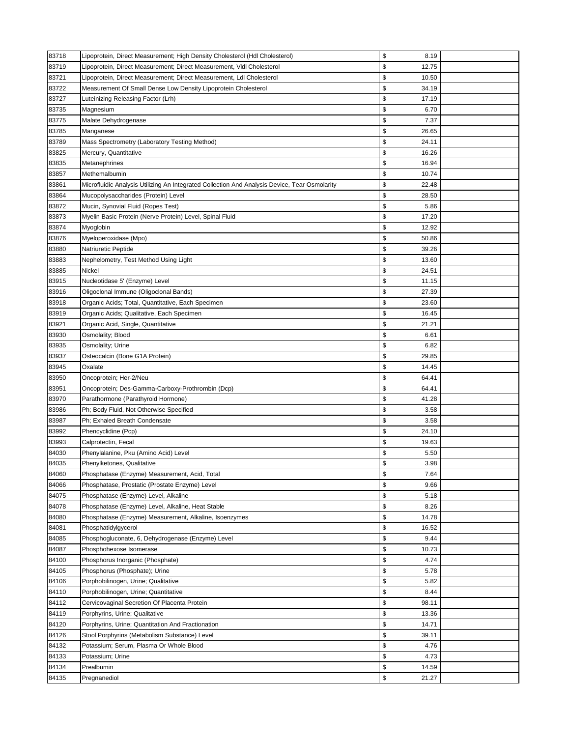| | | | |
|---|---|---|---|
| 83718 | Lipoprotein, Direct Measurement; High Density Cholesterol (Hdl Cholesterol) | $ 8.19 | |
| 83719 | Lipoprotein, Direct Measurement; Direct Measurement, Vldl Cholesterol | $ 12.75 | |
| 83721 | Lipoprotein, Direct Measurement; Direct Measurement, Ldl Cholesterol | $ 10.50 | |
| 83722 | Measurement Of Small Dense Low Density Lipoprotein Cholesterol | $ 34.19 | |
| 83727 | Luteinizing Releasing Factor (Lrh) | $ 17.19 | |
| 83735 | Magnesium | $ 6.70 | |
| 83775 | Malate Dehydrogenase | $ 7.37 | |
| 83785 | Manganese | $ 26.65 | |
| 83789 | Mass Spectrometry (Laboratory Testing Method) | $ 24.11 | |
| 83825 | Mercury, Quantitative | $ 16.26 | |
| 83835 | Metanephrines | $ 16.94 | |
| 83857 | Methemalbumin | $ 10.74 | |
| 83861 | Microfluidic Analysis Utilizing An Integrated Collection And Analysis Device, Tear Osmolarity | $ 22.48 | |
| 83864 | Mucopolysaccharides (Protein) Level | $ 28.50 | |
| 83872 | Mucin, Synovial Fluid (Ropes Test) | $ 5.86 | |
| 83873 | Myelin Basic Protein (Nerve Protein) Level, Spinal Fluid | $ 17.20 | |
| 83874 | Myoglobin | $ 12.92 | |
| 83876 | Myeloperoxidase (Mpo) | $ 50.86 | |
| 83880 | Natriuretic Peptide | $ 39.26 | |
| 83883 | Nephelometry, Test Method Using Light | $ 13.60 | |
| 83885 | Nickel | $ 24.51 | |
| 83915 | Nucleotidase 5' (Enzyme) Level | $ 11.15 | |
| 83916 | Oligoclonal Immune (Oligoclonal Bands) | $ 27.39 | |
| 83918 | Organic Acids; Total, Quantitative, Each Specimen | $ 23.60 | |
| 83919 | Organic Acids; Qualitative, Each Specimen | $ 16.45 | |
| 83921 | Organic Acid, Single, Quantitative | $ 21.21 | |
| 83930 | Osmolality; Blood | $ 6.61 | |
| 83935 | Osmolality; Urine | $ 6.82 | |
| 83937 | Osteocalcin (Bone G1A Protein) | $ 29.85 | |
| 83945 | Oxalate | $ 14.45 | |
| 83950 | Oncoprotein; Her-2/Neu | $ 64.41 | |
| 83951 | Oncoprotein; Des-Gamma-Carboxy-Prothrombin (Dcp) | $ 64.41 | |
| 83970 | Parathormone (Parathyroid Hormone) | $ 41.28 | |
| 83986 | Ph; Body Fluid, Not Otherwise Specified | $ 3.58 | |
| 83987 | Ph; Exhaled Breath Condensate | $ 3.58 | |
| 83992 | Phencyclidine (Pcp) | $ 24.10 | |
| 83993 | Calprotectin, Fecal | $ 19.63 | |
| 84030 | Phenylalanine, Pku (Amino Acid) Level | $ 5.50 | |
| 84035 | Phenylketones, Qualitative | $ 3.98 | |
| 84060 | Phosphatase (Enzyme) Measurement, Acid, Total | $ 7.64 | |
| 84066 | Phosphatase, Prostatic (Prostate Enzyme) Level | $ 9.66 | |
| 84075 | Phosphatase (Enzyme) Level, Alkaline | $ 5.18 | |
| 84078 | Phosphatase (Enzyme) Level, Alkaline, Heat Stable | $ 8.26 | |
| 84080 | Phosphatase (Enzyme) Measurement, Alkaline, Isoenzymes | $ 14.78 | |
| 84081 | Phosphatidylgycerol | $ 16.52 | |
| 84085 | Phosphogluconate, 6, Dehydrogenase (Enzyme) Level | $ 9.44 | |
| 84087 | Phosphohexose Isomerase | $ 10.73 | |
| 84100 | Phosphorus Inorganic (Phosphate) | $ 4.74 | |
| 84105 | Phosphorus (Phosphate); Urine | $ 5.78 | |
| 84106 | Porphobilinogen, Urine; Qualitative | $ 5.82 | |
| 84110 | Porphobilinogen, Urine; Quantitative | $ 8.44 | |
| 84112 | Cervicovaginal Secretion Of Placenta Protein | $ 98.11 | |
| 84119 | Porphyrins, Urine; Qualitative | $ 13.36 | |
| 84120 | Porphyrins, Urine; Quantitation And Fractionation | $ 14.71 | |
| 84126 | Stool Porphyrins (Metabolism Substance) Level | $ 39.11 | |
| 84132 | Potassium; Serum, Plasma Or Whole Blood | $ 4.76 | |
| 84133 | Potassium; Urine | $ 4.73 | |
| 84134 | Prealbumin | $ 14.59 | |
| 84135 | Pregnanediol | $ 21.27 | |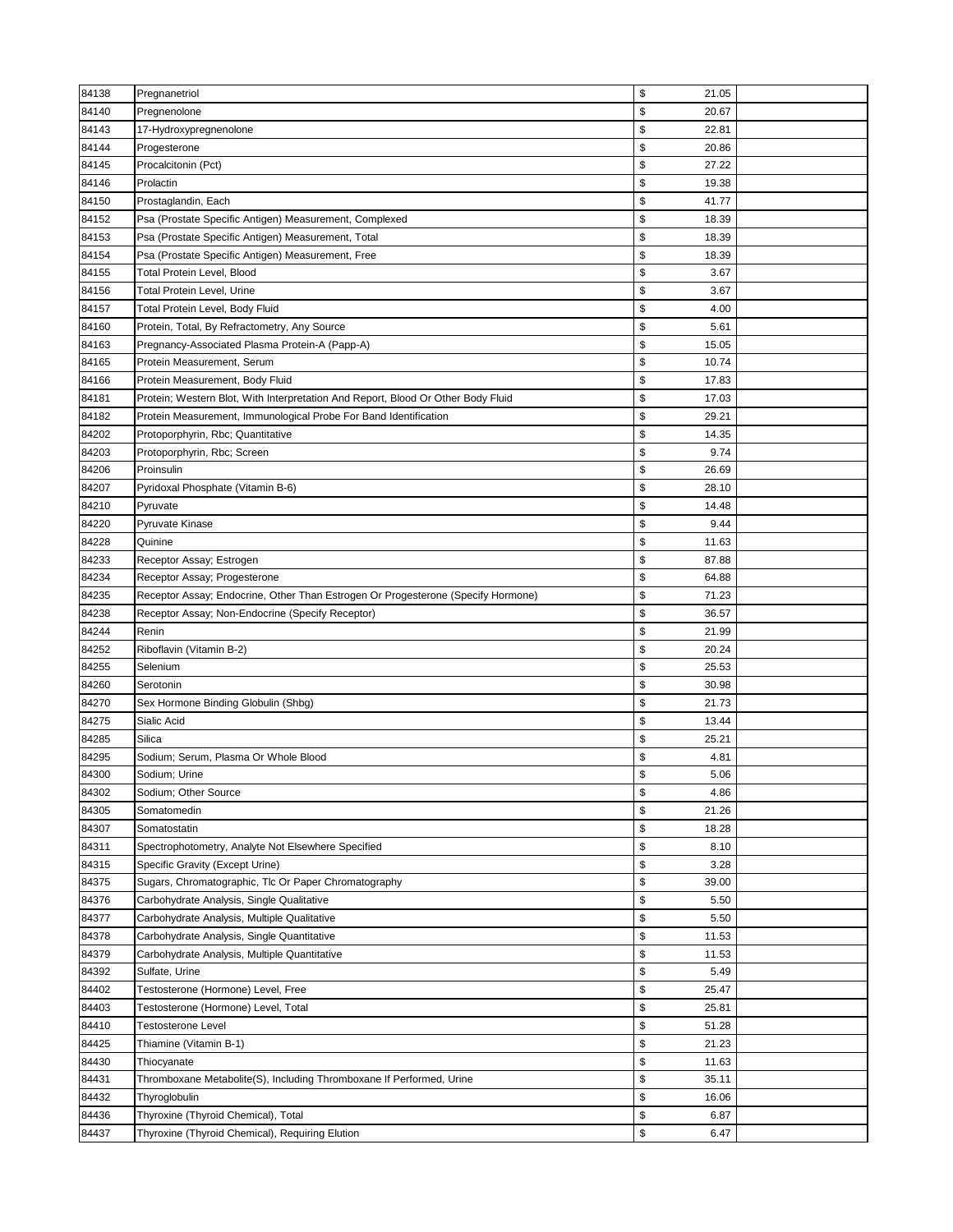| | | | | |
|---|---|---|---|---|
| 84138 | Pregnanetriol | $ | 21.05 | |
| 84140 | Pregnenolone | $ | 20.67 | |
| 84143 | 17-Hydroxypregnenolone | $ | 22.81 | |
| 84144 | Progesterone | $ | 20.86 | |
| 84145 | Procalcitonin (Pct) | $ | 27.22 | |
| 84146 | Prolactin | $ | 19.38 | |
| 84150 | Prostaglandin, Each | $ | 41.77 | |
| 84152 | Psa (Prostate Specific Antigen) Measurement, Complexed | $ | 18.39 | |
| 84153 | Psa (Prostate Specific Antigen) Measurement, Total | $ | 18.39 | |
| 84154 | Psa (Prostate Specific Antigen) Measurement, Free | $ | 18.39 | |
| 84155 | Total Protein Level, Blood | $ | 3.67 | |
| 84156 | Total Protein Level, Urine | $ | 3.67 | |
| 84157 | Total Protein Level, Body Fluid | $ | 4.00 | |
| 84160 | Protein, Total, By Refractometry, Any Source | $ | 5.61 | |
| 84163 | Pregnancy-Associated Plasma Protein-A (Papp-A) | $ | 15.05 | |
| 84165 | Protein Measurement, Serum | $ | 10.74 | |
| 84166 | Protein Measurement, Body Fluid | $ | 17.83 | |
| 84181 | Protein; Western Blot, With Interpretation And Report, Blood Or Other Body Fluid | $ | 17.03 | |
| 84182 | Protein Measurement, Immunological Probe For Band Identification | $ | 29.21 | |
| 84202 | Protoporphyrin, Rbc; Quantitative | $ | 14.35 | |
| 84203 | Protoporphyrin, Rbc; Screen | $ | 9.74 | |
| 84206 | Proinsulin | $ | 26.69 | |
| 84207 | Pyridoxal Phosphate (Vitamin B-6) | $ | 28.10 | |
| 84210 | Pyruvate | $ | 14.48 | |
| 84220 | Pyruvate Kinase | $ | 9.44 | |
| 84228 | Quinine | $ | 11.63 | |
| 84233 | Receptor Assay; Estrogen | $ | 87.88 | |
| 84234 | Receptor Assay; Progesterone | $ | 64.88 | |
| 84235 | Receptor Assay; Endocrine, Other Than Estrogen Or Progesterone (Specify Hormone) | $ | 71.23 | |
| 84238 | Receptor Assay; Non-Endocrine (Specify Receptor) | $ | 36.57 | |
| 84244 | Renin | $ | 21.99 | |
| 84252 | Riboflavin (Vitamin B-2) | $ | 20.24 | |
| 84255 | Selenium | $ | 25.53 | |
| 84260 | Serotonin | $ | 30.98 | |
| 84270 | Sex Hormone Binding Globulin (Shbg) | $ | 21.73 | |
| 84275 | Sialic Acid | $ | 13.44 | |
| 84285 | Silica | $ | 25.21 | |
| 84295 | Sodium; Serum, Plasma Or Whole Blood | $ | 4.81 | |
| 84300 | Sodium; Urine | $ | 5.06 | |
| 84302 | Sodium; Other Source | $ | 4.86 | |
| 84305 | Somatomedin | $ | 21.26 | |
| 84307 | Somatostatin | $ | 18.28 | |
| 84311 | Spectrophotometry, Analyte Not Elsewhere Specified | $ | 8.10 | |
| 84315 | Specific Gravity (Except Urine) | $ | 3.28 | |
| 84375 | Sugars, Chromatographic, Tlc Or Paper Chromatography | $ | 39.00 | |
| 84376 | Carbohydrate Analysis, Single Qualitative | $ | 5.50 | |
| 84377 | Carbohydrate Analysis, Multiple Qualitative | $ | 5.50 | |
| 84378 | Carbohydrate Analysis, Single Quantitative | $ | 11.53 | |
| 84379 | Carbohydrate Analysis, Multiple Quantitative | $ | 11.53 | |
| 84392 | Sulfate, Urine | $ | 5.49 | |
| 84402 | Testosterone (Hormone) Level, Free | $ | 25.47 | |
| 84403 | Testosterone (Hormone) Level, Total | $ | 25.81 | |
| 84410 | Testosterone Level | $ | 51.28 | |
| 84425 | Thiamine (Vitamin B-1) | $ | 21.23 | |
| 84430 | Thiocyanate | $ | 11.63 | |
| 84431 | Thromboxane Metabolite(S), Including Thromboxane If Performed, Urine | $ | 35.11 | |
| 84432 | Thyroglobulin | $ | 16.06 | |
| 84436 | Thyroxine (Thyroid Chemical), Total | $ | 6.87 | |
| 84437 | Thyroxine (Thyroid Chemical), Requiring Elution | $ | 6.47 | |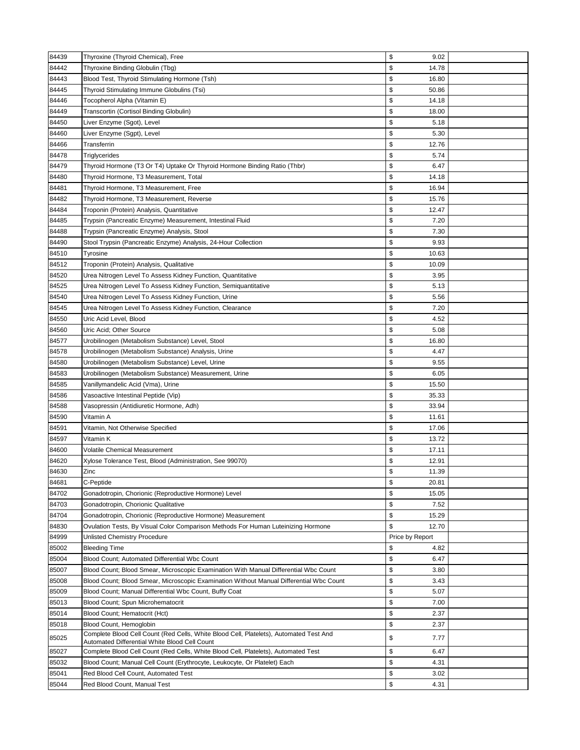| | | | |
|---|---|---|---|
| 84439 | Thyroxine (Thyroid Chemical), Free | $ 9.02 | |
| 84442 | Thyroxine Binding Globulin (Tbg) | $ 14.78 | |
| 84443 | Blood Test, Thyroid Stimulating Hormone (Tsh) | $ 16.80 | |
| 84445 | Thyroid Stimulating Immune Globulins (Tsi) | $ 50.86 | |
| 84446 | Tocopherol Alpha (Vitamin E) | $ 14.18 | |
| 84449 | Transcortin (Cortisol Binding Globulin) | $ 18.00 | |
| 84450 | Liver Enzyme (Sgot), Level | $ 5.18 | |
| 84460 | Liver Enzyme (Sgpt), Level | $ 5.30 | |
| 84466 | Transferrin | $ 12.76 | |
| 84478 | Triglycerides | $ 5.74 | |
| 84479 | Thyroid Hormone (T3 Or T4) Uptake Or Thyroid Hormone Binding Ratio (Thbr) | $ 6.47 | |
| 84480 | Thyroid Hormone, T3 Measurement, Total | $ 14.18 | |
| 84481 | Thyroid Hormone, T3 Measurement, Free | $ 16.94 | |
| 84482 | Thyroid Hormone, T3 Measurement, Reverse | $ 15.76 | |
| 84484 | Troponin (Protein) Analysis, Quantitative | $ 12.47 | |
| 84485 | Trypsin (Pancreatic Enzyme) Measurement, Intestinal Fluid | $ 7.20 | |
| 84488 | Trypsin (Pancreatic Enzyme) Analysis, Stool | $ 7.30 | |
| 84490 | Stool Trypsin (Pancreatic Enzyme) Analysis, 24-Hour Collection | $ 9.93 | |
| 84510 | Tyrosine | $ 10.63 | |
| 84512 | Troponin (Protein) Analysis, Qualitative | $ 10.09 | |
| 84520 | Urea Nitrogen Level To Assess Kidney Function, Quantitative | $ 3.95 | |
| 84525 | Urea Nitrogen Level To Assess Kidney Function, Semiquantitative | $ 5.13 | |
| 84540 | Urea Nitrogen Level To Assess Kidney Function, Urine | $ 5.56 | |
| 84545 | Urea Nitrogen Level To Assess Kidney Function, Clearance | $ 7.20 | |
| 84550 | Uric Acid Level, Blood | $ 4.52 | |
| 84560 | Uric Acid; Other Source | $ 5.08 | |
| 84577 | Urobilinogen (Metabolism Substance) Level, Stool | $ 16.80 | |
| 84578 | Urobilinogen (Metabolism Substance) Analysis, Urine | $ 4.47 | |
| 84580 | Urobilinogen (Metabolism Substance) Level, Urine | $ 9.55 | |
| 84583 | Urobilinogen (Metabolism Substance) Measurement, Urine | $ 6.05 | |
| 84585 | Vanillymandelic Acid (Vma), Urine | $ 15.50 | |
| 84586 | Vasoactive Intestinal Peptide (Vip) | $ 35.33 | |
| 84588 | Vasopressin (Antidiuretic Hormone, Adh) | $ 33.94 | |
| 84590 | Vitamin A | $ 11.61 | |
| 84591 | Vitamin, Not Otherwise Specified | $ 17.06 | |
| 84597 | Vitamin K | $ 13.72 | |
| 84600 | Volatile Chemical Measurement | $ 17.11 | |
| 84620 | Xylose Tolerance Test, Blood (Administration, See 99070) | $ 12.91 | |
| 84630 | Zinc | $ 11.39 | |
| 84681 | C-Peptide | $ 20.81 | |
| 84702 | Gonadotropin, Chorionic (Reproductive Hormone) Level | $ 15.05 | |
| 84703 | Gonadotropin, Chorionic Qualitative | $ 7.52 | |
| 84704 | Gonadotropin, Chorionic (Reproductive Hormone) Measurement | $ 15.29 | |
| 84830 | Ovulation Tests, By Visual Color Comparison Methods For Human Luteinizing Hormone | $ 12.70 | |
| 84999 | Unlisted Chemistry Procedure | Price by Report | |
| 85002 | Bleeding Time | $ 4.82 | |
| 85004 | Blood Count; Automated Differential Wbc Count | $ 6.47 | |
| 85007 | Blood Count; Blood Smear, Microscopic Examination With Manual Differential Wbc Count | $ 3.80 | |
| 85008 | Blood Count; Blood Smear, Microscopic Examination Without Manual Differential Wbc Count | $ 3.43 | |
| 85009 | Blood Count; Manual Differential Wbc Count, Buffy Coat | $ 5.07 | |
| 85013 | Blood Count; Spun Microhematocrit | $ 7.00 | |
| 85014 | Blood Count; Hematocrit (Hct) | $ 2.37 | |
| 85018 | Blood Count, Hemoglobin | $ 2.37 | |
| 85025 | Complete Blood Cell Count (Red Cells, White Blood Cell, Platelets), Automated Test And Automated Differential White Blood Cell Count | $ 7.77 | |
| 85027 | Complete Blood Cell Count (Red Cells, White Blood Cell, Platelets), Automated Test | $ 6.47 | |
| 85032 | Blood Count; Manual Cell Count (Erythrocyte, Leukocyte, Or Platelet) Each | $ 4.31 | |
| 85041 | Red Blood Cell Count, Automated Test | $ 3.02 | |
| 85044 | Red Blood Count, Manual Test | $ 4.31 | |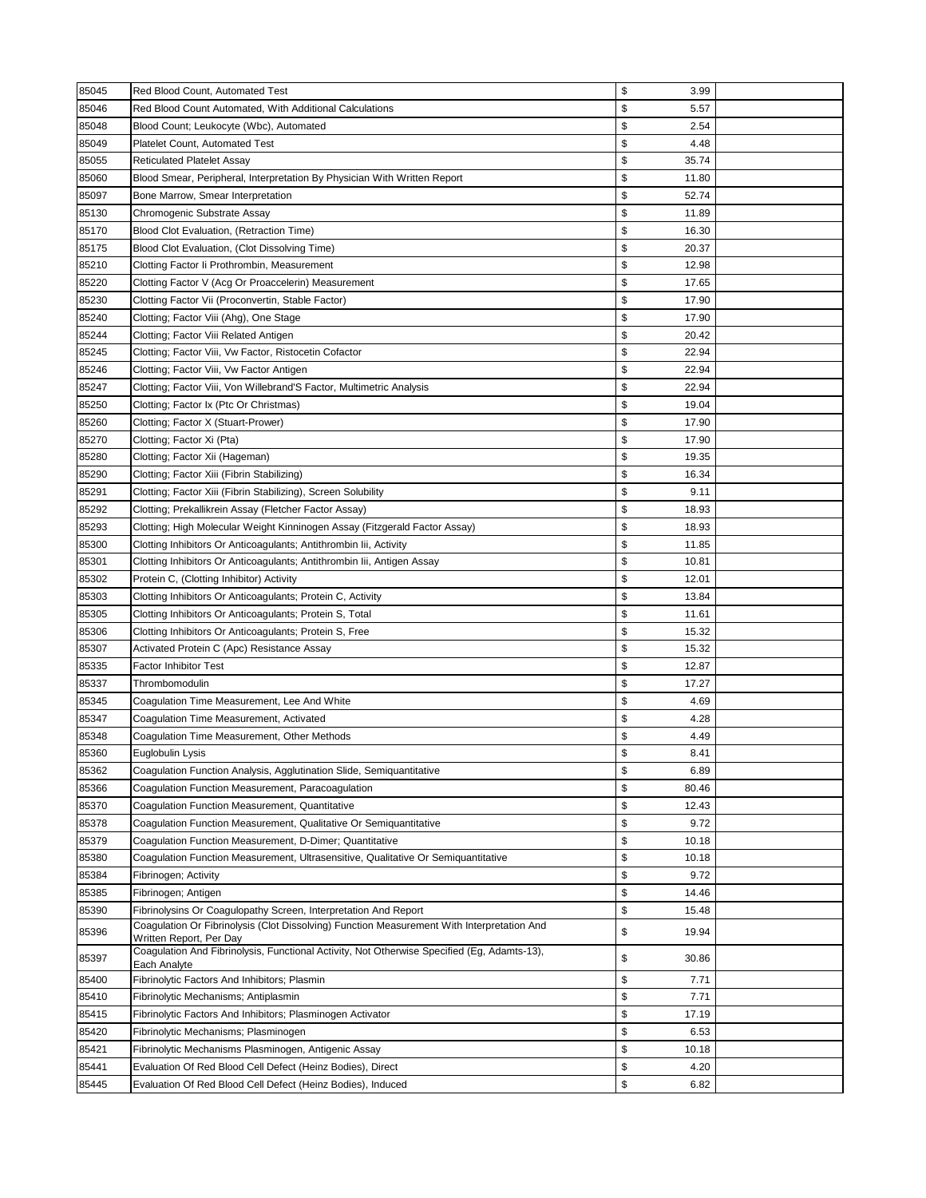| | | | | |
|---|---|---|---|---|
| 85045 | Red Blood Count, Automated Test | $ | 3.99 | |
| 85046 | Red Blood Count Automated, With Additional Calculations | $ | 5.57 | |
| 85048 | Blood Count; Leukocyte (Wbc), Automated | $ | 2.54 | |
| 85049 | Platelet Count, Automated Test | $ | 4.48 | |
| 85055 | Reticulated Platelet Assay | $ | 35.74 | |
| 85060 | Blood Smear, Peripheral, Interpretation By Physician With Written Report | $ | 11.80 | |
| 85097 | Bone Marrow, Smear Interpretation | $ | 52.74 | |
| 85130 | Chromogenic Substrate Assay | $ | 11.89 | |
| 85170 | Blood Clot Evaluation, (Retraction Time) | $ | 16.30 | |
| 85175 | Blood Clot Evaluation, (Clot Dissolving Time) | $ | 20.37 | |
| 85210 | Clotting Factor Ii Prothrombin, Measurement | $ | 12.98 | |
| 85220 | Clotting Factor V (Acg Or Proaccelerin) Measurement | $ | 17.65 | |
| 85230 | Clotting Factor Vii (Proconvertin, Stable Factor) | $ | 17.90 | |
| 85240 | Clotting; Factor Viii (Ahg), One Stage | $ | 17.90 | |
| 85244 | Clotting; Factor Viii Related Antigen | $ | 20.42 | |
| 85245 | Clotting; Factor Viii, Vw Factor, Ristocetin Cofactor | $ | 22.94 | |
| 85246 | Clotting; Factor Viii, Vw Factor Antigen | $ | 22.94 | |
| 85247 | Clotting; Factor Viii, Von Willebrand'S Factor, Multimetric Analysis | $ | 22.94 | |
| 85250 | Clotting; Factor Ix (Ptc Or Christmas) | $ | 19.04 | |
| 85260 | Clotting; Factor X (Stuart-Prower) | $ | 17.90 | |
| 85270 | Clotting; Factor Xi (Pta) | $ | 17.90 | |
| 85280 | Clotting; Factor Xii (Hageman) | $ | 19.35 | |
| 85290 | Clotting; Factor Xiii (Fibrin Stabilizing) | $ | 16.34 | |
| 85291 | Clotting; Factor Xiii (Fibrin Stabilizing), Screen Solubility | $ | 9.11 | |
| 85292 | Clotting; Prekallikrein Assay (Fletcher Factor Assay) | $ | 18.93 | |
| 85293 | Clotting; High Molecular Weight Kinninogen Assay (Fitzgerald Factor Assay) | $ | 18.93 | |
| 85300 | Clotting Inhibitors Or Anticoagulants; Antithrombin Iii, Activity | $ | 11.85 | |
| 85301 | Clotting Inhibitors Or Anticoagulants; Antithrombin Iii, Antigen Assay | $ | 10.81 | |
| 85302 | Protein C, (Clotting Inhibitor) Activity | $ | 12.01 | |
| 85303 | Clotting Inhibitors Or Anticoagulants; Protein C, Activity | $ | 13.84 | |
| 85305 | Clotting Inhibitors Or Anticoagulants; Protein S, Total | $ | 11.61 | |
| 85306 | Clotting Inhibitors Or Anticoagulants; Protein S, Free | $ | 15.32 | |
| 85307 | Activated Protein C (Apc) Resistance Assay | $ | 15.32 | |
| 85335 | Factor Inhibitor Test | $ | 12.87 | |
| 85337 | Thrombomodulin | $ | 17.27 | |
| 85345 | Coagulation Time Measurement, Lee And White | $ | 4.69 | |
| 85347 | Coagulation Time Measurement, Activated | $ | 4.28 | |
| 85348 | Coagulation Time Measurement, Other Methods | $ | 4.49 | |
| 85360 | Euglobulin Lysis | $ | 8.41 | |
| 85362 | Coagulation Function Analysis, Agglutination Slide, Semiquantitative | $ | 6.89 | |
| 85366 | Coagulation Function Measurement, Paracoagulation | $ | 80.46 | |
| 85370 | Coagulation Function Measurement, Quantitative | $ | 12.43 | |
| 85378 | Coagulation Function Measurement, Qualitative Or Semiquantitative | $ | 9.72 | |
| 85379 | Coagulation Function Measurement, D-Dimer; Quantitative | $ | 10.18 | |
| 85380 | Coagulation Function Measurement, Ultrasensitive, Qualitative Or Semiquantitative | $ | 10.18 | |
| 85384 | Fibrinogen; Activity | $ | 9.72 | |
| 85385 | Fibrinogen; Antigen | $ | 14.46 | |
| 85390 | Fibrinolysins Or Coagulopathy Screen, Interpretation And Report | $ | 15.48 | |
| 85396 | Coagulation Or Fibrinolysis (Clot Dissolving) Function Measurement With Interpretation And Written Report, Per Day | $ | 19.94 | |
| 85397 | Coagulation And Fibrinolysis, Functional Activity, Not Otherwise Specified (Eg, Adamts-13), Each Analyte | $ | 30.86 | |
| 85400 | Fibrinolytic Factors And Inhibitors; Plasmin | $ | 7.71 | |
| 85410 | Fibrinolytic Mechanisms; Antiplasmin | $ | 7.71 | |
| 85415 | Fibrinolytic Factors And Inhibitors; Plasminogen Activator | $ | 17.19 | |
| 85420 | Fibrinolytic Mechanisms; Plasminogen | $ | 6.53 | |
| 85421 | Fibrinolytic Mechanisms Plasminogen, Antigenic Assay | $ | 10.18 | |
| 85441 | Evaluation Of Red Blood Cell Defect (Heinz Bodies), Direct | $ | 4.20 | |
| 85445 | Evaluation Of Red Blood Cell Defect (Heinz Bodies), Induced | $ | 6.82 | |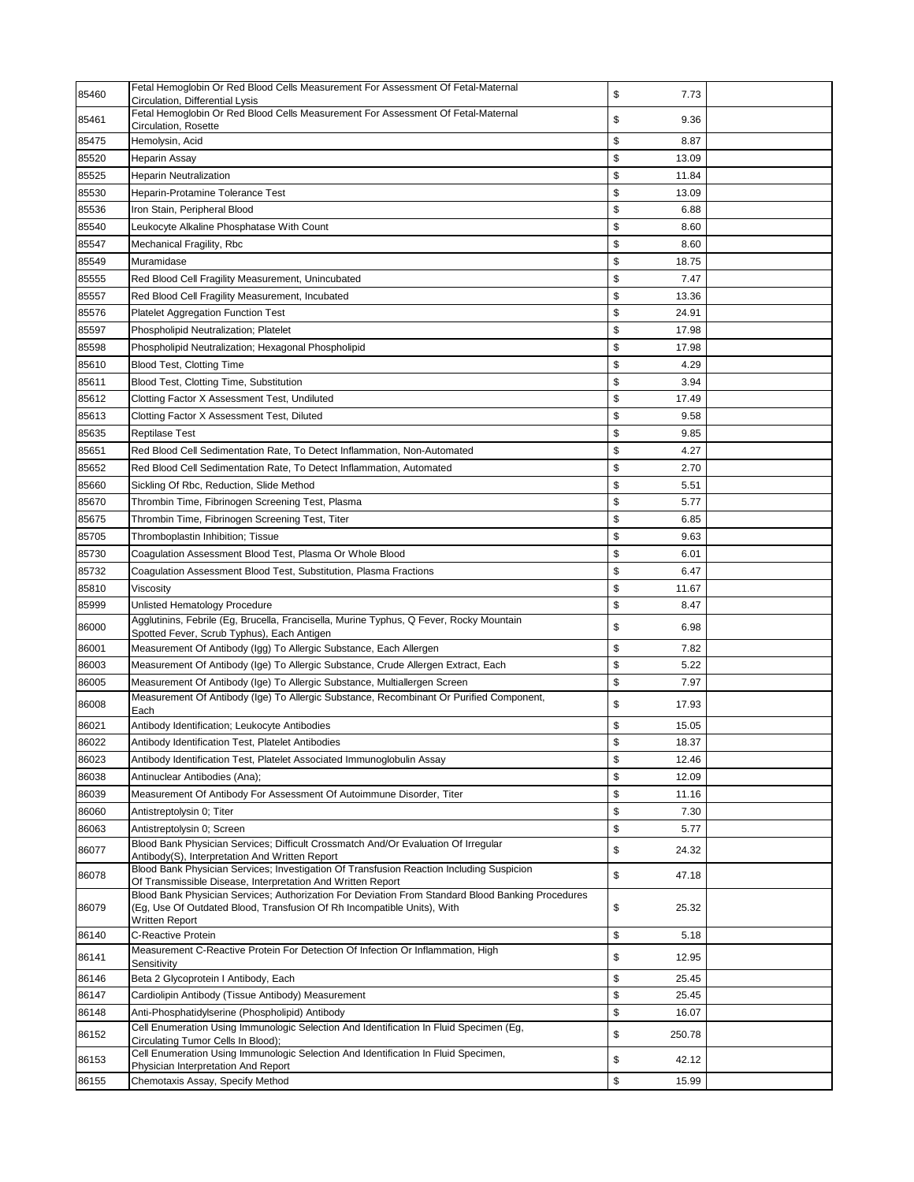| | | | | |
|---|---|---|---|---|
| 85460 | Fetal Hemoglobin Or Red Blood Cells Measurement For Assessment Of Fetal-Maternal Circulation, Differential Lysis | $ | 7.73 | |
| 85461 | Fetal Hemoglobin Or Red Blood Cells Measurement For Assessment Of Fetal-Maternal Circulation, Rosette | $ | 9.36 | |
| 85475 | Hemolysin, Acid | $ | 8.87 | |
| 85520 | Heparin Assay | $ | 13.09 | |
| 85525 | Heparin Neutralization | $ | 11.84 | |
| 85530 | Heparin-Protamine Tolerance Test | $ | 13.09 | |
| 85536 | Iron Stain, Peripheral Blood | $ | 6.88 | |
| 85540 | Leukocyte Alkaline Phosphatase With Count | $ | 8.60 | |
| 85547 | Mechanical Fragility, Rbc | $ | 8.60 | |
| 85549 | Muramidase | $ | 18.75 | |
| 85555 | Red Blood Cell Fragility Measurement, Unincubated | $ | 7.47 | |
| 85557 | Red Blood Cell Fragility Measurement, Incubated | $ | 13.36 | |
| 85576 | Platelet Aggregation Function Test | $ | 24.91 | |
| 85597 | Phospholipid Neutralization; Platelet | $ | 17.98 | |
| 85598 | Phospholipid Neutralization; Hexagonal Phospholipid | $ | 17.98 | |
| 85610 | Blood Test, Clotting Time | $ | 4.29 | |
| 85611 | Blood Test, Clotting Time, Substitution | $ | 3.94 | |
| 85612 | Clotting Factor X Assessment Test, Undiluted | $ | 17.49 | |
| 85613 | Clotting Factor X Assessment Test, Diluted | $ | 9.58 | |
| 85635 | Reptilase Test | $ | 9.85 | |
| 85651 | Red Blood Cell Sedimentation Rate, To Detect Inflammation, Non-Automated | $ | 4.27 | |
| 85652 | Red Blood Cell Sedimentation Rate, To Detect Inflammation, Automated | $ | 2.70 | |
| 85660 | Sickling Of Rbc, Reduction, Slide Method | $ | 5.51 | |
| 85670 | Thrombin Time, Fibrinogen Screening Test, Plasma | $ | 5.77 | |
| 85675 | Thrombin Time, Fibrinogen Screening Test, Titer | $ | 6.85 | |
| 85705 | Thromboplastin Inhibition; Tissue | $ | 9.63 | |
| 85730 | Coagulation Assessment Blood Test, Plasma Or Whole Blood | $ | 6.01 | |
| 85732 | Coagulation Assessment Blood Test, Substitution, Plasma Fractions | $ | 6.47 | |
| 85810 | Viscosity | $ | 11.67 | |
| 85999 | Unlisted Hematology Procedure | $ | 8.47 | |
| 86000 | Agglutinins, Febrile (Eg, Brucella, Francisella, Murine Typhus, Q Fever, Rocky Mountain Spotted Fever, Scrub Typhus), Each Antigen | $ | 6.98 | |
| 86001 | Measurement Of Antibody (Igg) To Allergic Substance, Each Allergen | $ | 7.82 | |
| 86003 | Measurement Of Antibody (Ige) To Allergic Substance, Crude Allergen Extract, Each | $ | 5.22 | |
| 86005 | Measurement Of Antibody (Ige) To Allergic Substance, Multiallergen Screen | $ | 7.97 | |
| 86008 | Measurement Of Antibody (Ige) To Allergic Substance, Recombinant Or Purified Component, Each | $ | 17.93 | |
| 86021 | Antibody Identification; Leukocyte Antibodies | $ | 15.05 | |
| 86022 | Antibody Identification Test, Platelet Antibodies | $ | 18.37 | |
| 86023 | Antibody Identification Test, Platelet Associated Immunoglobulin Assay | $ | 12.46 | |
| 86038 | Antinuclear Antibodies (Ana); | $ | 12.09 | |
| 86039 | Measurement Of Antibody For Assessment Of Autoimmune Disorder, Titer | $ | 11.16 | |
| 86060 | Antistreptolysin 0; Titer | $ | 7.30 | |
| 86063 | Antistreptolysin 0; Screen | $ | 5.77 | |
| 86077 | Blood Bank Physician Services; Difficult Crossmatch And/Or Evaluation Of Irregular Antibody(S), Interpretation And Written Report | $ | 24.32 | |
| 86078 | Blood Bank Physician Services; Investigation Of Transfusion Reaction Including Suspicion Of Transmissible Disease, Interpretation And Written Report | $ | 47.18 | |
| 86079 | Blood Bank Physician Services; Authorization For Deviation From Standard Blood Banking Procedures (Eg, Use Of Outdated Blood, Transfusion Of Rh Incompatible Units), With Written Report | $ | 25.32 | |
| 86140 | C-Reactive Protein | $ | 5.18 | |
| 86141 | Measurement C-Reactive Protein For Detection Of Infection Or Inflammation, High Sensitivity | $ | 12.95 | |
| 86146 | Beta 2 Glycoprotein I Antibody, Each | $ | 25.45 | |
| 86147 | Cardiolipin Antibody (Tissue Antibody) Measurement | $ | 25.45 | |
| 86148 | Anti-Phosphatidylserine (Phospholipid) Antibody | $ | 16.07 | |
| 86152 | Cell Enumeration Using Immunologic Selection And Identification In Fluid Specimen (Eg, Circulating Tumor Cells In Blood); | $ | 250.78 | |
| 86153 | Cell Enumeration Using Immunologic Selection And Identification In Fluid Specimen, Physician Interpretation And Report | $ | 42.12 | |
| 86155 | Chemotaxis Assay, Specify Method | $ | 15.99 | |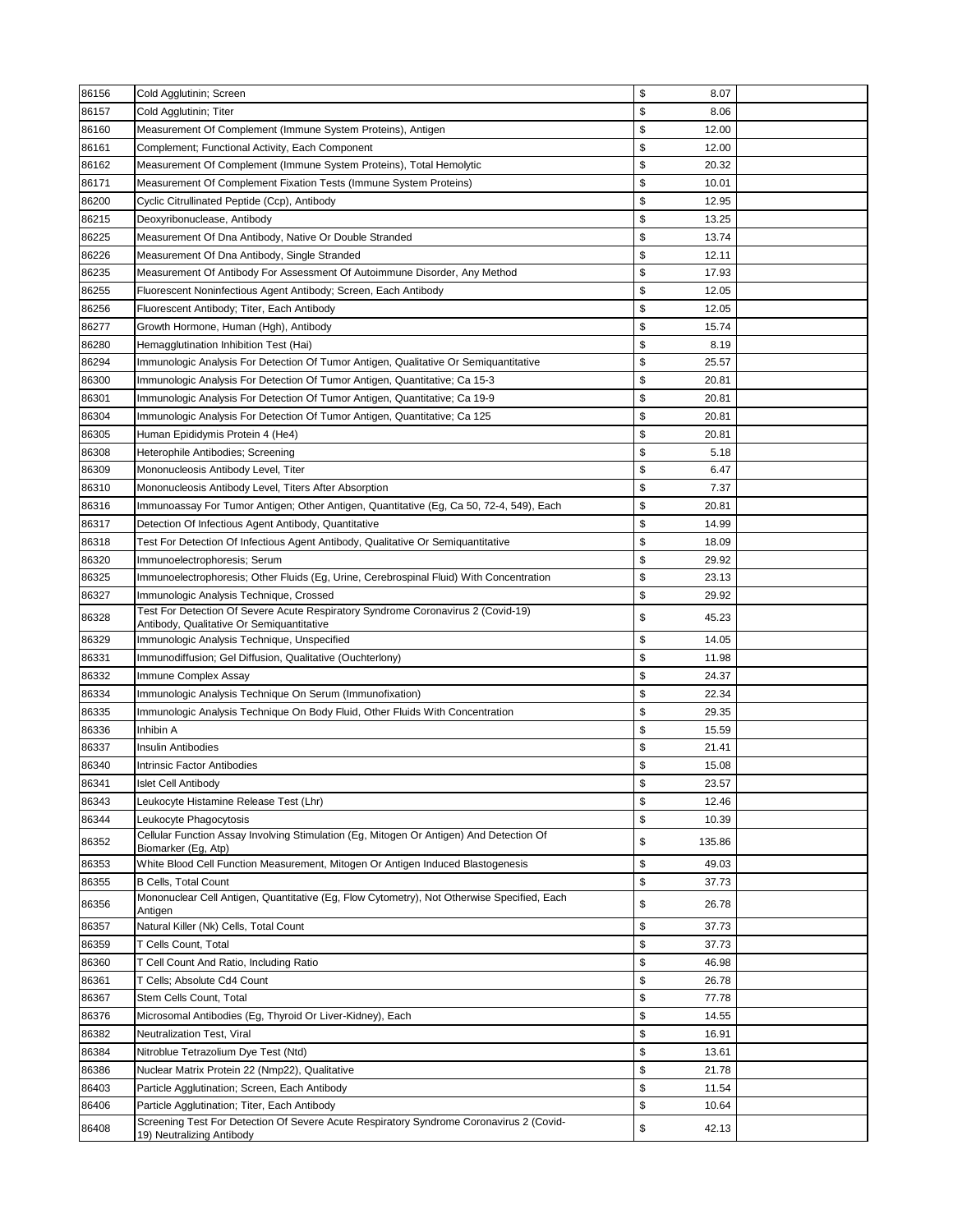| | | | |
|---|---|---|---|
| 86156 | Cold Agglutinin; Screen | $ 8.07 | |
| 86157 | Cold Agglutinin; Titer | $ 8.06 | |
| 86160 | Measurement Of Complement (Immune System Proteins), Antigen | $ 12.00 | |
| 86161 | Complement; Functional Activity, Each Component | $ 12.00 | |
| 86162 | Measurement Of Complement (Immune System Proteins), Total Hemolytic | $ 20.32 | |
| 86171 | Measurement Of Complement Fixation Tests (Immune System Proteins) | $ 10.01 | |
| 86200 | Cyclic Citrullinated Peptide (Ccp), Antibody | $ 12.95 | |
| 86215 | Deoxyribonuclease, Antibody | $ 13.25 | |
| 86225 | Measurement Of Dna Antibody, Native Or Double Stranded | $ 13.74 | |
| 86226 | Measurement Of Dna Antibody, Single Stranded | $ 12.11 | |
| 86235 | Measurement Of Antibody For Assessment Of Autoimmune Disorder, Any Method | $ 17.93 | |
| 86255 | Fluorescent Noninfectious Agent Antibody; Screen, Each Antibody | $ 12.05 | |
| 86256 | Fluorescent Antibody; Titer, Each Antibody | $ 12.05 | |
| 86277 | Growth Hormone, Human (Hgh), Antibody | $ 15.74 | |
| 86280 | Hemagglutination Inhibition Test (Hai) | $ 8.19 | |
| 86294 | Immunologic Analysis For Detection Of Tumor Antigen, Qualitative Or Semiquantitative | $ 25.57 | |
| 86300 | Immunologic Analysis For Detection Of Tumor Antigen, Quantitative; Ca 15-3 | $ 20.81 | |
| 86301 | Immunologic Analysis For Detection Of Tumor Antigen, Quantitative; Ca 19-9 | $ 20.81 | |
| 86304 | Immunologic Analysis For Detection Of Tumor Antigen, Quantitative; Ca 125 | $ 20.81 | |
| 86305 | Human Epididymis Protein 4 (He4) | $ 20.81 | |
| 86308 | Heterophile Antibodies; Screening | $ 5.18 | |
| 86309 | Mononucleosis Antibody Level, Titer | $ 6.47 | |
| 86310 | Mononucleosis Antibody Level, Titers After Absorption | $ 7.37 | |
| 86316 | Immunoassay For Tumor Antigen; Other Antigen, Quantitative (Eg, Ca 50, 72-4, 549), Each | $ 20.81 | |
| 86317 | Detection Of Infectious Agent Antibody, Quantitative | $ 14.99 | |
| 86318 | Test For Detection Of Infectious Agent Antibody, Qualitative Or Semiquantitative | $ 18.09 | |
| 86320 | Immunoelectrophoresis; Serum | $ 29.92 | |
| 86325 | Immunoelectrophoresis; Other Fluids (Eg, Urine, Cerebrospinal Fluid) With Concentration | $ 23.13 | |
| 86327 | Immunologic Analysis Technique, Crossed | $ 29.92 | |
| 86328 | Test For Detection Of Severe Acute Respiratory Syndrome Coronavirus 2 (Covid-19) Antibody, Qualitative Or Semiquantitative | $ 45.23 | |
| 86329 | Immunologic Analysis Technique, Unspecified | $ 14.05 | |
| 86331 | Immunodiffusion; Gel Diffusion, Qualitative (Ouchterlony) | $ 11.98 | |
| 86332 | Immune Complex Assay | $ 24.37 | |
| 86334 | Immunologic Analysis Technique On Serum (Immunofixation) | $ 22.34 | |
| 86335 | Immunologic Analysis Technique On Body Fluid, Other Fluids With Concentration | $ 29.35 | |
| 86336 | Inhibin A | $ 15.59 | |
| 86337 | Insulin Antibodies | $ 21.41 | |
| 86340 | Intrinsic Factor Antibodies | $ 15.08 | |
| 86341 | Islet Cell Antibody | $ 23.57 | |
| 86343 | Leukocyte Histamine Release Test (Lhr) | $ 12.46 | |
| 86344 | Leukocyte Phagocytosis | $ 10.39 | |
| 86352 | Cellular Function Assay Involving Stimulation (Eg, Mitogen Or Antigen) And Detection Of Biomarker (Eg, Atp) | $ 135.86 | |
| 86353 | White Blood Cell Function Measurement, Mitogen Or Antigen Induced Blastogenesis | $ 49.03 | |
| 86355 | B Cells, Total Count | $ 37.73 | |
| 86356 | Mononuclear Cell Antigen, Quantitative (Eg, Flow Cytometry), Not Otherwise Specified, Each Antigen | $ 26.78 | |
| 86357 | Natural Killer (Nk) Cells, Total Count | $ 37.73 | |
| 86359 | T Cells Count, Total | $ 37.73 | |
| 86360 | T Cell Count And Ratio, Including Ratio | $ 46.98 | |
| 86361 | T Cells; Absolute Cd4 Count | $ 26.78 | |
| 86367 | Stem Cells Count, Total | $ 77.78 | |
| 86376 | Microsomal Antibodies (Eg, Thyroid Or Liver-Kidney), Each | $ 14.55 | |
| 86382 | Neutralization Test, Viral | $ 16.91 | |
| 86384 | Nitroblue Tetrazolium Dye Test (Ntd) | $ 13.61 | |
| 86386 | Nuclear Matrix Protein 22 (Nmp22), Qualitative | $ 21.78 | |
| 86403 | Particle Agglutination; Screen, Each Antibody | $ 11.54 | |
| 86406 | Particle Agglutination; Titer, Each Antibody | $ 10.64 | |
| 86408 | Screening Test For Detection Of Severe Acute Respiratory Syndrome Coronavirus 2 (Covid-19) Neutralizing Antibody | $ 42.13 | |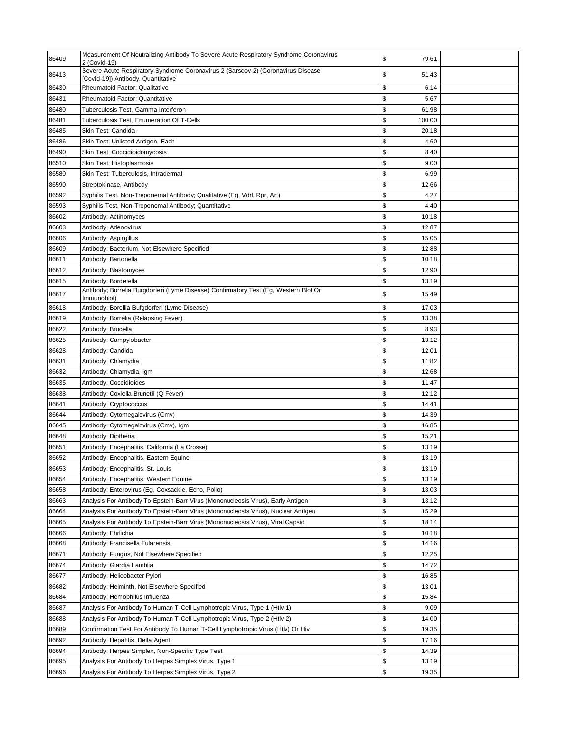| | | | | |
|---|---|---|---|---|
| 86409 | Measurement Of Neutralizing Antibody To Severe Acute Respiratory Syndrome Coronavirus 2 (Covid-19) | $ | 79.61 | |
| 86413 | Severe Acute Respiratory Syndrome Coronavirus 2 (Sarscov-2) (Coronavirus Disease [Covid-19]) Antibody, Quantitative | $ | 51.43 | |
| 86430 | Rheumatoid Factor; Qualitative | $ | 6.14 | |
| 86431 | Rheumatoid Factor; Quantitative | $ | 5.67 | |
| 86480 | Tuberculosis Test, Gamma Interferon | $ | 61.98 | |
| 86481 | Tuberculosis Test, Enumeration Of T-Cells | $ | 100.00 | |
| 86485 | Skin Test; Candida | $ | 20.18 | |
| 86486 | Skin Test; Unlisted Antigen, Each | $ | 4.60 | |
| 86490 | Skin Test; Coccidioidomycosis | $ | 8.40 | |
| 86510 | Skin Test; Histoplasmosis | $ | 9.00 | |
| 86580 | Skin Test; Tuberculosis, Intradermal | $ | 6.99 | |
| 86590 | Streptokinase, Antibody | $ | 12.66 | |
| 86592 | Syphilis Test, Non-Treponemal Antibody; Qualitative (Eg, Vdrl, Rpr, Art) | $ | 4.27 | |
| 86593 | Syphilis Test, Non-Treponemal Antibody; Quantitative | $ | 4.40 | |
| 86602 | Antibody; Actinomyces | $ | 10.18 | |
| 86603 | Antibody; Adenovirus | $ | 12.87 | |
| 86606 | Antibody; Aspirgillus | $ | 15.05 | |
| 86609 | Antibody; Bacterium, Not Elsewhere Specified | $ | 12.88 | |
| 86611 | Antibody; Bartonella | $ | 10.18 | |
| 86612 | Antibody; Blastomyces | $ | 12.90 | |
| 86615 | Antibody; Bordetella | $ | 13.19 | |
| 86617 | Antibody; Borrelia Burgdorferi (Lyme Disease) Confirmatory Test (Eg, Western Blot Or Immunoblot) | $ | 15.49 | |
| 86618 | Antibody; Borellia Bufgdorferi (Lyme Disease) | $ | 17.03 | |
| 86619 | Antibody; Borrelia (Relapsing Fever) | $ | 13.38 | |
| 86622 | Antibody; Brucella | $ | 8.93 | |
| 86625 | Antibody; Campylobacter | $ | 13.12 | |
| 86628 | Antibody; Candida | $ | 12.01 | |
| 86631 | Antibody; Chlamydia | $ | 11.82 | |
| 86632 | Antibody; Chlamydia, Igm | $ | 12.68 | |
| 86635 | Antibody; Coccidioides | $ | 11.47 | |
| 86638 | Antibody; Coxiella Brunetii (Q Fever) | $ | 12.12 | |
| 86641 | Antibody; Cryptococcus | $ | 14.41 | |
| 86644 | Antibody; Cytomegalovirus (Cmv) | $ | 14.39 | |
| 86645 | Antibody; Cytomegalovirus (Cmv), Igm | $ | 16.85 | |
| 86648 | Antibody; Diptheria | $ | 15.21 | |
| 86651 | Antibody; Encephalitis, California (La Crosse) | $ | 13.19 | |
| 86652 | Antibody; Encephalitis, Eastern Equine | $ | 13.19 | |
| 86653 | Antibody; Encephalitis, St. Louis | $ | 13.19 | |
| 86654 | Antibody; Encephalitis, Western Equine | $ | 13.19 | |
| 86658 | Antibody; Enterovirus (Eg, Coxsackie, Echo, Polio) | $ | 13.03 | |
| 86663 | Analysis For Antibody To Epstein-Barr Virus (Mononucleosis Virus), Early Antigen | $ | 13.12 | |
| 86664 | Analysis For Antibody To Epstein-Barr Virus (Mononucleosis Virus), Nuclear Antigen | $ | 15.29 | |
| 86665 | Analysis For Antibody To Epstein-Barr Virus (Mononucleosis Virus), Viral Capsid | $ | 18.14 | |
| 86666 | Antibody; Ehrlichia | $ | 10.18 | |
| 86668 | Antibody; Francisella Tularensis | $ | 14.16 | |
| 86671 | Antibody; Fungus, Not Elsewhere Specified | $ | 12.25 | |
| 86674 | Antibody; Giardia Lamblia | $ | 14.72 | |
| 86677 | Antibody; Helicobacter Pylori | $ | 16.85 | |
| 86682 | Antibody; Helminth, Not Elsewhere Specified | $ | 13.01 | |
| 86684 | Antibody; Hemophilus Influenza | $ | 15.84 | |
| 86687 | Analysis For Antibody To Human T-Cell Lymphotropic Virus, Type 1 (Htlv-1) | $ | 9.09 | |
| 86688 | Analysis For Antibody To Human T-Cell Lymphotropic Virus, Type 2 (Htlv-2) | $ | 14.00 | |
| 86689 | Confirmation Test For Antibody To Human T-Cell Lymphotropic Virus (Htlv) Or Hiv | $ | 19.35 | |
| 86692 | Antibody; Hepatitis, Delta Agent | $ | 17.16 | |
| 86694 | Antibody; Herpes Simplex, Non-Specific Type Test | $ | 14.39 | |
| 86695 | Analysis For Antibody To Herpes Simplex Virus, Type 1 | $ | 13.19 | |
| 86696 | Analysis For Antibody To Herpes Simplex Virus, Type 2 | $ | 19.35 | |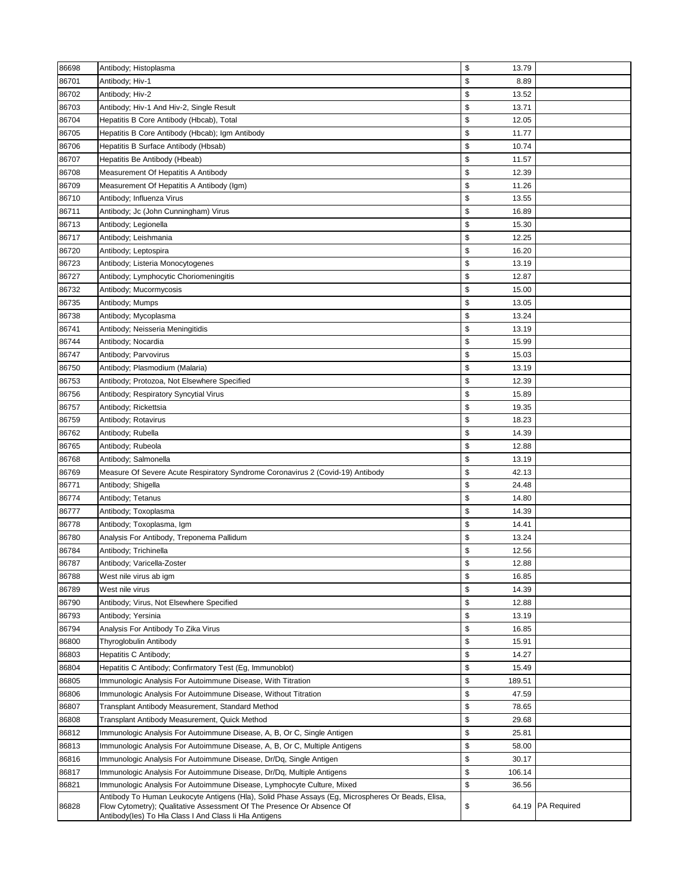| | | | |
|---|---|---|---|
| 86698 | Antibody; Histoplasma | $ 13.79 | |
| 86701 | Antibody; Hiv-1 | $ 8.89 | |
| 86702 | Antibody; Hiv-2 | $ 13.52 | |
| 86703 | Antibody; Hiv-1 And Hiv-2, Single Result | $ 13.71 | |
| 86704 | Hepatitis B Core Antibody (Hbcab), Total | $ 12.05 | |
| 86705 | Hepatitis B Core Antibody (Hbcab); Igm Antibody | $ 11.77 | |
| 86706 | Hepatitis B Surface Antibody (Hbsab) | $ 10.74 | |
| 86707 | Hepatitis Be Antibody (Hbeab) | $ 11.57 | |
| 86708 | Measurement Of Hepatitis A Antibody | $ 12.39 | |
| 86709 | Measurement Of Hepatitis A Antibody (Igm) | $ 11.26 | |
| 86710 | Antibody; Influenza Virus | $ 13.55 | |
| 86711 | Antibody; Jc (John Cunningham) Virus | $ 16.89 | |
| 86713 | Antibody; Legionella | $ 15.30 | |
| 86717 | Antibody; Leishmania | $ 12.25 | |
| 86720 | Antibody; Leptospira | $ 16.20 | |
| 86723 | Antibody; Listeria Monocytogenes | $ 13.19 | |
| 86727 | Antibody; Lymphocytic Choriomeningitis | $ 12.87 | |
| 86732 | Antibody; Mucormycosis | $ 15.00 | |
| 86735 | Antibody; Mumps | $ 13.05 | |
| 86738 | Antibody; Mycoplasma | $ 13.24 | |
| 86741 | Antibody; Neisseria Meningitidis | $ 13.19 | |
| 86744 | Antibody; Nocardia | $ 15.99 | |
| 86747 | Antibody; Parvovirus | $ 15.03 | |
| 86750 | Antibody; Plasmodium (Malaria) | $ 13.19 | |
| 86753 | Antibody; Protozoa, Not Elsewhere Specified | $ 12.39 | |
| 86756 | Antibody; Respiratory Syncytial Virus | $ 15.89 | |
| 86757 | Antibody; Rickettsia | $ 19.35 | |
| 86759 | Antibody; Rotavirus | $ 18.23 | |
| 86762 | Antibody; Rubella | $ 14.39 | |
| 86765 | Antibody; Rubeola | $ 12.88 | |
| 86768 | Antibody; Salmonella | $ 13.19 | |
| 86769 | Measure Of Severe Acute Respiratory Syndrome Coronavirus 2 (Covid-19) Antibody | $ 42.13 | |
| 86771 | Antibody; Shigella | $ 24.48 | |
| 86774 | Antibody; Tetanus | $ 14.80 | |
| 86777 | Antibody; Toxoplasma | $ 14.39 | |
| 86778 | Antibody; Toxoplasma, Igm | $ 14.41 | |
| 86780 | Analysis For Antibody, Treponema Pallidum | $ 13.24 | |
| 86784 | Antibody; Trichinella | $ 12.56 | |
| 86787 | Antibody; Varicella-Zoster | $ 12.88 | |
| 86788 | West nile virus ab igm | $ 16.85 | |
| 86789 | West nile virus | $ 14.39 | |
| 86790 | Antibody; Virus, Not Elsewhere Specified | $ 12.88 | |
| 86793 | Antibody; Yersinia | $ 13.19 | |
| 86794 | Analysis For Antibody To Zika Virus | $ 16.85 | |
| 86800 | Thyroglobulin Antibody | $ 15.91 | |
| 86803 | Hepatitis C Antibody; | $ 14.27 | |
| 86804 | Hepatitis C Antibody; Confirmatory Test (Eg, Immunoblot) | $ 15.49 | |
| 86805 | Immunologic Analysis For Autoimmune Disease, With Titration | $ 189.51 | |
| 86806 | Immunologic Analysis For Autoimmune Disease, Without Titration | $ 47.59 | |
| 86807 | Transplant Antibody Measurement, Standard Method | $ 78.65 | |
| 86808 | Transplant Antibody Measurement, Quick Method | $ 29.68 | |
| 86812 | Immunologic Analysis For Autoimmune Disease, A, B, Or C, Single Antigen | $ 25.81 | |
| 86813 | Immunologic Analysis For Autoimmune Disease, A, B, Or C, Multiple Antigens | $ 58.00 | |
| 86816 | Immunologic Analysis For Autoimmune Disease, Dr/Dq, Single Antigen | $ 30.17 | |
| 86817 | Immunologic Analysis For Autoimmune Disease, Dr/Dq, Multiple Antigens | $ 106.14 | |
| 86821 | Immunologic Analysis For Autoimmune Disease, Lymphocyte Culture, Mixed | $ 36.56 | |
| 86828 | Antibody To Human Leukocyte Antigens (Hla), Solid Phase Assays (Eg, Microspheres Or Beads, Elisa, Flow Cytometry); Qualitative Assessment Of The Presence Or Absence Of Antibody(Ies) To Hla Class I And Class Ii Hla Antigens | $ 64.19 | PA Required |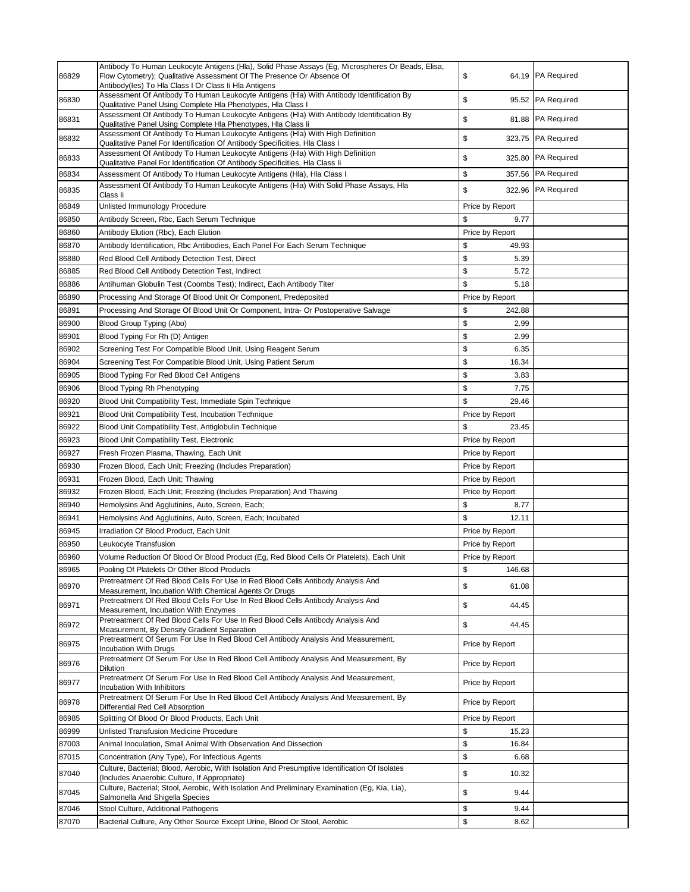| | | | |
|---|---|---|---|
| 86829 | Antibody To Human Leukocyte Antigens (Hla), Solid Phase Assays (Eg, Microspheres Or Beads, Elisa, Flow Cytometry); Qualitative Assessment Of The Presence Or Absence Of Antibody(Ies) To Hla Class I Or Class Ii Hla Antigens | $ 64.19 | PA Required |
| 86830 | Assessment Of Antibody To Human Leukocyte Antigens (Hla) With Antibody Identification By Qualitative Panel Using Complete Hla Phenotypes, Hla Class I | $ 95.52 | PA Required |
| 86831 | Assessment Of Antibody To Human Leukocyte Antigens (Hla) With Antibody Identification By Qualitative Panel Using Complete Hla Phenotypes, Hla Class Ii | $ 81.88 | PA Required |
| 86832 | Assessment Of Antibody To Human Leukocyte Antigens (Hla) With High Definition Qualitative Panel For Identification Of Antibody Specificities, Hla Class I | $ 323.75 | PA Required |
| 86833 | Assessment Of Antibody To Human Leukocyte Antigens (Hla) With High Definition Qualitative Panel For Identification Of Antibody Specificities, Hla Class Ii | $ 325.80 | PA Required |
| 86834 | Assessment Of Antibody To Human Leukocyte Antigens (Hla), Hla Class I | $ 357.56 | PA Required |
| 86835 | Assessment Of Antibody To Human Leukocyte Antigens (Hla) With Solid Phase Assays, Hla Class Ii | $ 322.96 | PA Required |
| 86849 | Unlisted Immunology Procedure | Price by Report | |
| 86850 | Antibody Screen, Rbc, Each Serum Technique | $ 9.77 | |
| 86860 | Antibody Elution (Rbc), Each Elution | Price by Report | |
| 86870 | Antibody Identification, Rbc Antibodies, Each Panel For Each Serum Technique | $ 49.93 | |
| 86880 | Red Blood Cell Antibody Detection Test, Direct | $ 5.39 | |
| 86885 | Red Blood Cell Antibody Detection Test, Indirect | $ 5.72 | |
| 86886 | Antihuman Globulin Test (Coombs Test); Indirect, Each Antibody Titer | $ 5.18 | |
| 86890 | Processing And Storage Of Blood Unit Or Component, Predeposited | Price by Report | |
| 86891 | Processing And Storage Of Blood Unit Or Component, Intra- Or Postoperative Salvage | $ 242.88 | |
| 86900 | Blood Group Typing (Abo) | $ 2.99 | |
| 86901 | Blood Typing For Rh (D) Antigen | $ 2.99 | |
| 86902 | Screening Test For Compatible Blood Unit, Using Reagent Serum | $ 6.35 | |
| 86904 | Screening Test For Compatible Blood Unit, Using Patient Serum | $ 16.34 | |
| 86905 | Blood Typing For Red Blood Cell Antigens | $ 3.83 | |
| 86906 | Blood Typing Rh Phenotyping | $ 7.75 | |
| 86920 | Blood Unit Compatibility Test, Immediate Spin Technique | $ 29.46 | |
| 86921 | Blood Unit Compatibility Test, Incubation Technique | Price by Report | |
| 86922 | Blood Unit Compatibility Test, Antiglobulin Technique | $ 23.45 | |
| 86923 | Blood Unit Compatibility Test, Electronic | Price by Report | |
| 86927 | Fresh Frozen Plasma, Thawing, Each Unit | Price by Report | |
| 86930 | Frozen Blood, Each Unit; Freezing (Includes Preparation) | Price by Report | |
| 86931 | Frozen Blood, Each Unit; Thawing | Price by Report | |
| 86932 | Frozen Blood, Each Unit; Freezing (Includes Preparation) And Thawing | Price by Report | |
| 86940 | Hemolysins And Agglutinins, Auto, Screen, Each; | $ 8.77 | |
| 86941 | Hemolysins And Agglutinins, Auto, Screen, Each; Incubated | $ 12.11 | |
| 86945 | Irradiation Of Blood Product, Each Unit | Price by Report | |
| 86950 | Leukocyte Transfusion | Price by Report | |
| 86960 | Volume Reduction Of Blood Or Blood Product (Eg, Red Blood Cells Or Platelets), Each Unit | Price by Report | |
| 86965 | Pooling Of Platelets Or Other Blood Products | $ 146.68 | |
| 86970 | Pretreatment Of Red Blood Cells For Use In Red Blood Cells Antibody Analysis And Measurement, Incubation With Chemical Agents Or Drugs | $ 61.08 | |
| 86971 | Pretreatment Of Red Blood Cells For Use In Red Blood Cells Antibody Analysis And Measurement, Incubation With Enzymes | $ 44.45 | |
| 86972 | Pretreatment Of Red Blood Cells For Use In Red Blood Cells Antibody Analysis And Measurement, By Density Gradient Separation | $ 44.45 | |
| 86975 | Pretreatment Of Serum For Use In Red Blood Cell Antibody Analysis And Measurement, Incubation With Drugs | Price by Report | |
| 86976 | Pretreatment Of Serum For Use In Red Blood Cell Antibody Analysis And Measurement, By Dilution | Price by Report | |
| 86977 | Pretreatment Of Serum For Use In Red Blood Cell Antibody Analysis And Measurement, Incubation With Inhibitors | Price by Report | |
| 86978 | Pretreatment Of Serum For Use In Red Blood Cell Antibody Analysis And Measurement, By Differential Red Cell Absorption | Price by Report | |
| 86985 | Splitting Of Blood Or Blood Products, Each Unit | Price by Report | |
| 86999 | Unlisted Transfusion Medicine Procedure | $ 15.23 | |
| 87003 | Animal Inoculation, Small Animal With Observation And Dissection | $ 16.84 | |
| 87015 | Concentration (Any Type), For Infectious Agents | $ 6.68 | |
| 87040 | Culture, Bacterial; Blood, Aerobic, With Isolation And Presumptive Identification Of Isolates (Includes Anaerobic Culture, If Appropriate) | $ 10.32 | |
| 87045 | Culture, Bacterial; Stool, Aerobic, With Isolation And Preliminary Examination (Eg, Kia, Lia), Salmonella And Shigella Species | $ 9.44 | |
| 87046 | Stool Culture, Additional Pathogens | $ 9.44 | |
| 87070 | Bacterial Culture, Any Other Source Except Urine, Blood Or Stool, Aerobic | $ 8.62 | |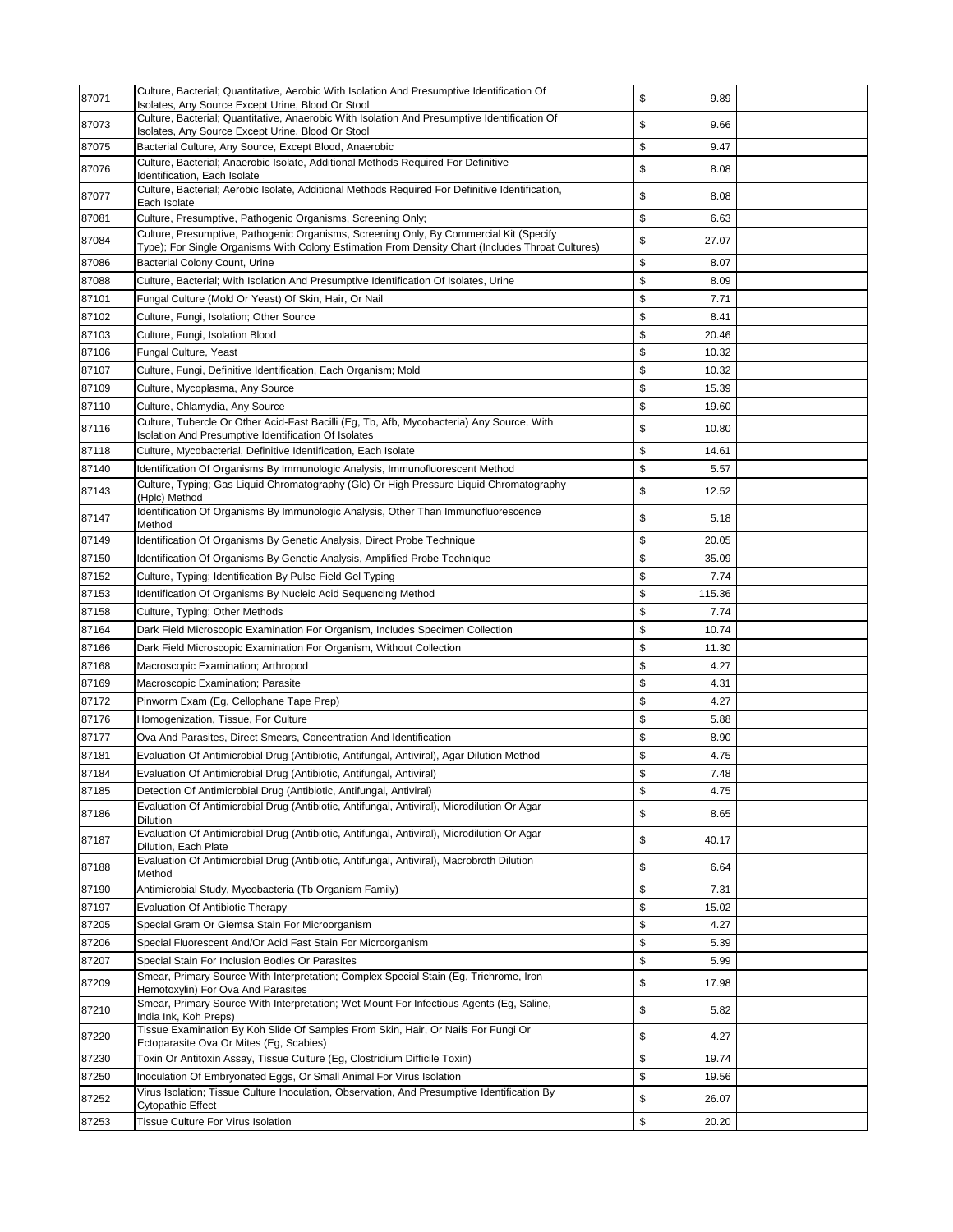| 87071 | Culture, Bacterial; Quantitative, Aerobic With Isolation And Presumptive Identification Of Isolates, Any Source Except Urine, Blood Or Stool | $ | 9.89 | |
|---|---|---|---|---|
| 87073 | Culture, Bacterial; Quantitative, Anaerobic With Isolation And Presumptive Identification Of Isolates, Any Source Except Urine, Blood Or Stool | $ | 9.66 | |
| 87075 | Bacterial Culture, Any Source, Except Blood, Anaerobic | $ | 9.47 | |
| 87076 | Culture, Bacterial; Anaerobic Isolate, Additional Methods Required For Definitive Identification, Each Isolate | $ | 8.08 | |
| 87077 | Culture, Bacterial; Aerobic Isolate, Additional Methods Required For Definitive Identification, Each Isolate | $ | 8.08 | |
| 87081 | Culture, Presumptive, Pathogenic Organisms, Screening Only; | $ | 6.63 | |
| 87084 | Culture, Presumptive, Pathogenic Organisms, Screening Only, By Commercial Kit (Specify Type); For Single Organisms With Colony Estimation From Density Chart (Includes Throat Cultures) | $ | 27.07 | |
| 87086 | Bacterial Colony Count, Urine | $ | 8.07 | |
| 87088 | Culture, Bacterial; With Isolation And Presumptive Identification Of Isolates, Urine | $ | 8.09 | |
| 87101 | Fungal Culture (Mold Or Yeast) Of Skin, Hair, Or Nail | $ | 7.71 | |
| 87102 | Culture, Fungi, Isolation; Other Source | $ | 8.41 | |
| 87103 | Culture, Fungi, Isolation Blood | $ | 20.46 | |
| 87106 | Fungal Culture, Yeast | $ | 10.32 | |
| 87107 | Culture, Fungi, Definitive Identification, Each Organism; Mold | $ | 10.32 | |
| 87109 | Culture, Mycoplasma, Any Source | $ | 15.39 | |
| 87110 | Culture, Chlamydia, Any Source | $ | 19.60 | |
| 87116 | Culture, Tubercle Or Other Acid-Fast Bacilli (Eg, Tb, Afb, Mycobacteria) Any Source, With Isolation And Presumptive Identification Of Isolates | $ | 10.80 | |
| 87118 | Culture, Mycobacterial, Definitive Identification, Each Isolate | $ | 14.61 | |
| 87140 | Identification Of Organisms By Immunologic Analysis, Immunofluorescent Method | $ | 5.57 | |
| 87143 | Culture, Typing; Gas Liquid Chromatography (Glc) Or High Pressure Liquid Chromatography (Hplc) Method | $ | 12.52 | |
| 87147 | Identification Of Organisms By Immunologic Analysis, Other Than Immunofluorescence Method | $ | 5.18 | |
| 87149 | Identification Of Organisms By Genetic Analysis, Direct Probe Technique | $ | 20.05 | |
| 87150 | Identification Of Organisms By Genetic Analysis, Amplified Probe Technique | $ | 35.09 | |
| 87152 | Culture, Typing; Identification By Pulse Field Gel Typing | $ | 7.74 | |
| 87153 | Identification Of Organisms By Nucleic Acid Sequencing Method | $ | 115.36 | |
| 87158 | Culture, Typing; Other Methods | $ | 7.74 | |
| 87164 | Dark Field Microscopic Examination For Organism, Includes Specimen Collection | $ | 10.74 | |
| 87166 | Dark Field Microscopic Examination For Organism, Without Collection | $ | 11.30 | |
| 87168 | Macroscopic Examination; Arthropod | $ | 4.27 | |
| 87169 | Macroscopic Examination; Parasite | $ | 4.31 | |
| 87172 | Pinworm Exam (Eg, Cellophane Tape Prep) | $ | 4.27 | |
| 87176 | Homogenization, Tissue, For Culture | $ | 5.88 | |
| 87177 | Ova And Parasites, Direct Smears, Concentration And Identification | $ | 8.90 | |
| 87181 | Evaluation Of Antimicrobial Drug (Antibiotic, Antifungal, Antiviral), Agar Dilution Method | $ | 4.75 | |
| 87184 | Evaluation Of Antimicrobial Drug (Antibiotic, Antifungal, Antiviral) | $ | 7.48 | |
| 87185 | Detection Of Antimicrobial Drug (Antibiotic, Antifungal, Antiviral) | $ | 4.75 | |
| 87186 | Evaluation Of Antimicrobial Drug (Antibiotic, Antifungal, Antiviral), Microdilution Or Agar Dilution | $ | 8.65 | |
| 87187 | Evaluation Of Antimicrobial Drug (Antibiotic, Antifungal, Antiviral), Microdilution Or Agar Dilution, Each Plate | $ | 40.17 | |
| 87188 | Evaluation Of Antimicrobial Drug (Antibiotic, Antifungal, Antiviral), Macrobroth Dilution Method | $ | 6.64 | |
| 87190 | Antimicrobial Study, Mycobacteria (Tb Organism Family) | $ | 7.31 | |
| 87197 | Evaluation Of Antibiotic Therapy | $ | 15.02 | |
| 87205 | Special Gram Or Giemsa Stain For Microorganism | $ | 4.27 | |
| 87206 | Special Fluorescent And/Or Acid Fast Stain For Microorganism | $ | 5.39 | |
| 87207 | Special Stain For Inclusion Bodies Or Parasites | $ | 5.99 | |
| 87209 | Smear, Primary Source With Interpretation; Complex Special Stain (Eg, Trichrome, Iron Hemotoxylin) For Ova And Parasites | $ | 17.98 | |
| 87210 | Smear, Primary Source With Interpretation; Wet Mount For Infectious Agents (Eg, Saline, India Ink, Koh Preps) | $ | 5.82 | |
| 87220 | Tissue Examination By Koh Slide Of Samples From Skin, Hair, Or Nails For Fungi Or Ectoparasite Ova Or Mites (Eg, Scabies) | $ | 4.27 | |
| 87230 | Toxin Or Antitoxin Assay, Tissue Culture (Eg, Clostridium Difficile Toxin) | $ | 19.74 | |
| 87250 | Inoculation Of Embryonated Eggs, Or Small Animal For Virus Isolation | $ | 19.56 | |
| 87252 | Virus Isolation; Tissue Culture Inoculation, Observation, And Presumptive Identification By Cytopathic Effect | $ | 26.07 | |
| 87253 | Tissue Culture For Virus Isolation | $ | 20.20 | |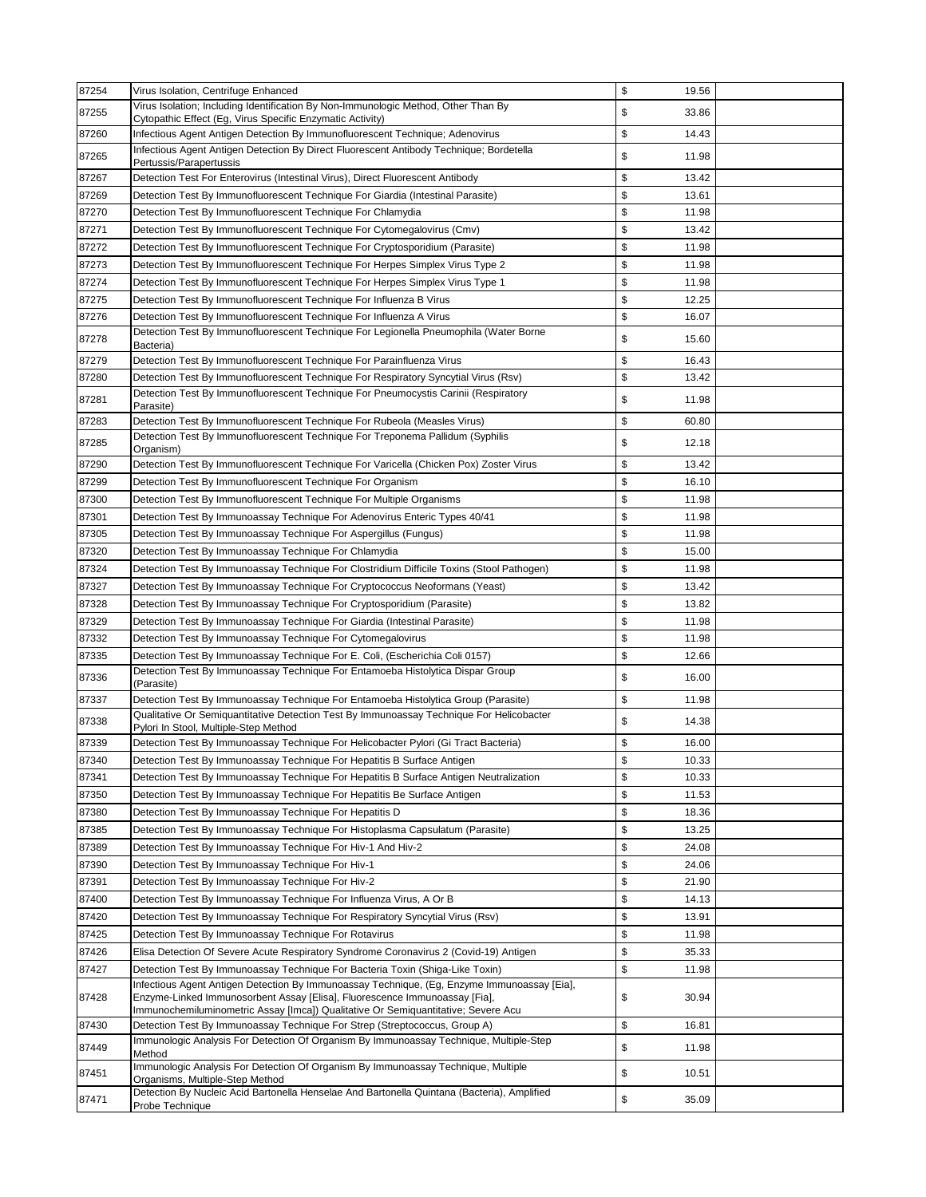| 87254 | Virus Isolation, Centrifuge Enhanced | $ | 19.56 | |
|---|---|---|---|---|
| 87255 | Virus Isolation; Including Identification By Non-Immunologic Method, Other Than By Cytopathic Effect (Eg, Virus Specific Enzymatic Activity) | $ | 33.86 | |
| 87260 | Infectious Agent Antigen Detection By Immunofluorescent Technique; Adenovirus | $ | 14.43 | |
| 87265 | Infectious Agent Antigen Detection By Direct Fluorescent Antibody Technique; Bordetella Pertussis/Parapertussis | $ | 11.98 | |
| 87267 | Detection Test For Enterovirus (Intestinal Virus), Direct Fluorescent Antibody | $ | 13.42 | |
| 87269 | Detection Test By Immunofluorescent Technique For Giardia (Intestinal Parasite) | $ | 13.61 | |
| 87270 | Detection Test By Immunofluorescent Technique For Chlamydia | $ | 11.98 | |
| 87271 | Detection Test By Immunofluorescent Technique For Cytomegalovirus (Cmv) | $ | 13.42 | |
| 87272 | Detection Test By Immunofluorescent Technique For Cryptosporidium (Parasite) | $ | 11.98 | |
| 87273 | Detection Test By Immunofluorescent Technique For Herpes Simplex Virus Type 2 | $ | 11.98 | |
| 87274 | Detection Test By Immunofluorescent Technique For Herpes Simplex Virus Type 1 | $ | 11.98 | |
| 87275 | Detection Test By Immunofluorescent Technique For Influenza B Virus | $ | 12.25 | |
| 87276 | Detection Test By Immunofluorescent Technique For Influenza A Virus | $ | 16.07 | |
| 87278 | Detection Test By Immunofluorescent Technique For Legionella Pneumophila (Water Borne Bacteria) | $ | 15.60 | |
| 87279 | Detection Test By Immunofluorescent Technique For Parainfluenza Virus | $ | 16.43 | |
| 87280 | Detection Test By Immunofluorescent Technique For Respiratory Syncytial Virus (Rsv) | $ | 13.42 | |
| 87281 | Detection Test By Immunofluorescent Technique For Pneumocystis Carinii (Respiratory Parasite) | $ | 11.98 | |
| 87283 | Detection Test By Immunofluorescent Technique For Rubeola (Measles Virus) | $ | 60.80 | |
| 87285 | Detection Test By Immunofluorescent Technique For Treponema Pallidum (Syphilis Organism) | $ | 12.18 | |
| 87290 | Detection Test By Immunofluorescent Technique For Varicella (Chicken Pox) Zoster Virus | $ | 13.42 | |
| 87299 | Detection Test By Immunofluorescent Technique For Organism | $ | 16.10 | |
| 87300 | Detection Test By Immunofluorescent Technique For Multiple Organisms | $ | 11.98 | |
| 87301 | Detection Test By Immunoassay Technique For Adenovirus Enteric Types 40/41 | $ | 11.98 | |
| 87305 | Detection Test By Immunoassay Technique For Aspergillus (Fungus) | $ | 11.98 | |
| 87320 | Detection Test By Immunoassay Technique For Chlamydia | $ | 15.00 | |
| 87324 | Detection Test By Immunoassay Technique For Clostridium Difficile Toxins (Stool Pathogen) | $ | 11.98 | |
| 87327 | Detection Test By Immunoassay Technique For Cryptococcus Neoformans (Yeast) | $ | 13.42 | |
| 87328 | Detection Test By Immunoassay Technique For Cryptosporidium (Parasite) | $ | 13.82 | |
| 87329 | Detection Test By Immunoassay Technique For Giardia (Intestinal Parasite) | $ | 11.98 | |
| 87332 | Detection Test By Immunoassay Technique For Cytomegalovirus | $ | 11.98 | |
| 87335 | Detection Test By Immunoassay Technique For E. Coli, (Escherichia Coli 0157) | $ | 12.66 | |
| 87336 | Detection Test By Immunoassay Technique For Entamoeba Histolytica Dispar Group (Parasite) | $ | 16.00 | |
| 87337 | Detection Test By Immunoassay Technique For Entamoeba Histolytica Group (Parasite) | $ | 11.98 | |
| 87338 | Qualitative Or Semiquantitative Detection Test By Immunoassay Technique For Helicobacter Pylori In Stool, Multiple-Step Method | $ | 14.38 | |
| 87339 | Detection Test By Immunoassay Technique For Helicobacter Pylori (Gi Tract Bacteria) | $ | 16.00 | |
| 87340 | Detection Test By Immunoassay Technique For Hepatitis B Surface Antigen | $ | 10.33 | |
| 87341 | Detection Test By Immunoassay Technique For Hepatitis B Surface Antigen Neutralization | $ | 10.33 | |
| 87350 | Detection Test By Immunoassay Technique For Hepatitis Be Surface Antigen | $ | 11.53 | |
| 87380 | Detection Test By Immunoassay Technique For Hepatitis D | $ | 18.36 | |
| 87385 | Detection Test By Immunoassay Technique For Histoplasma Capsulatum (Parasite) | $ | 13.25 | |
| 87389 | Detection Test By Immunoassay Technique For Hiv-1 And Hiv-2 | $ | 24.08 | |
| 87390 | Detection Test By Immunoassay Technique For Hiv-1 | $ | 24.06 | |
| 87391 | Detection Test By Immunoassay Technique For Hiv-2 | $ | 21.90 | |
| 87400 | Detection Test By Immunoassay Technique For Influenza Virus, A Or B | $ | 14.13 | |
| 87420 | Detection Test By Immunoassay Technique For Respiratory Syncytial Virus (Rsv) | $ | 13.91 | |
| 87425 | Detection Test By Immunoassay Technique For Rotavirus | $ | 11.98 | |
| 87426 | Elisa Detection Of Severe Acute Respiratory Syndrome Coronavirus 2 (Covid-19) Antigen | $ | 35.33 | |
| 87427 | Detection Test By Immunoassay Technique For Bacteria Toxin (Shiga-Like Toxin) | $ | 11.98 | |
| 87428 | Infectious Agent Antigen Detection By Immunoassay Technique, (Eg, Enzyme Immunoassay [Eia], Enzyme-Linked Immunosorbent Assay [Elisa], Fluorescence Immunoassay [Fia], Immunochemiluminometric Assay [Imca]) Qualitative Or Semiquantitative; Severe Acu | $ | 30.94 | |
| 87430 | Detection Test By Immunoassay Technique For Strep (Streptococcus, Group A) | $ | 16.81 | |
| 87449 | Immunologic Analysis For Detection Of Organism By Immunoassay Technique, Multiple-Step Method | $ | 11.98 | |
| 87451 | Immunologic Analysis For Detection Of Organism By Immunoassay Technique, Multiple Organisms, Multiple-Step Method | $ | 10.51 | |
| 87471 | Detection By Nucleic Acid Bartonella Henselae And Bartonella Quintana (Bacteria), Amplified Probe Technique | $ | 35.09 | |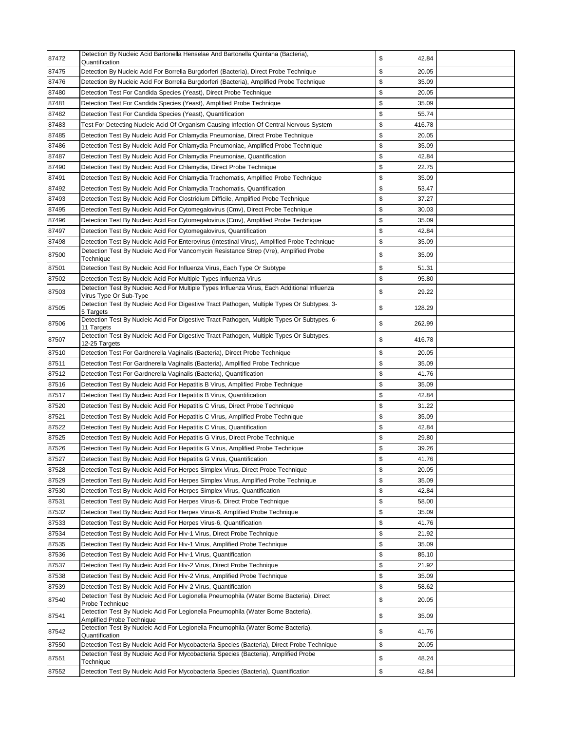| | | | | |
|---|---|---|---|---|
| 87472 | Detection By Nucleic Acid Bartonella Henselae And Bartonella Quintana (Bacteria), Quantification | $ | 42.84 | |
| 87475 | Detection By Nucleic Acid For Borrelia Burgdorferi (Bacteria), Direct Probe Technique | $ | 20.05 | |
| 87476 | Detection By Nucleic Acid For Borrelia Burgdorferi (Bacteria), Amplified Probe Technique | $ | 35.09 | |
| 87480 | Detection Test For Candida Species (Yeast), Direct Probe Technique | $ | 20.05 | |
| 87481 | Detection Test For Candida Species (Yeast), Amplified Probe Technique | $ | 35.09 | |
| 87482 | Detection Test For Candida Species (Yeast), Quantification | $ | 55.74 | |
| 87483 | Test For Detecting Nucleic Acid Of Organism Causing Infection Of Central Nervous System | $ | 416.78 | |
| 87485 | Detection Test By Nucleic Acid For Chlamydia Pneumoniae, Direct Probe Technique | $ | 20.05 | |
| 87486 | Detection Test By Nucleic Acid For Chlamydia Pneumoniae, Amplified Probe Technique | $ | 35.09 | |
| 87487 | Detection Test By Nucleic Acid For Chlamydia Pneumoniae, Quantification | $ | 42.84 | |
| 87490 | Detection Test By Nucleic Acid For Chlamydia, Direct Probe Technique | $ | 22.75 | |
| 87491 | Detection Test By Nucleic Acid For Chlamydia Trachomatis, Amplified Probe Technique | $ | 35.09 | |
| 87492 | Detection Test By Nucleic Acid For Chlamydia Trachomatis, Quantification | $ | 53.47 | |
| 87493 | Detection Test By Nucleic Acid For Clostridium Difficile, Amplified Probe Technique | $ | 37.27 | |
| 87495 | Detection Test By Nucleic Acid For Cytomegalovirus (Cmv), Direct Probe Technique | $ | 30.03 | |
| 87496 | Detection Test By Nucleic Acid For Cytomegalovirus (Cmv), Amplified Probe Technique | $ | 35.09 | |
| 87497 | Detection Test By Nucleic Acid For Cytomegalovirus, Quantification | $ | 42.84 | |
| 87498 | Detection Test By Nucleic Acid For Enterovirus (Intestinal Virus), Amplified Probe Technique | $ | 35.09 | |
| 87500 | Detection Test By Nucleic Acid For Vancomycin Resistance Strep (Vre), Amplified Probe Technique | $ | 35.09 | |
| 87501 | Detection Test By Nucleic Acid For Influenza Virus, Each Type Or Subtype | $ | 51.31 | |
| 87502 | Detection Test By Nucleic Acid For Multiple Types Influenza Virus | $ | 95.80 | |
| 87503 | Detection Test By Nucleic Acid For Multiple Types Influenza Virus, Each Additional Influenza Virus Type Or Sub-Type | $ | 29.22 | |
| 87505 | Detection Test By Nucleic Acid For Digestive Tract Pathogen, Multiple Types Or Subtypes, 3-5 Targets | $ | 128.29 | |
| 87506 | Detection Test By Nucleic Acid For Digestive Tract Pathogen, Multiple Types Or Subtypes, 6-11 Targets | $ | 262.99 | |
| 87507 | Detection Test By Nucleic Acid For Digestive Tract Pathogen, Multiple Types Or Subtypes, 12-25 Targets | $ | 416.78 | |
| 87510 | Detection Test For Gardnerella Vaginalis (Bacteria), Direct Probe Technique | $ | 20.05 | |
| 87511 | Detection Test For Gardnerella Vaginalis (Bacteria), Amplified Probe Technique | $ | 35.09 | |
| 87512 | Detection Test For Gardnerella Vaginalis (Bacteria), Quantification | $ | 41.76 | |
| 87516 | Detection Test By Nucleic Acid For Hepatitis B Virus, Amplified Probe Technique | $ | 35.09 | |
| 87517 | Detection Test By Nucleic Acid For Hepatitis B Virus, Quantification | $ | 42.84 | |
| 87520 | Detection Test By Nucleic Acid For Hepatitis C Virus, Direct Probe Technique | $ | 31.22 | |
| 87521 | Detection Test By Nucleic Acid For Hepatitis C Virus, Amplified Probe Technique | $ | 35.09 | |
| 87522 | Detection Test By Nucleic Acid For Hepatitis C Virus, Quantification | $ | 42.84 | |
| 87525 | Detection Test By Nucleic Acid For Hepatitis G Virus, Direct Probe Technique | $ | 29.80 | |
| 87526 | Detection Test By Nucleic Acid For Hepatitis G Virus, Amplified Probe Technique | $ | 39.26 | |
| 87527 | Detection Test By Nucleic Acid For Hepatitis G Virus, Quantification | $ | 41.76 | |
| 87528 | Detection Test By Nucleic Acid For Herpes Simplex Virus, Direct Probe Technique | $ | 20.05 | |
| 87529 | Detection Test By Nucleic Acid For Herpes Simplex Virus, Amplified Probe Technique | $ | 35.09 | |
| 87530 | Detection Test By Nucleic Acid For Herpes Simplex Virus, Quantification | $ | 42.84 | |
| 87531 | Detection Test By Nucleic Acid For Herpes Virus-6, Direct Probe Technique | $ | 58.00 | |
| 87532 | Detection Test By Nucleic Acid For Herpes Virus-6, Amplified Probe Technique | $ | 35.09 | |
| 87533 | Detection Test By Nucleic Acid For Herpes Virus-6, Quantification | $ | 41.76 | |
| 87534 | Detection Test By Nucleic Acid For Hiv-1 Virus, Direct Probe Technique | $ | 21.92 | |
| 87535 | Detection Test By Nucleic Acid For Hiv-1 Virus, Amplified Probe Technique | $ | 35.09 | |
| 87536 | Detection Test By Nucleic Acid For Hiv-1 Virus, Quantification | $ | 85.10 | |
| 87537 | Detection Test By Nucleic Acid For Hiv-2 Virus, Direct Probe Technique | $ | 21.92 | |
| 87538 | Detection Test By Nucleic Acid For Hiv-2 Virus, Amplified Probe Technique | $ | 35.09 | |
| 87539 | Detection Test By Nucleic Acid For Hiv-2 Virus, Quantification | $ | 58.62 | |
| 87540 | Detection Test By Nucleic Acid For Legionella Pneumophila (Water Borne Bacteria), Direct Probe Technique | $ | 20.05 | |
| 87541 | Detection Test By Nucleic Acid For Legionella Pneumophila (Water Borne Bacteria), Amplified Probe Technique | $ | 35.09 | |
| 87542 | Detection Test By Nucleic Acid For Legionella Pneumophila (Water Borne Bacteria), Quantification | $ | 41.76 | |
| 87550 | Detection Test By Nucleic Acid For Mycobacteria Species (Bacteria), Direct Probe Technique | $ | 20.05 | |
| 87551 | Detection Test By Nucleic Acid For Mycobacteria Species (Bacteria), Amplified Probe Technique | $ | 48.24 | |
| 87552 | Detection Test By Nucleic Acid For Mycobacteria Species (Bacteria), Quantification | $ | 42.84 | |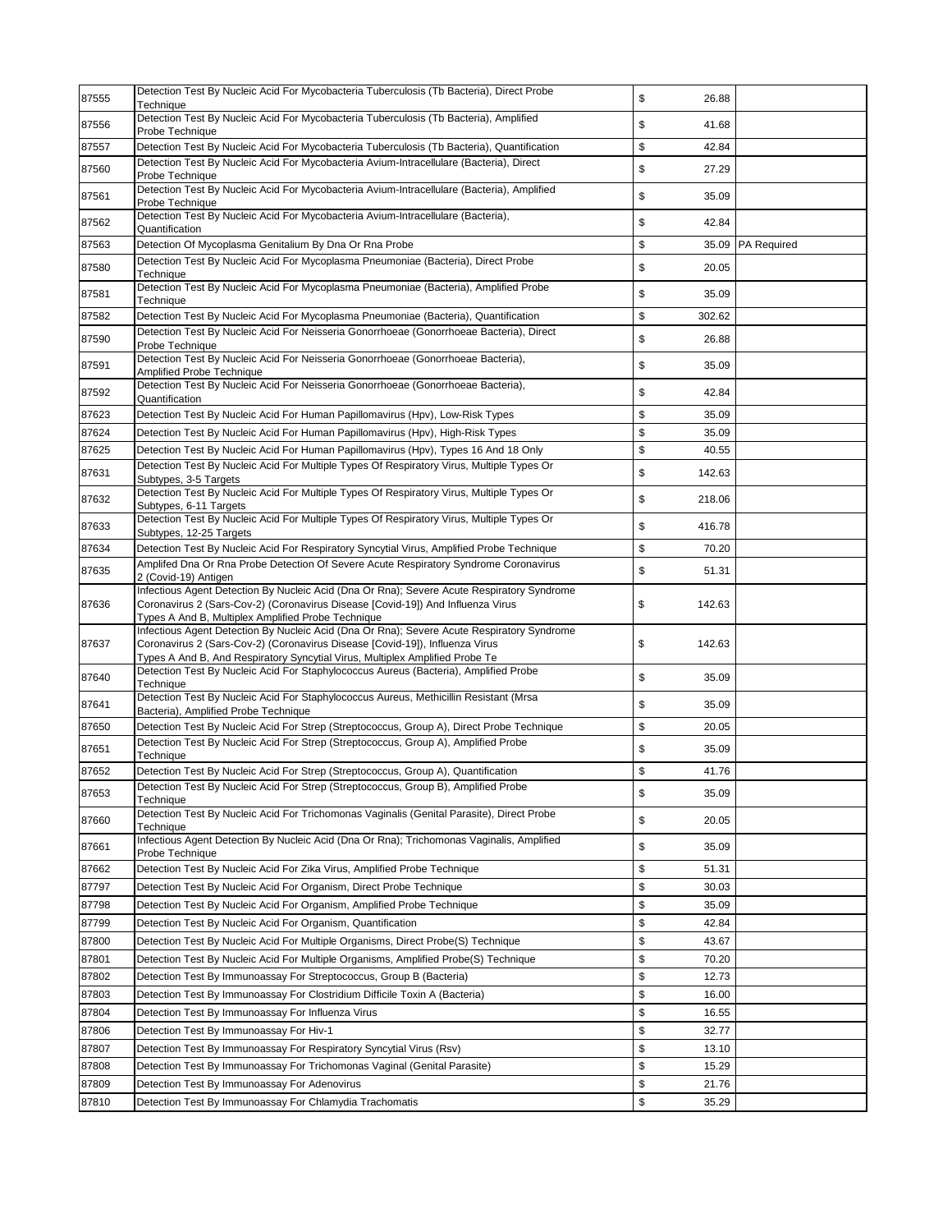| | | | |
|---|---|---|---|
| 87555 | Detection Test By Nucleic Acid For Mycobacteria Tuberculosis (Tb Bacteria), Direct Probe Technique | $ 26.88 | |
| 87556 | Detection Test By Nucleic Acid For Mycobacteria Tuberculosis (Tb Bacteria), Amplified Probe Technique | $ 41.68 | |
| 87557 | Detection Test By Nucleic Acid For Mycobacteria Tuberculosis (Tb Bacteria), Quantification | $ 42.84 | |
| 87560 | Detection Test By Nucleic Acid For Mycobacteria Avium-Intracellulare (Bacteria), Direct Probe Technique | $ 27.29 | |
| 87561 | Detection Test By Nucleic Acid For Mycobacteria Avium-Intracellulare (Bacteria), Amplified Probe Technique | $ 35.09 | |
| 87562 | Detection Test By Nucleic Acid For Mycobacteria Avium-Intracellulare (Bacteria), Quantification | $ 42.84 | |
| 87563 | Detection Of Mycoplasma Genitalium By Dna Or Rna Probe | $ 35.09 | PA Required |
| 87580 | Detection Test By Nucleic Acid For Mycoplasma Pneumoniae (Bacteria), Direct Probe Technique | $ 20.05 | |
| 87581 | Detection Test By Nucleic Acid For Mycoplasma Pneumoniae (Bacteria), Amplified Probe Technique | $ 35.09 | |
| 87582 | Detection Test By Nucleic Acid For Mycoplasma Pneumoniae (Bacteria), Quantification | $ 302.62 | |
| 87590 | Detection Test By Nucleic Acid For Neisseria Gonorrhoeae (Gonorrhoeae Bacteria), Direct Probe Technique | $ 26.88 | |
| 87591 | Detection Test By Nucleic Acid For Neisseria Gonorrhoeae (Gonorrhoeae Bacteria), Amplified Probe Technique | $ 35.09 | |
| 87592 | Detection Test By Nucleic Acid For Neisseria Gonorrhoeae (Gonorrhoeae Bacteria), Quantification | $ 42.84 | |
| 87623 | Detection Test By Nucleic Acid For Human Papillomavirus (Hpv), Low-Risk Types | $ 35.09 | |
| 87624 | Detection Test By Nucleic Acid For Human Papillomavirus (Hpv), High-Risk Types | $ 35.09 | |
| 87625 | Detection Test By Nucleic Acid For Human Papillomavirus (Hpv), Types 16 And 18 Only | $ 40.55 | |
| 87631 | Detection Test By Nucleic Acid For Multiple Types Of Respiratory Virus, Multiple Types Or Subtypes, 3-5 Targets | $ 142.63 | |
| 87632 | Detection Test By Nucleic Acid For Multiple Types Of Respiratory Virus, Multiple Types Or Subtypes, 6-11 Targets | $ 218.06 | |
| 87633 | Detection Test By Nucleic Acid For Multiple Types Of Respiratory Virus, Multiple Types Or Subtypes, 12-25 Targets | $ 416.78 | |
| 87634 | Detection Test By Nucleic Acid For Respiratory Syncytial Virus, Amplified Probe Technique | $ 70.20 | |
| 87635 | Amplifed Dna Or Rna Probe Detection Of Severe Acute Respiratory Syndrome Coronavirus 2 (Covid-19) Antigen | $ 51.31 | |
| 87636 | Infectious Agent Detection By Nucleic Acid (Dna Or Rna); Severe Acute Respiratory Syndrome Coronavirus 2 (Sars-Cov-2) (Coronavirus Disease [Covid-19]) And Influenza Virus Types A And B, Multiplex Amplified Probe Technique | $ 142.63 | |
| 87637 | Infectious Agent Detection By Nucleic Acid (Dna Or Rna); Severe Acute Respiratory Syndrome Coronavirus 2 (Sars-Cov-2) (Coronavirus Disease [Covid-19]), Influenza Virus Types A And B, And Respiratory Syncytial Virus, Multiplex Amplified Probe Te | $ 142.63 | |
| 87640 | Detection Test By Nucleic Acid For Staphylococcus Aureus (Bacteria), Amplified Probe Technique | $ 35.09 | |
| 87641 | Detection Test By Nucleic Acid For Staphylococcus Aureus, Methicillin Resistant (Mrsa Bacteria), Amplified Probe Technique | $ 35.09 | |
| 87650 | Detection Test By Nucleic Acid For Strep (Streptococcus, Group A), Direct Probe Technique | $ 20.05 | |
| 87651 | Detection Test By Nucleic Acid For Strep (Streptococcus, Group A), Amplified Probe Technique | $ 35.09 | |
| 87652 | Detection Test By Nucleic Acid For Strep (Streptococcus, Group A), Quantification | $ 41.76 | |
| 87653 | Detection Test By Nucleic Acid For Strep (Streptococcus, Group B), Amplified Probe Technique | $ 35.09 | |
| 87660 | Detection Test By Nucleic Acid For Trichomonas Vaginalis (Genital Parasite), Direct Probe Technique | $ 20.05 | |
| 87661 | Infectious Agent Detection By Nucleic Acid (Dna Or Rna); Trichomonas Vaginalis, Amplified Probe Technique | $ 35.09 | |
| 87662 | Detection Test By Nucleic Acid For Zika Virus, Amplified Probe Technique | $ 51.31 | |
| 87797 | Detection Test By Nucleic Acid For Organism, Direct Probe Technique | $ 30.03 | |
| 87798 | Detection Test By Nucleic Acid For Organism, Amplified Probe Technique | $ 35.09 | |
| 87799 | Detection Test By Nucleic Acid For Organism, Quantification | $ 42.84 | |
| 87800 | Detection Test By Nucleic Acid For Multiple Organisms, Direct Probe(S) Technique | $ 43.67 | |
| 87801 | Detection Test By Nucleic Acid For Multiple Organisms, Amplified Probe(S) Technique | $ 70.20 | |
| 87802 | Detection Test By Immunoassay For Streptococcus, Group B (Bacteria) | $ 12.73 | |
| 87803 | Detection Test By Immunoassay For Clostridium Difficile Toxin A (Bacteria) | $ 16.00 | |
| 87804 | Detection Test By Immunoassay For Influenza Virus | $ 16.55 | |
| 87806 | Detection Test By Immunoassay For Hiv-1 | $ 32.77 | |
| 87807 | Detection Test By Immunoassay For Respiratory Syncytial Virus (Rsv) | $ 13.10 | |
| 87808 | Detection Test By Immunoassay For Trichomonas Vaginal (Genital Parasite) | $ 15.29 | |
| 87809 | Detection Test By Immunoassay For Adenovirus | $ 21.76 | |
| 87810 | Detection Test By Immunoassay For Chlamydia Trachomatis | $ 35.29 | |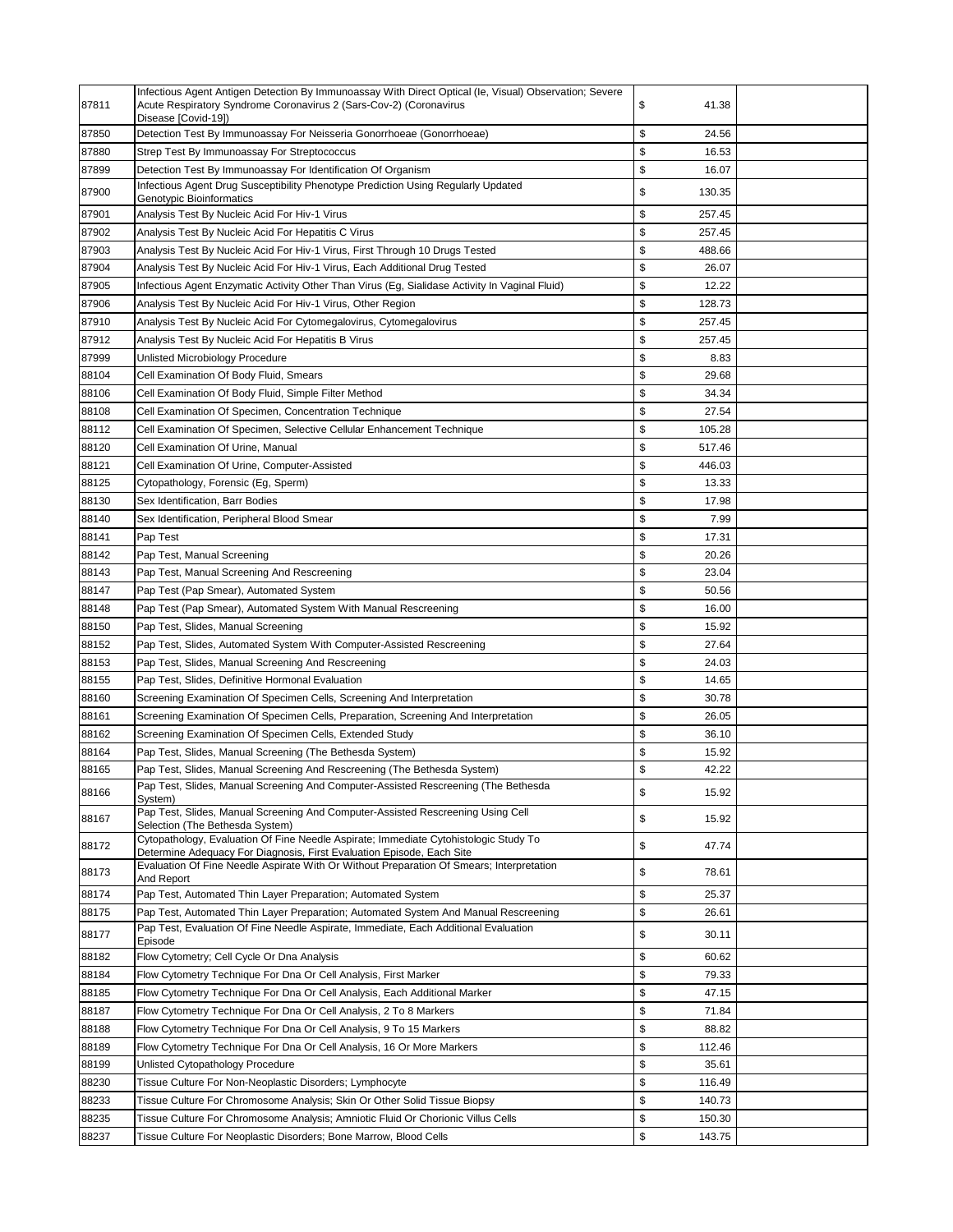| | | | | |
|---|---|---|---|---|
| 87811 | Infectious Agent Antigen Detection By Immunoassay With Direct Optical (Ie, Visual) Observation; Severe Acute Respiratory Syndrome Coronavirus 2 (Sars-Cov-2) (Coronavirus Disease [Covid-19]) | $ | 41.38 | |
| 87850 | Detection Test By Immunoassay For Neisseria Gonorrhoeae (Gonorrhoeae) | $ | 24.56 | |
| 87880 | Strep Test By Immunoassay For Streptococcus | $ | 16.53 | |
| 87899 | Detection Test By Immunoassay For Identification Of Organism | $ | 16.07 | |
| 87900 | Infectious Agent Drug Susceptibility Phenotype Prediction Using Regularly Updated Genotypic Bioinformatics | $ | 130.35 | |
| 87901 | Analysis Test By Nucleic Acid For Hiv-1 Virus | $ | 257.45 | |
| 87902 | Analysis Test By Nucleic Acid For Hepatitis C Virus | $ | 257.45 | |
| 87903 | Analysis Test By Nucleic Acid For Hiv-1 Virus, First Through 10 Drugs Tested | $ | 488.66 | |
| 87904 | Analysis Test By Nucleic Acid For Hiv-1 Virus, Each Additional Drug Tested | $ | 26.07 | |
| 87905 | Infectious Agent Enzymatic Activity Other Than Virus (Eg, Sialidase Activity In Vaginal Fluid) | $ | 12.22 | |
| 87906 | Analysis Test By Nucleic Acid For Hiv-1 Virus, Other Region | $ | 128.73 | |
| 87910 | Analysis Test By Nucleic Acid For Cytomegalovirus, Cytomegalovirus | $ | 257.45 | |
| 87912 | Analysis Test By Nucleic Acid For Hepatitis B Virus | $ | 257.45 | |
| 87999 | Unlisted Microbiology Procedure | $ | 8.83 | |
| 88104 | Cell Examination Of Body Fluid, Smears | $ | 29.68 | |
| 88106 | Cell Examination Of Body Fluid, Simple Filter Method | $ | 34.34 | |
| 88108 | Cell Examination Of Specimen, Concentration Technique | $ | 27.54 | |
| 88112 | Cell Examination Of Specimen, Selective Cellular Enhancement Technique | $ | 105.28 | |
| 88120 | Cell Examination Of Urine, Manual | $ | 517.46 | |
| 88121 | Cell Examination Of Urine, Computer-Assisted | $ | 446.03 | |
| 88125 | Cytopathology, Forensic (Eg, Sperm) | $ | 13.33 | |
| 88130 | Sex Identification, Barr Bodies | $ | 17.98 | |
| 88140 | Sex Identification, Peripheral Blood Smear | $ | 7.99 | |
| 88141 | Pap Test | $ | 17.31 | |
| 88142 | Pap Test, Manual Screening | $ | 20.26 | |
| 88143 | Pap Test, Manual Screening And Rescreening | $ | 23.04 | |
| 88147 | Pap Test (Pap Smear), Automated System | $ | 50.56 | |
| 88148 | Pap Test (Pap Smear), Automated System With Manual Rescreening | $ | 16.00 | |
| 88150 | Pap Test, Slides, Manual Screening | $ | 15.92 | |
| 88152 | Pap Test, Slides, Automated System With Computer-Assisted Rescreening | $ | 27.64 | |
| 88153 | Pap Test, Slides, Manual Screening And Rescreening | $ | 24.03 | |
| 88155 | Pap Test, Slides, Definitive Hormonal Evaluation | $ | 14.65 | |
| 88160 | Screening Examination Of Specimen Cells, Screening And Interpretation | $ | 30.78 | |
| 88161 | Screening Examination Of Specimen Cells, Preparation, Screening And Interpretation | $ | 26.05 | |
| 88162 | Screening Examination Of Specimen Cells, Extended Study | $ | 36.10 | |
| 88164 | Pap Test, Slides, Manual Screening (The Bethesda System) | $ | 15.92 | |
| 88165 | Pap Test, Slides, Manual Screening And Rescreening (The Bethesda System) | $ | 42.22 | |
| 88166 | Pap Test, Slides, Manual Screening And Computer-Assisted Rescreening (The Bethesda System) | $ | 15.92 | |
| 88167 | Pap Test, Slides, Manual Screening And Computer-Assisted Rescreening Using Cell Selection (The Bethesda System) | $ | 15.92 | |
| 88172 | Cytopathology, Evaluation Of Fine Needle Aspirate; Immediate Cytohistologic Study To Determine Adequacy For Diagnosis, First Evaluation Episode, Each Site | $ | 47.74 | |
| 88173 | Evaluation Of Fine Needle Aspirate With Or Without Preparation Of Smears; Interpretation And Report | $ | 78.61 | |
| 88174 | Pap Test, Automated Thin Layer Preparation; Automated System | $ | 25.37 | |
| 88175 | Pap Test, Automated Thin Layer Preparation; Automated System And Manual Rescreening | $ | 26.61 | |
| 88177 | Pap Test, Evaluation Of Fine Needle Aspirate, Immediate, Each Additional Evaluation Episode | $ | 30.11 | |
| 88182 | Flow Cytometry; Cell Cycle Or Dna Analysis | $ | 60.62 | |
| 88184 | Flow Cytometry Technique For Dna Or Cell Analysis, First Marker | $ | 79.33 | |
| 88185 | Flow Cytometry Technique For Dna Or Cell Analysis, Each Additional Marker | $ | 47.15 | |
| 88187 | Flow Cytometry Technique For Dna Or Cell Analysis, 2 To 8 Markers | $ | 71.84 | |
| 88188 | Flow Cytometry Technique For Dna Or Cell Analysis, 9 To 15 Markers | $ | 88.82 | |
| 88189 | Flow Cytometry Technique For Dna Or Cell Analysis, 16 Or More Markers | $ | 112.46 | |
| 88199 | Unlisted Cytopathology Procedure | $ | 35.61 | |
| 88230 | Tissue Culture For Non-Neoplastic Disorders; Lymphocyte | $ | 116.49 | |
| 88233 | Tissue Culture For Chromosome Analysis; Skin Or Other Solid Tissue Biopsy | $ | 140.73 | |
| 88235 | Tissue Culture For Chromosome Analysis; Amniotic Fluid Or Chorionic Villus Cells | $ | 150.30 | |
| 88237 | Tissue Culture For Neoplastic Disorders; Bone Marrow, Blood Cells | $ | 143.75 | |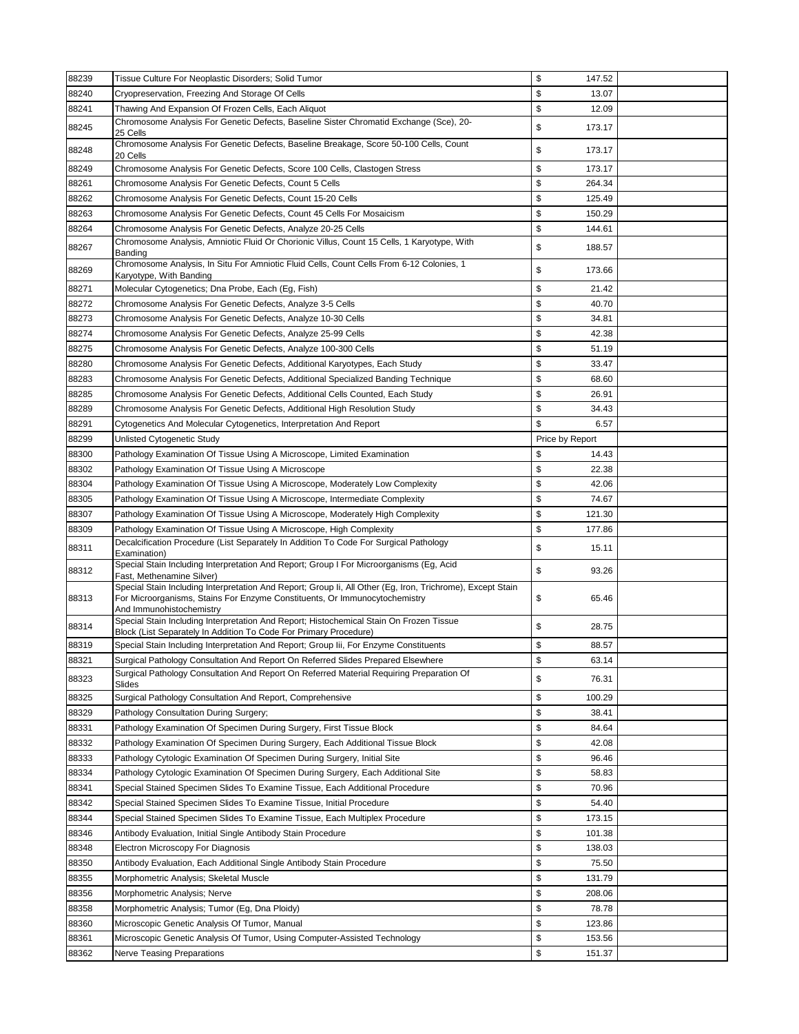| | | | | |
|---|---|---|---|---|
| 88239 | Tissue Culture For Neoplastic Disorders; Solid Tumor | $ | 147.52 | |
| 88240 | Cryopreservation, Freezing And Storage Of Cells | $ | 13.07 | |
| 88241 | Thawing And Expansion Of Frozen Cells, Each Aliquot | $ | 12.09 | |
| 88245 | Chromosome Analysis For Genetic Defects, Baseline Sister Chromatid Exchange (Sce), 20-25 Cells | $ | 173.17 | |
| 88248 | Chromosome Analysis For Genetic Defects, Baseline Breakage, Score 50-100 Cells, Count 20 Cells | $ | 173.17 | |
| 88249 | Chromosome Analysis For Genetic Defects, Score 100 Cells, Clastogen Stress | $ | 173.17 | |
| 88261 | Chromosome Analysis For Genetic Defects, Count 5 Cells | $ | 264.34 | |
| 88262 | Chromosome Analysis For Genetic Defects, Count 15-20 Cells | $ | 125.49 | |
| 88263 | Chromosome Analysis For Genetic Defects, Count 45 Cells For Mosaicism | $ | 150.29 | |
| 88264 | Chromosome Analysis For Genetic Defects, Analyze 20-25 Cells | $ | 144.61 | |
| 88267 | Chromosome Analysis, Amniotic Fluid Or Chorionic Villus, Count 15 Cells, 1 Karyotype, With Banding | $ | 188.57 | |
| 88269 | Chromosome Analysis, In Situ For Amniotic Fluid Cells, Count Cells From 6-12 Colonies, 1 Karyotype, With Banding | $ | 173.66 | |
| 88271 | Molecular Cytogenetics; Dna Probe, Each (Eg, Fish) | $ | 21.42 | |
| 88272 | Chromosome Analysis For Genetic Defects, Analyze 3-5 Cells | $ | 40.70 | |
| 88273 | Chromosome Analysis For Genetic Defects, Analyze 10-30 Cells | $ | 34.81 | |
| 88274 | Chromosome Analysis For Genetic Defects, Analyze 25-99 Cells | $ | 42.38 | |
| 88275 | Chromosome Analysis For Genetic Defects, Analyze 100-300 Cells | $ | 51.19 | |
| 88280 | Chromosome Analysis For Genetic Defects, Additional Karyotypes, Each Study | $ | 33.47 | |
| 88283 | Chromosome Analysis For Genetic Defects, Additional Specialized Banding Technique | $ | 68.60 | |
| 88285 | Chromosome Analysis For Genetic Defects, Additional Cells Counted, Each Study | $ | 26.91 | |
| 88289 | Chromosome Analysis For Genetic Defects, Additional High Resolution Study | $ | 34.43 | |
| 88291 | Cytogenetics And Molecular Cytogenetics, Interpretation And Report | $ | 6.57 | |
| 88299 | Unlisted Cytogenetic Study | Price by Report | | |
| 88300 | Pathology Examination Of Tissue Using A Microscope, Limited Examination | $ | 14.43 | |
| 88302 | Pathology Examination Of Tissue Using A Microscope | $ | 22.38 | |
| 88304 | Pathology Examination Of Tissue Using A Microscope, Moderately Low Complexity | $ | 42.06 | |
| 88305 | Pathology Examination Of Tissue Using A Microscope, Intermediate Complexity | $ | 74.67 | |
| 88307 | Pathology Examination Of Tissue Using A Microscope, Moderately High Complexity | $ | 121.30 | |
| 88309 | Pathology Examination Of Tissue Using A Microscope, High Complexity | $ | 177.86 | |
| 88311 | Decalcification Procedure (List Separately In Addition To Code For Surgical Pathology Examination) | $ | 15.11 | |
| 88312 | Special Stain Including Interpretation And Report; Group I For Microorganisms (Eg, Acid Fast, Methenamine Silver) | $ | 93.26 | |
| 88313 | Special Stain Including Interpretation And Report; Group Ii, All Other (Eg, Iron, Trichrome), Except Stain For Microorganisms, Stains For Enzyme Constituents, Or Immunocytochemistry And Immunohistochemistry | $ | 65.46 | |
| 88314 | Special Stain Including Interpretation And Report; Histochemical Stain On Frozen Tissue Block (List Separately In Addition To Code For Primary Procedure) | $ | 28.75 | |
| 88319 | Special Stain Including Interpretation And Report; Group Iii, For Enzyme Constituents | $ | 88.57 | |
| 88321 | Surgical Pathology Consultation And Report On Referred Slides Prepared Elsewhere | $ | 63.14 | |
| 88323 | Surgical Pathology Consultation And Report On Referred Material Requiring Preparation Of Slides | $ | 76.31 | |
| 88325 | Surgical Pathology Consultation And Report, Comprehensive | $ | 100.29 | |
| 88329 | Pathology Consultation During Surgery; | $ | 38.41 | |
| 88331 | Pathology Examination Of Specimen During Surgery, First Tissue Block | $ | 84.64 | |
| 88332 | Pathology Examination Of Specimen During Surgery, Each Additional Tissue Block | $ | 42.08 | |
| 88333 | Pathology Cytologic Examination Of Specimen During Surgery, Initial Site | $ | 96.46 | |
| 88334 | Pathology Cytologic Examination Of Specimen During Surgery, Each Additional Site | $ | 58.83 | |
| 88341 | Special Stained Specimen Slides To Examine Tissue, Each Additional Procedure | $ | 70.96 | |
| 88342 | Special Stained Specimen Slides To Examine Tissue, Initial Procedure | $ | 54.40 | |
| 88344 | Special Stained Specimen Slides To Examine Tissue, Each Multiplex Procedure | $ | 173.15 | |
| 88346 | Antibody Evaluation, Initial Single Antibody Stain Procedure | $ | 101.38 | |
| 88348 | Electron Microscopy For Diagnosis | $ | 138.03 | |
| 88350 | Antibody Evaluation, Each Additional Single Antibody Stain Procedure | $ | 75.50 | |
| 88355 | Morphometric Analysis; Skeletal Muscle | $ | 131.79 | |
| 88356 | Morphometric Analysis; Nerve | $ | 208.06 | |
| 88358 | Morphometric Analysis; Tumor (Eg, Dna Ploidy) | $ | 78.78 | |
| 88360 | Microscopic Genetic Analysis Of Tumor, Manual | $ | 123.86 | |
| 88361 | Microscopic Genetic Analysis Of Tumor, Using Computer-Assisted Technology | $ | 153.56 | |
| 88362 | Nerve Teasing Preparations | $ | 151.37 | |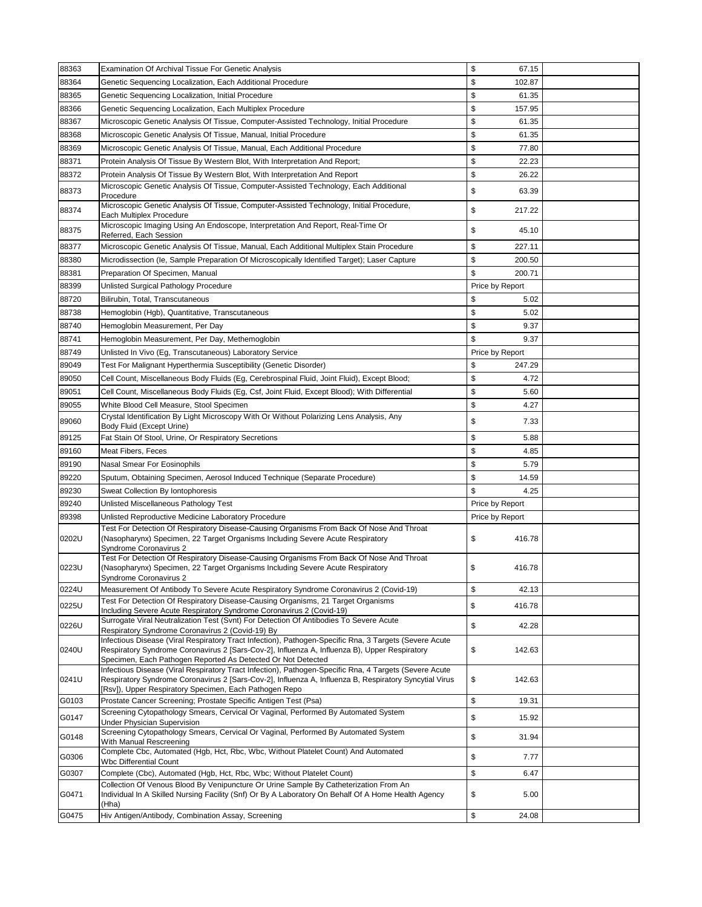| | | | |
|---|---|---|---|
| 88363 | Examination Of Archival Tissue For Genetic Analysis | $ 67.15 | |
| 88364 | Genetic Sequencing Localization, Each Additional Procedure | $ 102.87 | |
| 88365 | Genetic Sequencing Localization, Initial Procedure | $ 61.35 | |
| 88366 | Genetic Sequencing Localization, Each Multiplex Procedure | $ 157.95 | |
| 88367 | Microscopic Genetic Analysis Of Tissue, Computer-Assisted Technology, Initial Procedure | $ 61.35 | |
| 88368 | Microscopic Genetic Analysis Of Tissue, Manual, Initial Procedure | $ 61.35 | |
| 88369 | Microscopic Genetic Analysis Of Tissue, Manual, Each Additional Procedure | $ 77.80 | |
| 88371 | Protein Analysis Of Tissue By Western Blot, With Interpretation And Report; | $ 22.23 | |
| 88372 | Protein Analysis Of Tissue By Western Blot, With Interpretation And Report | $ 26.22 | |
| 88373 | Microscopic Genetic Analysis Of Tissue, Computer-Assisted Technology, Each Additional Procedure | $ 63.39 | |
| 88374 | Microscopic Genetic Analysis Of Tissue, Computer-Assisted Technology, Initial Procedure, Each Multiplex Procedure | $ 217.22 | |
| 88375 | Microscopic Imaging Using An Endoscope, Interpretation And Report, Real-Time Or Referred, Each Session | $ 45.10 | |
| 88377 | Microscopic Genetic Analysis Of Tissue, Manual, Each Additional Multiplex Stain Procedure | $ 227.11 | |
| 88380 | Microdissection (Ie, Sample Preparation Of Microscopically Identified Target); Laser Capture | $ 200.50 | |
| 88381 | Preparation Of Specimen, Manual | $ 200.71 | |
| 88399 | Unlisted Surgical Pathology Procedure | Price by Report | |
| 88720 | Bilirubin, Total, Transcutaneous | $ 5.02 | |
| 88738 | Hemoglobin (Hgb), Quantitative, Transcutaneous | $ 5.02 | |
| 88740 | Hemoglobin Measurement, Per Day | $ 9.37 | |
| 88741 | Hemoglobin Measurement, Per Day, Methemoglobin | $ 9.37 | |
| 88749 | Unlisted In Vivo (Eg, Transcutaneous) Laboratory Service | Price by Report | |
| 89049 | Test For Malignant Hyperthermia Susceptibility (Genetic Disorder) | $ 247.29 | |
| 89050 | Cell Count, Miscellaneous Body Fluids (Eg, Cerebrospinal Fluid, Joint Fluid), Except Blood; | $ 4.72 | |
| 89051 | Cell Count, Miscellaneous Body Fluids (Eg, Csf, Joint Fluid, Except Blood); With Differential | $ 5.60 | |
| 89055 | White Blood Cell Measure, Stool Specimen | $ 4.27 | |
| 89060 | Crystal Identification By Light Microscopy With Or Without Polarizing Lens Analysis, Any Body Fluid (Except Urine) | $ 7.33 | |
| 89125 | Fat Stain Of Stool, Urine, Or Respiratory Secretions | $ 5.88 | |
| 89160 | Meat Fibers, Feces | $ 4.85 | |
| 89190 | Nasal Smear For Eosinophils | $ 5.79 | |
| 89220 | Sputum, Obtaining Specimen, Aerosol Induced Technique (Separate Procedure) | $ 14.59 | |
| 89230 | Sweat Collection By Iontophoresis | $ 4.25 | |
| 89240 | Unlisted Miscellaneous Pathology Test | Price by Report | |
| 89398 | Unlisted Reproductive Medicine Laboratory Procedure | Price by Report | |
| 0202U | Test For Detection Of Respiratory Disease-Causing Organisms From Back Of Nose And Throat (Nasopharynx) Specimen, 22 Target Organisms Including Severe Acute Respiratory Syndrome Coronavirus 2 | $ 416.78 | |
| 0223U | Test For Detection Of Respiratory Disease-Causing Organisms From Back Of Nose And Throat (Nasopharynx) Specimen, 22 Target Organisms Including Severe Acute Respiratory Syndrome Coronavirus 2 | $ 416.78 | |
| 0224U | Measurement Of Antibody To Severe Acute Respiratory Syndrome Coronavirus 2 (Covid-19) | $ 42.13 | |
| 0225U | Test For Detection Of Respiratory Disease-Causing Organisms, 21 Target Organisms Including Severe Acute Respiratory Syndrome Coronavirus 2 (Covid-19) | $ 416.78 | |
| 0226U | Surrogate Viral Neutralization Test (Svnt) For Detection Of Antibodies To Severe Acute Respiratory Syndrome Coronavirus 2 (Covid-19) By | $ 42.28 | |
| 0240U | Infectious Disease (Viral Respiratory Tract Infection), Pathogen-Specific Rna, 3 Targets (Severe Acute Respiratory Syndrome Coronavirus 2 [Sars-Cov-2], Influenza A, Influenza B), Upper Respiratory Specimen, Each Pathogen Reported As Detected Or Not Detected | $ 142.63 | |
| 0241U | Infectious Disease (Viral Respiratory Tract Infection), Pathogen-Specific Rna, 4 Targets (Severe Acute Respiratory Syndrome Coronavirus 2 [Sars-Cov-2], Influenza A, Influenza B, Respiratory Syncytial Virus [Rsv]), Upper Respiratory Specimen, Each Pathogen Repo | $ 142.63 | |
| G0103 | Prostate Cancer Screening; Prostate Specific Antigen Test (Psa) | $ 19.31 | |
| G0147 | Screening Cytopathology Smears, Cervical Or Vaginal, Performed By Automated System Under Physician Supervision | $ 15.92 | |
| G0148 | Screening Cytopathology Smears, Cervical Or Vaginal, Performed By Automated System With Manual Rescreening | $ 31.94 | |
| G0306 | Complete Cbc, Automated (Hgb, Hct, Rbc, Wbc, Without Platelet Count) And Automated Wbc Differential Count | $ 7.77 | |
| G0307 | Complete (Cbc), Automated (Hgb, Hct, Rbc, Wbc; Without Platelet Count) | $ 6.47 | |
| G0471 | Collection Of Venous Blood By Venipuncture Or Urine Sample By Catheterization From An Individual In A Skilled Nursing Facility (Snf) Or By A Laboratory On Behalf Of A Home Health Agency (Hha) | $ 5.00 | |
| G0475 | Hiv Antigen/Antibody, Combination Assay, Screening | $ 24.08 | |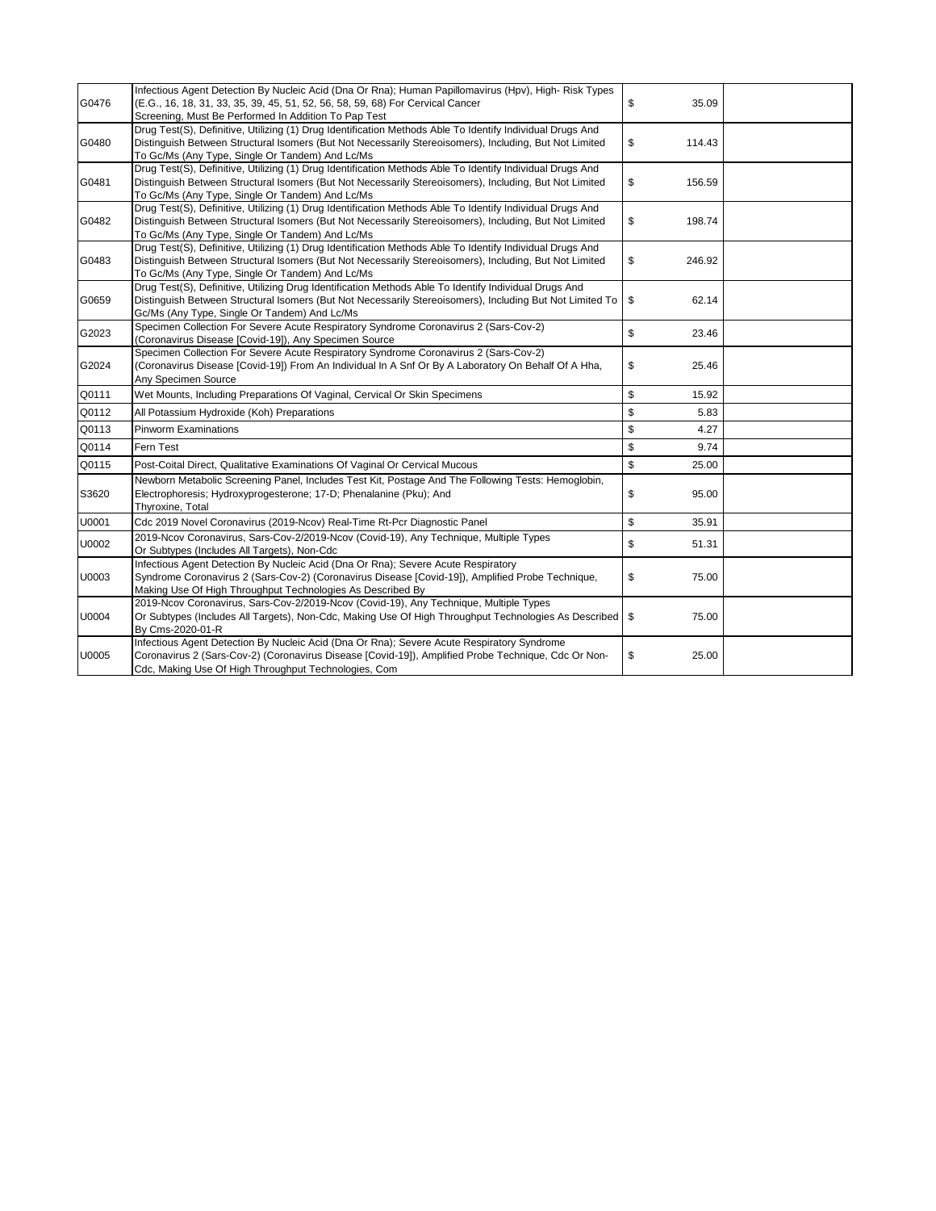| | | | |
|---|---|---|---|
| G0476 | Infectious Agent Detection By Nucleic Acid (Dna Or Rna); Human Papillomavirus (Hpv), High- Risk Types (E.G., 16, 18, 31, 33, 35, 39, 45, 51, 52, 56, 58, 59, 68) For Cervical Cancer Screening, Must Be Performed In Addition To Pap Test | $ 35.09 | |
| G0480 | Drug Test(S), Definitive, Utilizing (1) Drug Identification Methods Able To Identify Individual Drugs And Distinguish Between Structural Isomers (But Not Necessarily Stereoisomers), Including, But Not Limited To Gc/Ms (Any Type, Single Or Tandem) And Lc/Ms | $ 114.43 | |
| G0481 | Drug Test(S), Definitive, Utilizing (1) Drug Identification Methods Able To Identify Individual Drugs And Distinguish Between Structural Isomers (But Not Necessarily Stereoisomers), Including, But Not Limited To Gc/Ms (Any Type, Single Or Tandem) And Lc/Ms | $ 156.59 | |
| G0482 | Drug Test(S), Definitive, Utilizing (1) Drug Identification Methods Able To Identify Individual Drugs And Distinguish Between Structural Isomers (But Not Necessarily Stereoisomers), Including, But Not Limited To Gc/Ms (Any Type, Single Or Tandem) And Lc/Ms | $ 198.74 | |
| G0483 | Drug Test(S), Definitive, Utilizing (1) Drug Identification Methods Able To Identify Individual Drugs And Distinguish Between Structural Isomers (But Not Necessarily Stereoisomers), Including, But Not Limited To Gc/Ms (Any Type, Single Or Tandem) And Lc/Ms | $ 246.92 | |
| G0659 | Drug Test(S), Definitive, Utilizing Drug Identification Methods Able To Identify Individual Drugs And Distinguish Between Structural Isomers (But Not Necessarily Stereoisomers), Including But Not Limited To Gc/Ms (Any Type, Single Or Tandem) And Lc/Ms | $ 62.14 | |
| G2023 | Specimen Collection For Severe Acute Respiratory Syndrome Coronavirus 2 (Sars-Cov-2) (Coronavirus Disease [Covid-19]), Any Specimen Source | $ 23.46 | |
| G2024 | Specimen Collection For Severe Acute Respiratory Syndrome Coronavirus 2 (Sars-Cov-2) (Coronavirus Disease [Covid-19]) From An Individual In A Snf Or By A Laboratory On Behalf Of A Hha, Any Specimen Source | $ 25.46 | |
| Q0111 | Wet Mounts, Including Preparations Of Vaginal, Cervical Or Skin Specimens | $ 15.92 | |
| Q0112 | All Potassium Hydroxide (Koh) Preparations | $ 5.83 | |
| Q0113 | Pinworm Examinations | $ 4.27 | |
| Q0114 | Fern Test | $ 9.74 | |
| Q0115 | Post-Coital Direct, Qualitative Examinations Of Vaginal Or Cervical Mucous | $ 25.00 | |
| S3620 | Newborn Metabolic Screening Panel, Includes Test Kit, Postage And The Following Tests: Hemoglobin, Electrophoresis; Hydroxyprogesterone; 17-D; Phenalanine (Pku); And Thyroxine, Total | $ 95.00 | |
| U0001 | Cdc 2019 Novel Coronavirus (2019-Ncov) Real-Time Rt-Pcr Diagnostic Panel | $ 35.91 | |
| U0002 | 2019-Ncov Coronavirus, Sars-Cov-2/2019-Ncov (Covid-19), Any Technique, Multiple Types Or Subtypes (Includes All Targets), Non-Cdc | $ 51.31 | |
| U0003 | Infectious Agent Detection By Nucleic Acid (Dna Or Rna); Severe Acute Respiratory Syndrome Coronavirus 2 (Sars-Cov-2) (Coronavirus Disease [Covid-19]), Amplified Probe Technique, Making Use Of High Throughput Technologies As Described By | $ 75.00 | |
| U0004 | 2019-Ncov Coronavirus, Sars-Cov-2/2019-Ncov (Covid-19), Any Technique, Multiple Types Or Subtypes (Includes All Targets), Non-Cdc, Making Use Of High Throughput Technologies As Described By Cms-2020-01-R | $ 75.00 | |
| U0005 | Infectious Agent Detection By Nucleic Acid (Dna Or Rna); Severe Acute Respiratory Syndrome Coronavirus 2 (Sars-Cov-2) (Coronavirus Disease [Covid-19]), Amplified Probe Technique, Cdc Or Non-Cdc, Making Use Of High Throughput Technologies, Com | $ 25.00 | |